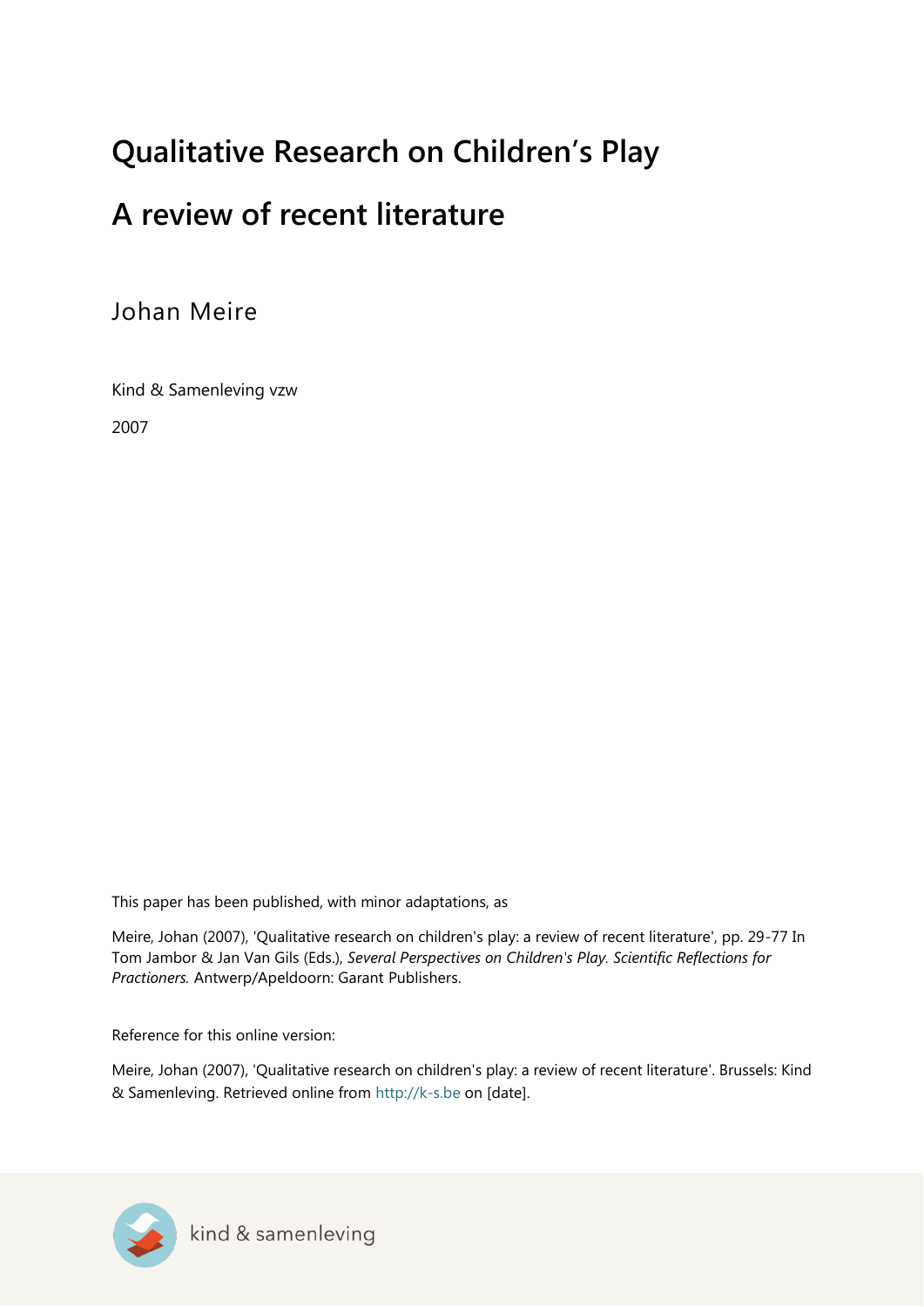# Qualitative Research on Children's Play

## A review of recent literature

Johan Meire

Kind & Samenleving vzw

2007

This paper has been published, with minor adaptations, as

Meire, Johan (2007), 'Qualitative research on children's play: a review of recent literature', pp. 29-77 In Tom Jambor & Jan Van Gils (Eds.), *Several Perspectives on Children's Play. Scientific Reflections for Practioners.* Antwerp/Apeldoorn: Garant Publishers.

Reference for this online version:

Meire, Johan (2007), 'Qualitative research on children's play: a review of recent literature'. Brussels: Kind & Samenleving. Retrieved online from http://k-s.be on [date].

kind & samenleving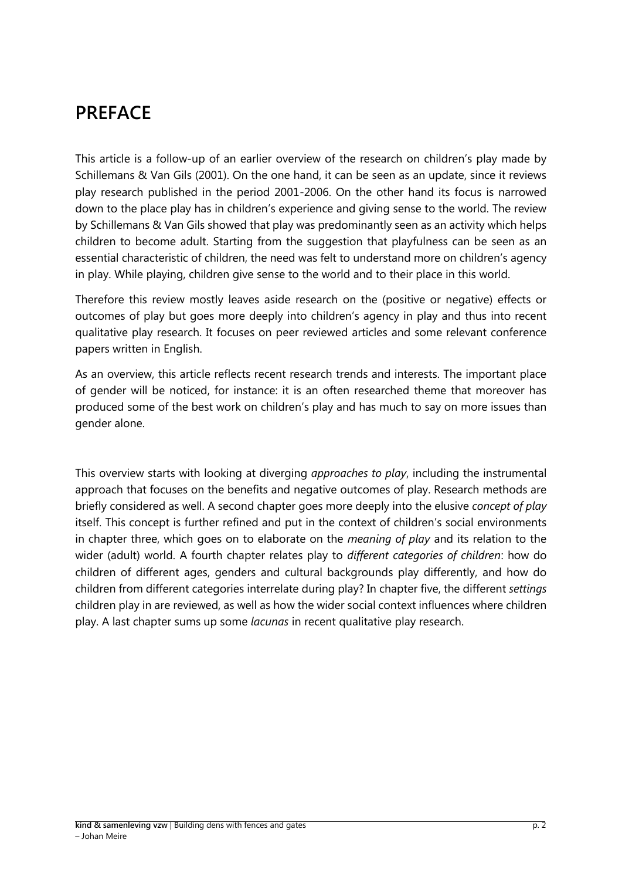# PREFACE

This article is a follow-up of an earlier overview of the research on children's play made by Schillemans & Van Gils (2001). On the one hand, it can be seen as an update, since it reviews play research published in the period 2001-2006. On the other hand its focus is narrowed down to the place play has in children's experience and giving sense to the world. The review by Schillemans & Van Gils showed that play was predominantly seen as an activity which helps children to become adult. Starting from the suggestion that playfulness can be seen as an essential characteristic of children, the need was felt to understand more on children's agency in play. While playing, children give sense to the world and to their place in this world.

Therefore this review mostly leaves aside research on the (positive or negative) effects or outcomes of play but goes more deeply into children's agency in play and thus into recent qualitative play research. It focuses on peer reviewed articles and some relevant conference papers written in English.

As an overview, this article reflects recent research trends and interests. The important place of gender will be noticed, for instance: it is an often researched theme that moreover has produced some of the best work on children's play and has much to say on more issues than gender alone.

This overview starts with looking at diverging *approaches to play*, including the instrumental approach that focuses on the benefits and negative outcomes of play. Research methods are briefly considered as well. A second chapter goes more deeply into the elusive *concept of play* itself. This concept is further refined and put in the context of children's social environments in chapter three, which goes on to elaborate on the *meaning of play* and its relation to the wider (adult) world. A fourth chapter relates play to *different categories of children*: how do children of different ages, genders and cultural backgrounds play differently, and how do children from different categories interrelate during play? In chapter five, the different *settings* children play in are reviewed, as well as how the wider social context influences where children play. A last chapter sums up some *lacunas* in recent qualitative play research.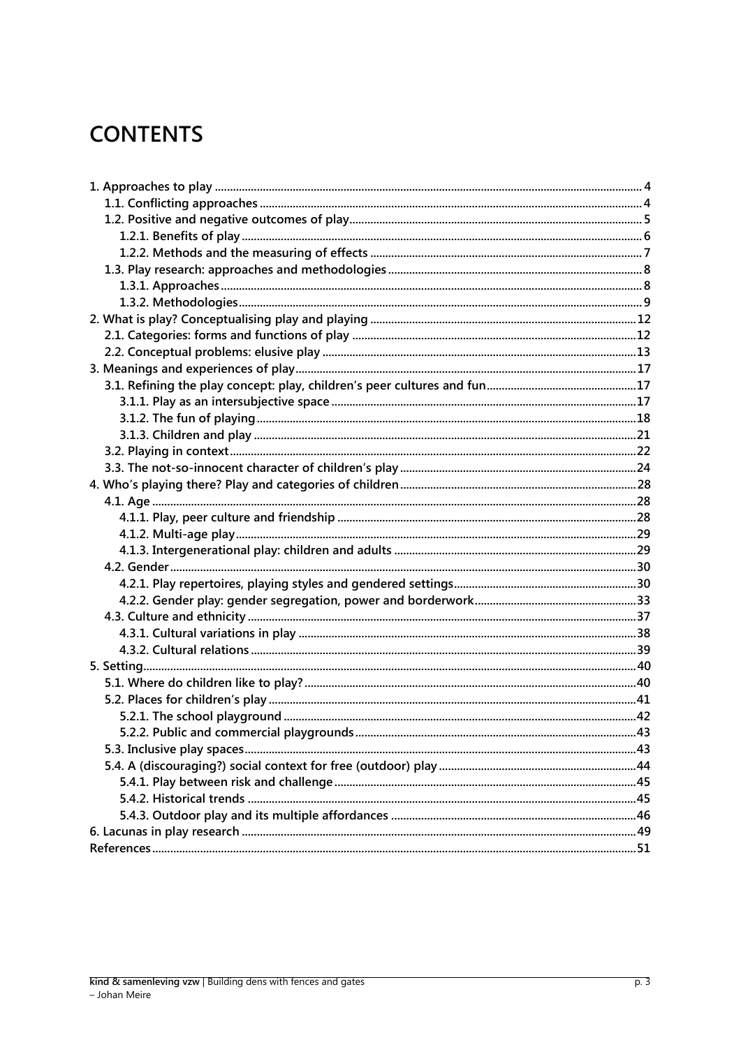# CONTENTS

1. Approaches to play ... 4
   - 1.1. Conflicting approaches ... 4
   - 1.2. Positive and negative outcomes of play ... 5
     - 1.2.1. Benefits of play ... 6
     - 1.2.2. Methods and the measuring of effects ... 7
   - 1.3. Play research: approaches and methodologies ... 8
     - 1.3.1. Approaches ... 8
     - 1.3.2. Methodologies ... 9
2. What is play? Conceptualising play and playing ... 12
   - 2.1. Categories: forms and functions of play ... 12
   - 2.2. Conceptual problems: elusive play ... 13
3. Meanings and experiences of play ... 17
   - 3.1. Refining the play concept: play, children's peer cultures and fun ... 17
     - 3.1.1. Play as an intersubjective space ... 17
     - 3.1.2. The fun of playing ... 18
     - 3.1.3. Children and play ... 21
   - 3.2. Playing in context ... 22
   - 3.3. The not-so-innocent character of children's play ... 24
4. Who's playing there? Play and categories of children ... 28
   - 4.1. Age ... 28
     - 4.1.1. Play, peer culture and friendship ... 28
     - 4.1.2. Multi-age play ... 29
     - 4.1.3. Intergenerational play: children and adults ... 29
   - 4.2. Gender ... 30
     - 4.2.1. Play repertoires, playing styles and gendered settings ... 30
     - 4.2.2. Gender play: gender segregation, power and borderwork ... 33
   - 4.3. Culture and ethnicity ... 37
     - 4.3.1. Cultural variations in play ... 38
     - 4.3.2. Cultural relations ... 39
5. Setting ... 40
   - 5.1. Where do children like to play? ... 40
   - 5.2. Places for children's play ... 41
     - 5.2.1. The school playground ... 42
     - 5.2.2. Public and commercial playgrounds ... 43
   - 5.3. Inclusive play spaces ... 43
   - 5.4. A (discouraging?) social context for free (outdoor) play ... 44
     - 5.4.1. Play between risk and challenge ... 45
     - 5.4.2. Historical trends ... 45
     - 5.4.3. Outdoor play and its multiple affordances ... 46
6. Lacunas in play research ... 49

References ... 51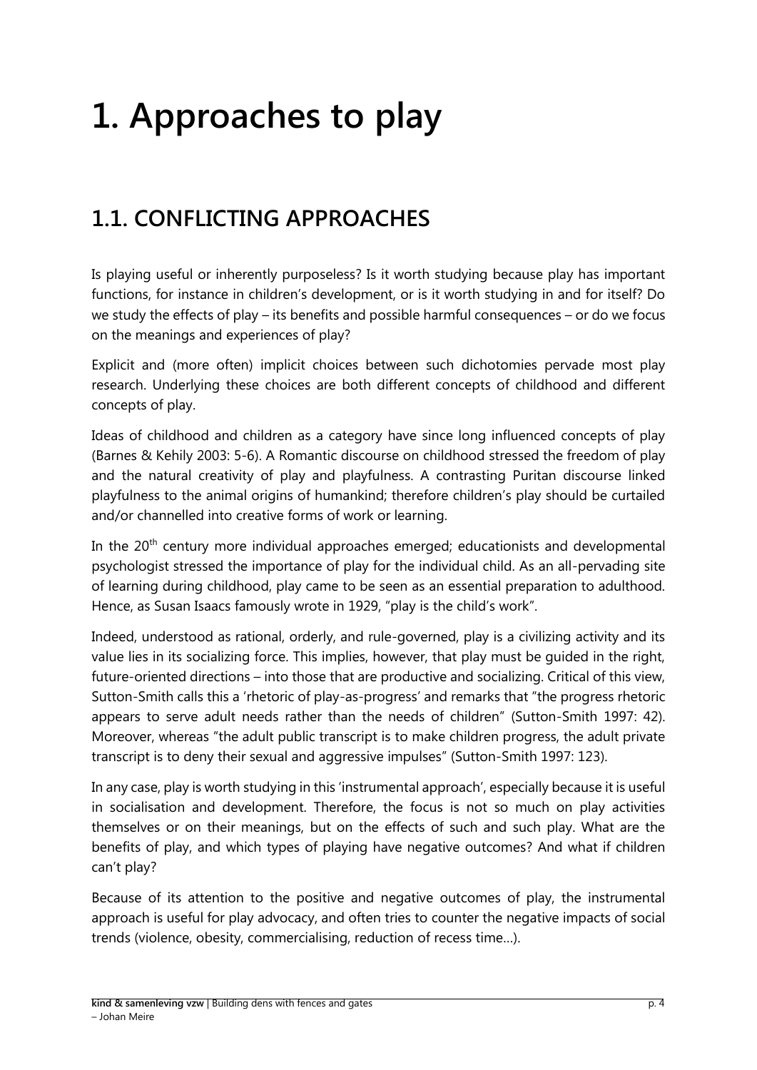# 1. Approaches to play

## 1.1. CONFLICTING APPROACHES

Is playing useful or inherently purposeless? Is it worth studying because play has important functions, for instance in children's development, or is it worth studying in and for itself? Do we study the effects of play – its benefits and possible harmful consequences – or do we focus on the meanings and experiences of play?

Explicit and (more often) implicit choices between such dichotomies pervade most play research. Underlying these choices are both different concepts of childhood and different concepts of play.

Ideas of childhood and children as a category have since long influenced concepts of play (Barnes & Kehily 2003: 5-6). A Romantic discourse on childhood stressed the freedom of play and the natural creativity of play and playfulness. A contrasting Puritan discourse linked playfulness to the animal origins of humankind; therefore children's play should be curtailed and/or channelled into creative forms of work or learning.

In the 20th century more individual approaches emerged; educationists and developmental psychologist stressed the importance of play for the individual child. As an all-pervading site of learning during childhood, play came to be seen as an essential preparation to adulthood. Hence, as Susan Isaacs famously wrote in 1929, "play is the child's work".

Indeed, understood as rational, orderly, and rule-governed, play is a civilizing activity and its value lies in its socializing force. This implies, however, that play must be guided in the right, future-oriented directions – into those that are productive and socializing. Critical of this view, Sutton-Smith calls this a 'rhetoric of play-as-progress' and remarks that "the progress rhetoric appears to serve adult needs rather than the needs of children" (Sutton-Smith 1997: 42). Moreover, whereas "the adult public transcript is to make children progress, the adult private transcript is to deny their sexual and aggressive impulses" (Sutton-Smith 1997: 123).

In any case, play is worth studying in this 'instrumental approach', especially because it is useful in socialisation and development. Therefore, the focus is not so much on play activities themselves or on their meanings, but on the effects of such and such play. What are the benefits of play, and which types of playing have negative outcomes? And what if children can't play?

Because of its attention to the positive and negative outcomes of play, the instrumental approach is useful for play advocacy, and often tries to counter the negative impacts of social trends (violence, obesity, commercialising, reduction of recess time…).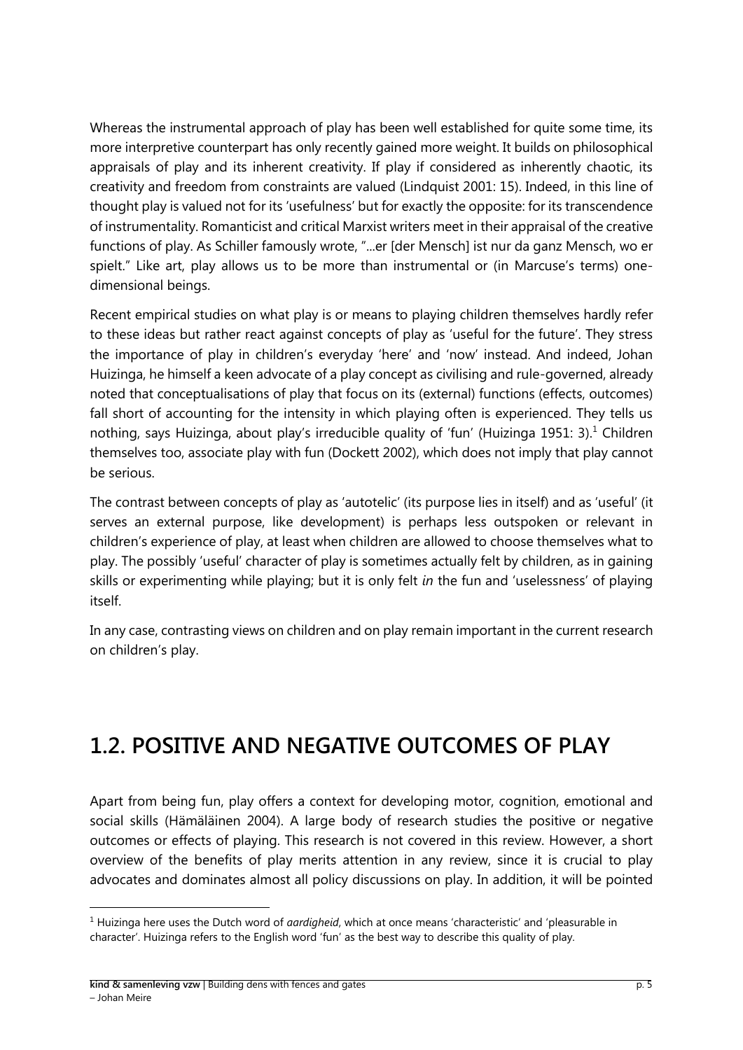Whereas the instrumental approach of play has been well established for quite some time, its more interpretive counterpart has only recently gained more weight. It builds on philosophical appraisals of play and its inherent creativity. If play if considered as inherently chaotic, its creativity and freedom from constraints are valued (Lindquist 2001: 15). Indeed, in this line of thought play is valued not for its 'usefulness' but for exactly the opposite: for its transcendence of instrumentality. Romanticist and critical Marxist writers meet in their appraisal of the creative functions of play. As Schiller famously wrote, "...er [der Mensch] ist nur da ganz Mensch, wo er spielt." Like art, play allows us to be more than instrumental or (in Marcuse's terms) one-dimensional beings.

Recent empirical studies on what play is or means to playing children themselves hardly refer to these ideas but rather react against concepts of play as 'useful for the future'. They stress the importance of play in children's everyday 'here' and 'now' instead. And indeed, Johan Huizinga, he himself a keen advocate of a play concept as civilising and rule-governed, already noted that conceptualisations of play that focus on its (external) functions (effects, outcomes) fall short of accounting for the intensity in which playing often is experienced. They tells us nothing, says Huizinga, about play's irreducible quality of 'fun' (Huizinga 1951: 3).[1] Children themselves too, associate play with fun (Dockett 2002), which does not imply that play cannot be serious.

The contrast between concepts of play as 'autotelic' (its purpose lies in itself) and as 'useful' (it serves an external purpose, like development) is perhaps less outspoken or relevant in children's experience of play, at least when children are allowed to choose themselves what to play. The possibly 'useful' character of play is sometimes actually felt by children, as in gaining skills or experimenting while playing; but it is only felt *in* the fun and 'uselessness' of playing itself.

In any case, contrasting views on children and on play remain important in the current research on children's play.

## 1.2. POSITIVE AND NEGATIVE OUTCOMES OF PLAY

Apart from being fun, play offers a context for developing motor, cognition, emotional and social skills (Hämäläinen 2004). A large body of research studies the positive or negative outcomes or effects of playing. This research is not covered in this review. However, a short overview of the benefits of play merits attention in any review, since it is crucial to play advocates and dominates almost all policy discussions on play. In addition, it will be pointed

[1] Huizinga here uses the Dutch word of *aardigheid*, which at once means 'characteristic' and 'pleasurable in character'. Huizinga refers to the English word 'fun' as the best way to describe this quality of play.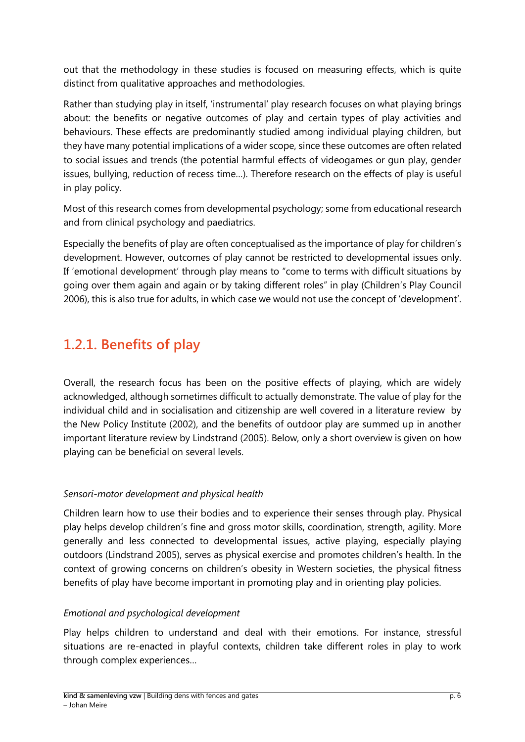out that the methodology in these studies is focused on measuring effects, which is quite distinct from qualitative approaches and methodologies.

Rather than studying play in itself, 'instrumental' play research focuses on what playing brings about: the benefits or negative outcomes of play and certain types of play activities and behaviours. These effects are predominantly studied among individual playing children, but they have many potential implications of a wider scope, since these outcomes are often related to social issues and trends (the potential harmful effects of videogames or gun play, gender issues, bullying, reduction of recess time…). Therefore research on the effects of play is useful in play policy.

Most of this research comes from developmental psychology; some from educational research and from clinical psychology and paediatrics.

Especially the benefits of play are often conceptualised as the importance of play for children's development. However, outcomes of play cannot be restricted to developmental issues only. If 'emotional development' through play means to "come to terms with difficult situations by going over them again and again or by taking different roles" in play (Children's Play Council 2006), this is also true for adults, in which case we would not use the concept of 'development'.

## 1.2.1. Benefits of play

Overall, the research focus has been on the positive effects of playing, which are widely acknowledged, although sometimes difficult to actually demonstrate. The value of play for the individual child and in socialisation and citizenship are well covered in a literature review by the New Policy Institute (2002), and the benefits of outdoor play are summed up in another important literature review by Lindstrand (2005). Below, only a short overview is given on how playing can be beneficial on several levels.

*Sensori-motor development and physical health*

Children learn how to use their bodies and to experience their senses through play. Physical play helps develop children's fine and gross motor skills, coordination, strength, agility. More generally and less connected to developmental issues, active playing, especially playing outdoors (Lindstrand 2005), serves as physical exercise and promotes children's health. In the context of growing concerns on children's obesity in Western societies, the physical fitness benefits of play have become important in promoting play and in orienting play policies.

*Emotional and psychological development*

Play helps children to understand and deal with their emotions. For instance, stressful situations are re-enacted in playful contexts, children take different roles in play to work through complex experiences…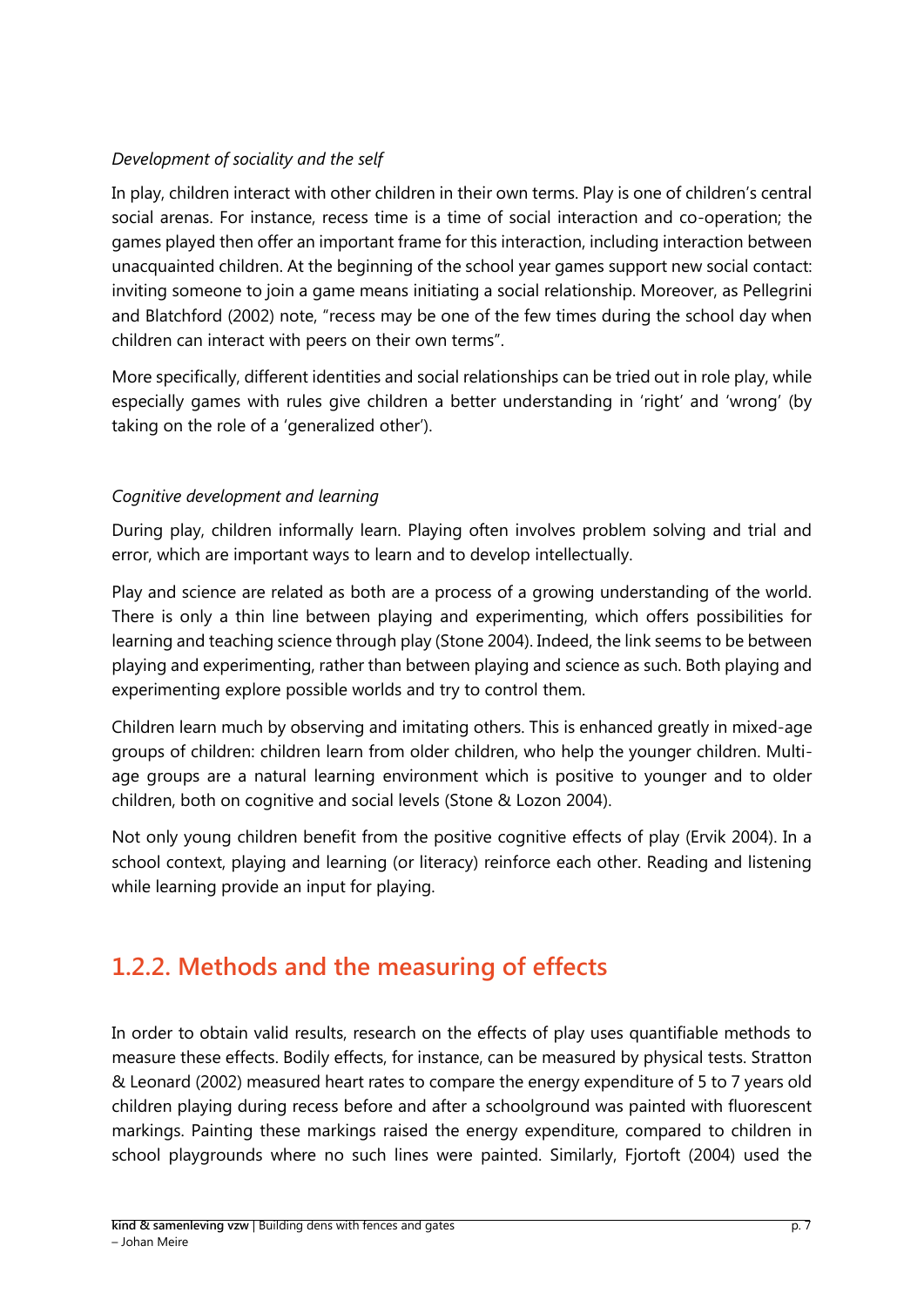*Development of sociality and the self*

In play, children interact with other children in their own terms. Play is one of children's central social arenas. For instance, recess time is a time of social interaction and co-operation; the games played then offer an important frame for this interaction, including interaction between unacquainted children. At the beginning of the school year games support new social contact: inviting someone to join a game means initiating a social relationship. Moreover, as Pellegrini and Blatchford (2002) note, "recess may be one of the few times during the school day when children can interact with peers on their own terms".

More specifically, different identities and social relationships can be tried out in role play, while especially games with rules give children a better understanding in 'right' and 'wrong' (by taking on the role of a 'generalized other').

*Cognitive development and learning*

During play, children informally learn. Playing often involves problem solving and trial and error, which are important ways to learn and to develop intellectually.

Play and science are related as both are a process of a growing understanding of the world. There is only a thin line between playing and experimenting, which offers possibilities for learning and teaching science through play (Stone 2004). Indeed, the link seems to be between playing and experimenting, rather than between playing and science as such. Both playing and experimenting explore possible worlds and try to control them.

Children learn much by observing and imitating others. This is enhanced greatly in mixed-age groups of children: children learn from older children, who help the younger children. Multi-age groups are a natural learning environment which is positive to younger and to older children, both on cognitive and social levels (Stone & Lozon 2004).

Not only young children benefit from the positive cognitive effects of play (Ervik 2004). In a school context, playing and learning (or literacy) reinforce each other. Reading and listening while learning provide an input for playing.

## 1.2.2. Methods and the measuring of effects

In order to obtain valid results, research on the effects of play uses quantifiable methods to measure these effects. Bodily effects, for instance, can be measured by physical tests. Stratton & Leonard (2002) measured heart rates to compare the energy expenditure of 5 to 7 years old children playing during recess before and after a schoolground was painted with fluorescent markings. Painting these markings raised the energy expenditure, compared to children in school playgrounds where no such lines were painted. Similarly, Fjortoft (2004) used the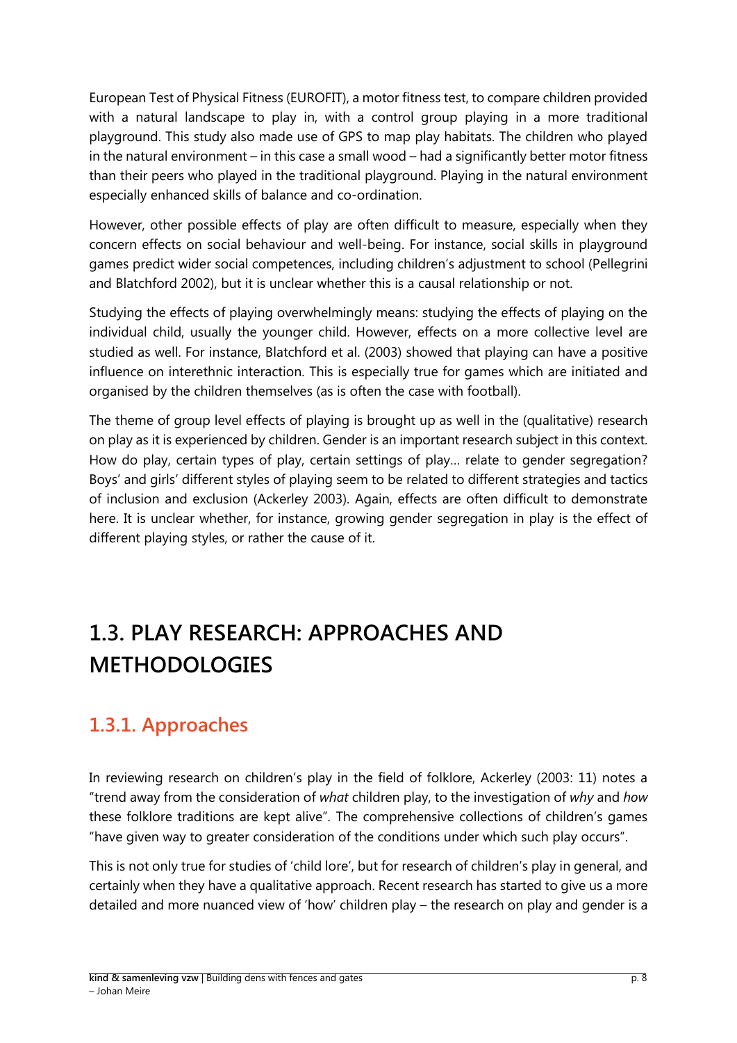European Test of Physical Fitness (EUROFIT), a motor fitness test, to compare children provided with a natural landscape to play in, with a control group playing in a more traditional playground. This study also made use of GPS to map play habitats. The children who played in the natural environment – in this case a small wood – had a significantly better motor fitness than their peers who played in the traditional playground. Playing in the natural environment especially enhanced skills of balance and co-ordination.

However, other possible effects of play are often difficult to measure, especially when they concern effects on social behaviour and well-being. For instance, social skills in playground games predict wider social competences, including children's adjustment to school (Pellegrini and Blatchford 2002), but it is unclear whether this is a causal relationship or not.

Studying the effects of playing overwhelmingly means: studying the effects of playing on the individual child, usually the younger child. However, effects on a more collective level are studied as well. For instance, Blatchford et al. (2003) showed that playing can have a positive influence on interethnic interaction. This is especially true for games which are initiated and organised by the children themselves (as is often the case with football).

The theme of group level effects of playing is brought up as well in the (qualitative) research on play as it is experienced by children. Gender is an important research subject in this context. How do play, certain types of play, certain settings of play… relate to gender segregation? Boys' and girls' different styles of playing seem to be related to different strategies and tactics of inclusion and exclusion (Ackerley 2003). Again, effects are often difficult to demonstrate here. It is unclear whether, for instance, growing gender segregation in play is the effect of different playing styles, or rather the cause of it.

# 1.3. PLAY RESEARCH: APPROACHES AND METHODOLOGIES

## 1.3.1. Approaches

In reviewing research on children's play in the field of folklore, Ackerley (2003: 11) notes a "trend away from the consideration of *what* children play, to the investigation of *why* and *how* these folklore traditions are kept alive". The comprehensive collections of children's games "have given way to greater consideration of the conditions under which such play occurs".

This is not only true for studies of 'child lore', but for research of children's play in general, and certainly when they have a qualitative approach. Recent research has started to give us a more detailed and more nuanced view of 'how' children play – the research on play and gender is a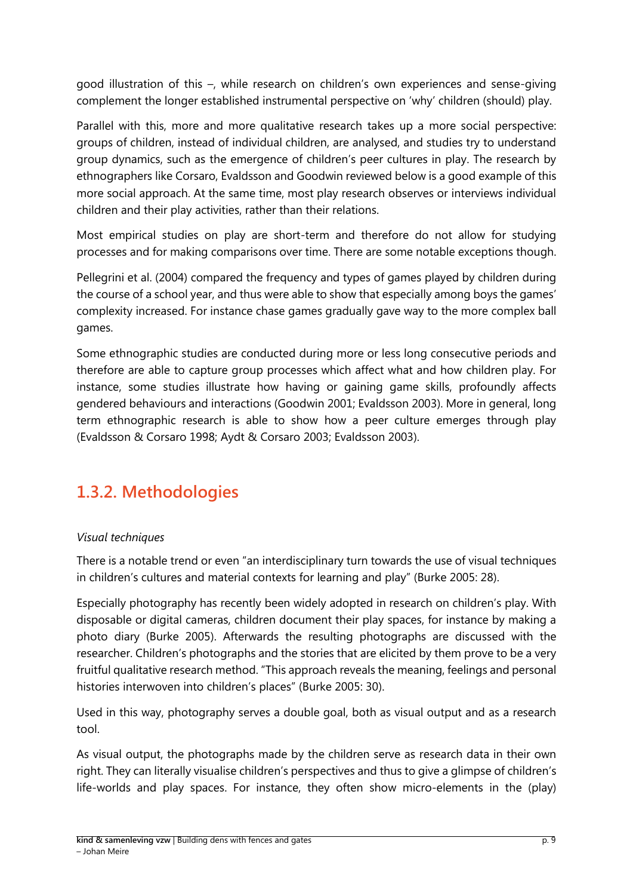good illustration of this –, while research on children's own experiences and sense-giving complement the longer established instrumental perspective on 'why' children (should) play.

Parallel with this, more and more qualitative research takes up a more social perspective: groups of children, instead of individual children, are analysed, and studies try to understand group dynamics, such as the emergence of children's peer cultures in play. The research by ethnographers like Corsaro, Evaldsson and Goodwin reviewed below is a good example of this more social approach. At the same time, most play research observes or interviews individual children and their play activities, rather than their relations.

Most empirical studies on play are short-term and therefore do not allow for studying processes and for making comparisons over time. There are some notable exceptions though.

Pellegrini et al. (2004) compared the frequency and types of games played by children during the course of a school year, and thus were able to show that especially among boys the games' complexity increased. For instance chase games gradually gave way to the more complex ball games.

Some ethnographic studies are conducted during more or less long consecutive periods and therefore are able to capture group processes which affect what and how children play. For instance, some studies illustrate how having or gaining game skills, profoundly affects gendered behaviours and interactions (Goodwin 2001; Evaldsson 2003). More in general, long term ethnographic research is able to show how a peer culture emerges through play (Evaldsson & Corsaro 1998; Aydt & Corsaro 2003; Evaldsson 2003).

## 1.3.2. Methodologies

*Visual techniques*

There is a notable trend or even "an interdisciplinary turn towards the use of visual techniques in children's cultures and material contexts for learning and play" (Burke 2005: 28).

Especially photography has recently been widely adopted in research on children's play. With disposable or digital cameras, children document their play spaces, for instance by making a photo diary (Burke 2005). Afterwards the resulting photographs are discussed with the researcher. Children's photographs and the stories that are elicited by them prove to be a very fruitful qualitative research method. "This approach reveals the meaning, feelings and personal histories interwoven into children's places" (Burke 2005: 30).

Used in this way, photography serves a double goal, both as visual output and as a research tool.

As visual output, the photographs made by the children serve as research data in their own right. They can literally visualise children's perspectives and thus to give a glimpse of children's life-worlds and play spaces. For instance, they often show micro-elements in the (play)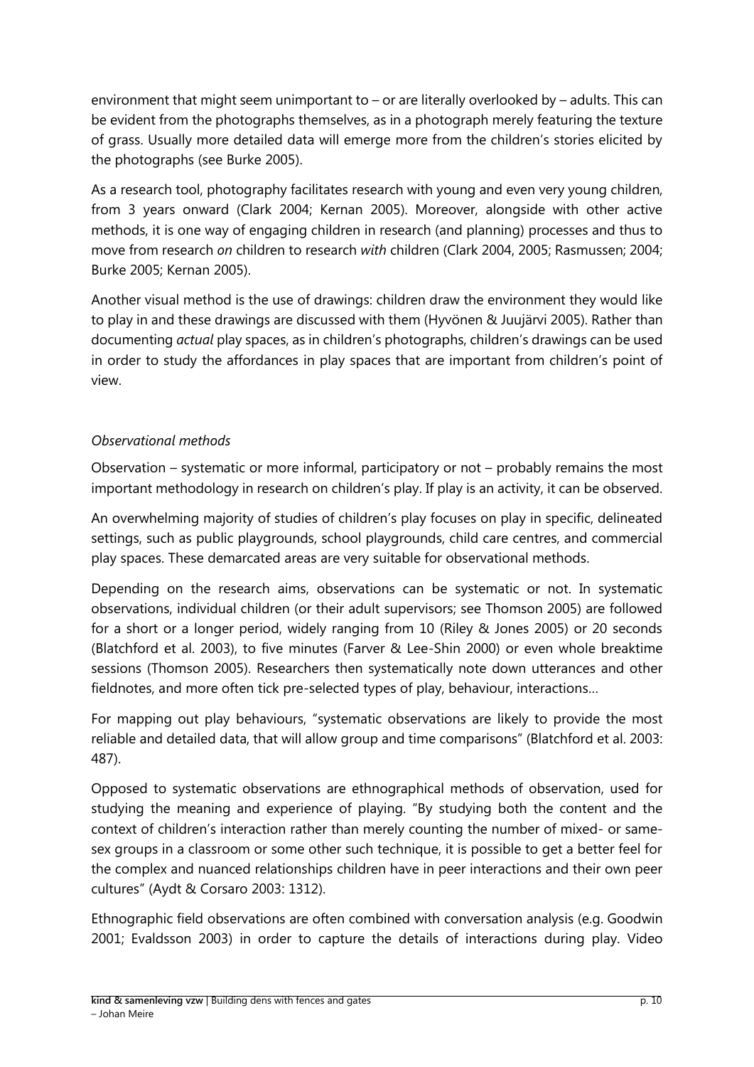environment that might seem unimportant to – or are literally overlooked by – adults. This can be evident from the photographs themselves, as in a photograph merely featuring the texture of grass. Usually more detailed data will emerge more from the children's stories elicited by the photographs (see Burke 2005).

As a research tool, photography facilitates research with young and even very young children, from 3 years onward (Clark 2004; Kernan 2005). Moreover, alongside with other active methods, it is one way of engaging children in research (and planning) processes and thus to move from research *on* children to research *with* children (Clark 2004, 2005; Rasmussen; 2004; Burke 2005; Kernan 2005).

Another visual method is the use of drawings: children draw the environment they would like to play in and these drawings are discussed with them (Hyvönen & Juujärvi 2005). Rather than documenting *actual* play spaces, as in children's photographs, children's drawings can be used in order to study the affordances in play spaces that are important from children's point of view.

*Observational methods*

Observation – systematic or more informal, participatory or not – probably remains the most important methodology in research on children's play. If play is an activity, it can be observed.

An overwhelming majority of studies of children's play focuses on play in specific, delineated settings, such as public playgrounds, school playgrounds, child care centres, and commercial play spaces. These demarcated areas are very suitable for observational methods.

Depending on the research aims, observations can be systematic or not. In systematic observations, individual children (or their adult supervisors; see Thomson 2005) are followed for a short or a longer period, widely ranging from 10 (Riley & Jones 2005) or 20 seconds (Blatchford et al. 2003), to five minutes (Farver & Lee-Shin 2000) or even whole breaktime sessions (Thomson 2005). Researchers then systematically note down utterances and other fieldnotes, and more often tick pre-selected types of play, behaviour, interactions…

For mapping out play behaviours, "systematic observations are likely to provide the most reliable and detailed data, that will allow group and time comparisons" (Blatchford et al. 2003: 487).

Opposed to systematic observations are ethnographical methods of observation, used for studying the meaning and experience of playing. "By studying both the content and the context of children's interaction rather than merely counting the number of mixed- or same-sex groups in a classroom or some other such technique, it is possible to get a better feel for the complex and nuanced relationships children have in peer interactions and their own peer cultures" (Aydt & Corsaro 2003: 1312).

Ethnographic field observations are often combined with conversation analysis (e.g. Goodwin 2001; Evaldsson 2003) in order to capture the details of interactions during play. Video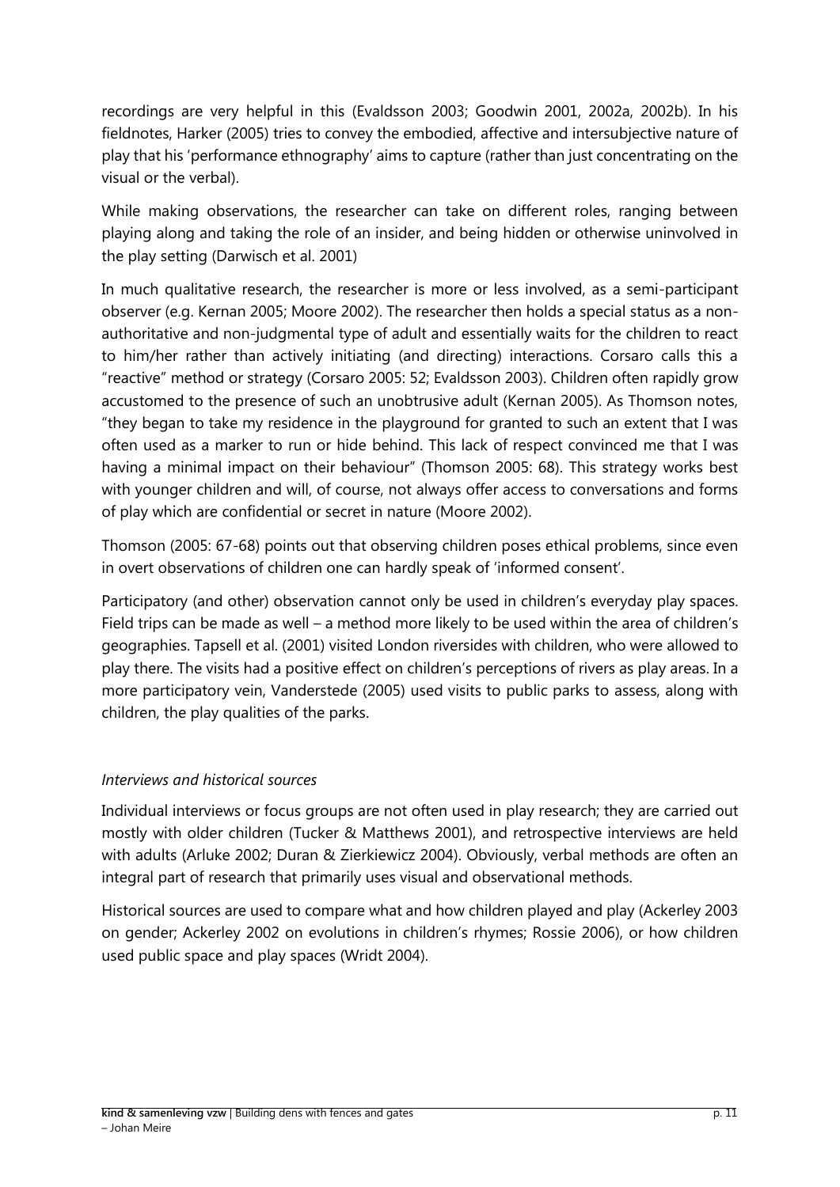recordings are very helpful in this (Evaldsson 2003; Goodwin 2001, 2002a, 2002b). In his fieldnotes, Harker (2005) tries to convey the embodied, affective and intersubjective nature of play that his 'performance ethnography' aims to capture (rather than just concentrating on the visual or the verbal).

While making observations, the researcher can take on different roles, ranging between playing along and taking the role of an insider, and being hidden or otherwise uninvolved in the play setting (Darwisch et al. 2001)

In much qualitative research, the researcher is more or less involved, as a semi-participant observer (e.g. Kernan 2005; Moore 2002). The researcher then holds a special status as a non-authoritative and non-judgmental type of adult and essentially waits for the children to react to him/her rather than actively initiating (and directing) interactions. Corsaro calls this a "reactive" method or strategy (Corsaro 2005: 52; Evaldsson 2003). Children often rapidly grow accustomed to the presence of such an unobtrusive adult (Kernan 2005). As Thomson notes, "they began to take my residence in the playground for granted to such an extent that I was often used as a marker to run or hide behind. This lack of respect convinced me that I was having a minimal impact on their behaviour" (Thomson 2005: 68). This strategy works best with younger children and will, of course, not always offer access to conversations and forms of play which are confidential or secret in nature (Moore 2002).

Thomson (2005: 67-68) points out that observing children poses ethical problems, since even in overt observations of children one can hardly speak of 'informed consent'.

Participatory (and other) observation cannot only be used in children's everyday play spaces. Field trips can be made as well – a method more likely to be used within the area of children's geographies. Tapsell et al. (2001) visited London riversides with children, who were allowed to play there. The visits had a positive effect on children's perceptions of rivers as play areas. In a more participatory vein, Vanderstede (2005) used visits to public parks to assess, along with children, the play qualities of the parks.

*Interviews and historical sources*

Individual interviews or focus groups are not often used in play research; they are carried out mostly with older children (Tucker & Matthews 2001), and retrospective interviews are held with adults (Arluke 2002; Duran & Zierkiewicz 2004). Obviously, verbal methods are often an integral part of research that primarily uses visual and observational methods.

Historical sources are used to compare what and how children played and play (Ackerley 2003 on gender; Ackerley 2002 on evolutions in children's rhymes; Rossie 2006), or how children used public space and play spaces (Wridt 2004).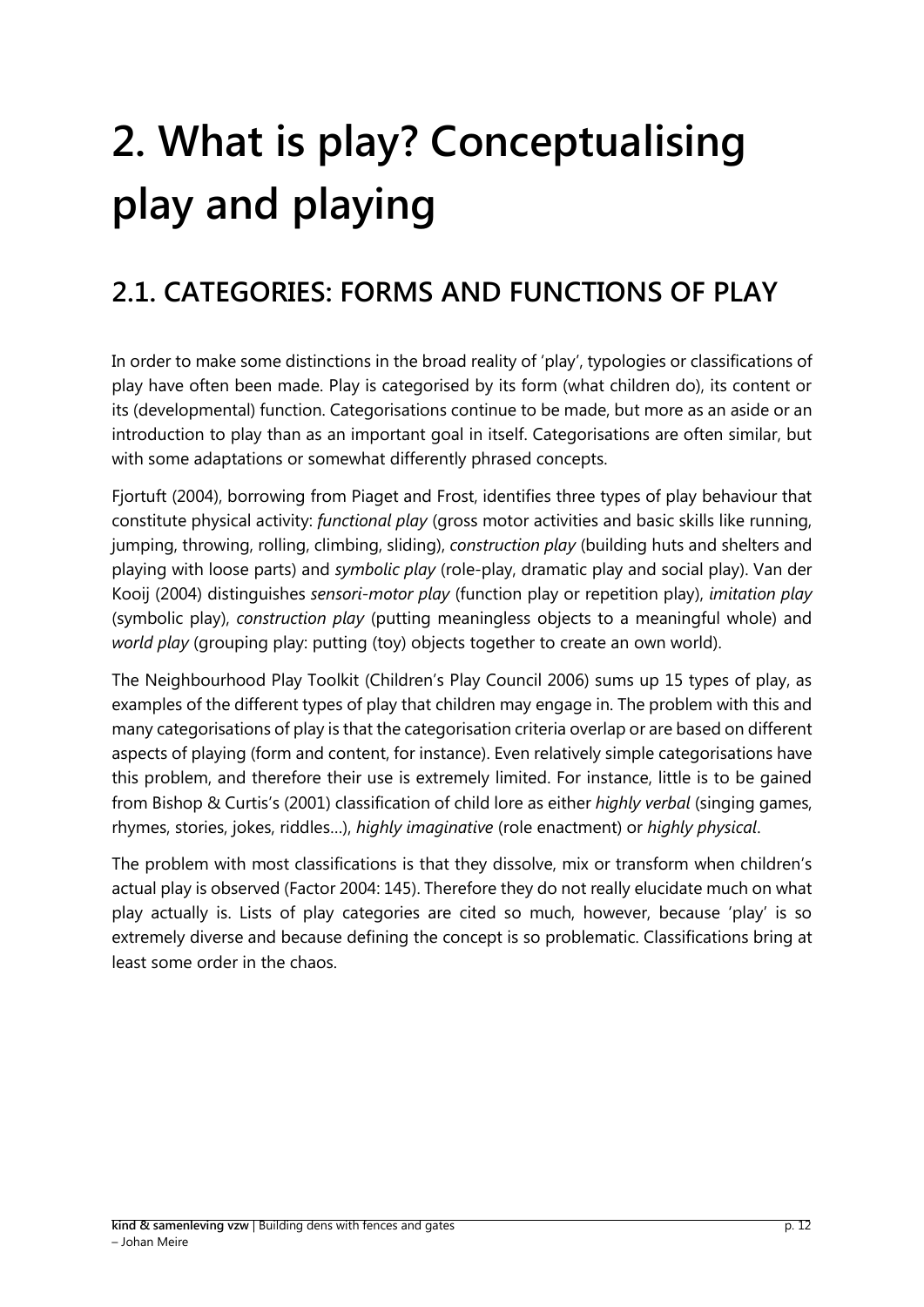# 2. What is play? Conceptualising play and playing

## 2.1. CATEGORIES: FORMS AND FUNCTIONS OF PLAY

In order to make some distinctions in the broad reality of 'play', typologies or classifications of play have often been made. Play is categorised by its form (what children do), its content or its (developmental) function. Categorisations continue to be made, but more as an aside or an introduction to play than as an important goal in itself. Categorisations are often similar, but with some adaptations or somewhat differently phrased concepts.

Fjortuft (2004), borrowing from Piaget and Frost, identifies three types of play behaviour that constitute physical activity: *functional play* (gross motor activities and basic skills like running, jumping, throwing, rolling, climbing, sliding), *construction play* (building huts and shelters and playing with loose parts) and *symbolic play* (role-play, dramatic play and social play). Van der Kooij (2004) distinguishes *sensori-motor play* (function play or repetition play), *imitation play* (symbolic play), *construction play* (putting meaningless objects to a meaningful whole) and *world play* (grouping play: putting (toy) objects together to create an own world).

The Neighbourhood Play Toolkit (Children's Play Council 2006) sums up 15 types of play, as examples of the different types of play that children may engage in. The problem with this and many categorisations of play is that the categorisation criteria overlap or are based on different aspects of playing (form and content, for instance). Even relatively simple categorisations have this problem, and therefore their use is extremely limited. For instance, little is to be gained from Bishop & Curtis's (2001) classification of child lore as either *highly verbal* (singing games, rhymes, stories, jokes, riddles…), *highly imaginative* (role enactment) or *highly physical*.

The problem with most classifications is that they dissolve, mix or transform when children's actual play is observed (Factor 2004: 145). Therefore they do not really elucidate much on what play actually is. Lists of play categories are cited so much, however, because 'play' is so extremely diverse and because defining the concept is so problematic. Classifications bring at least some order in the chaos.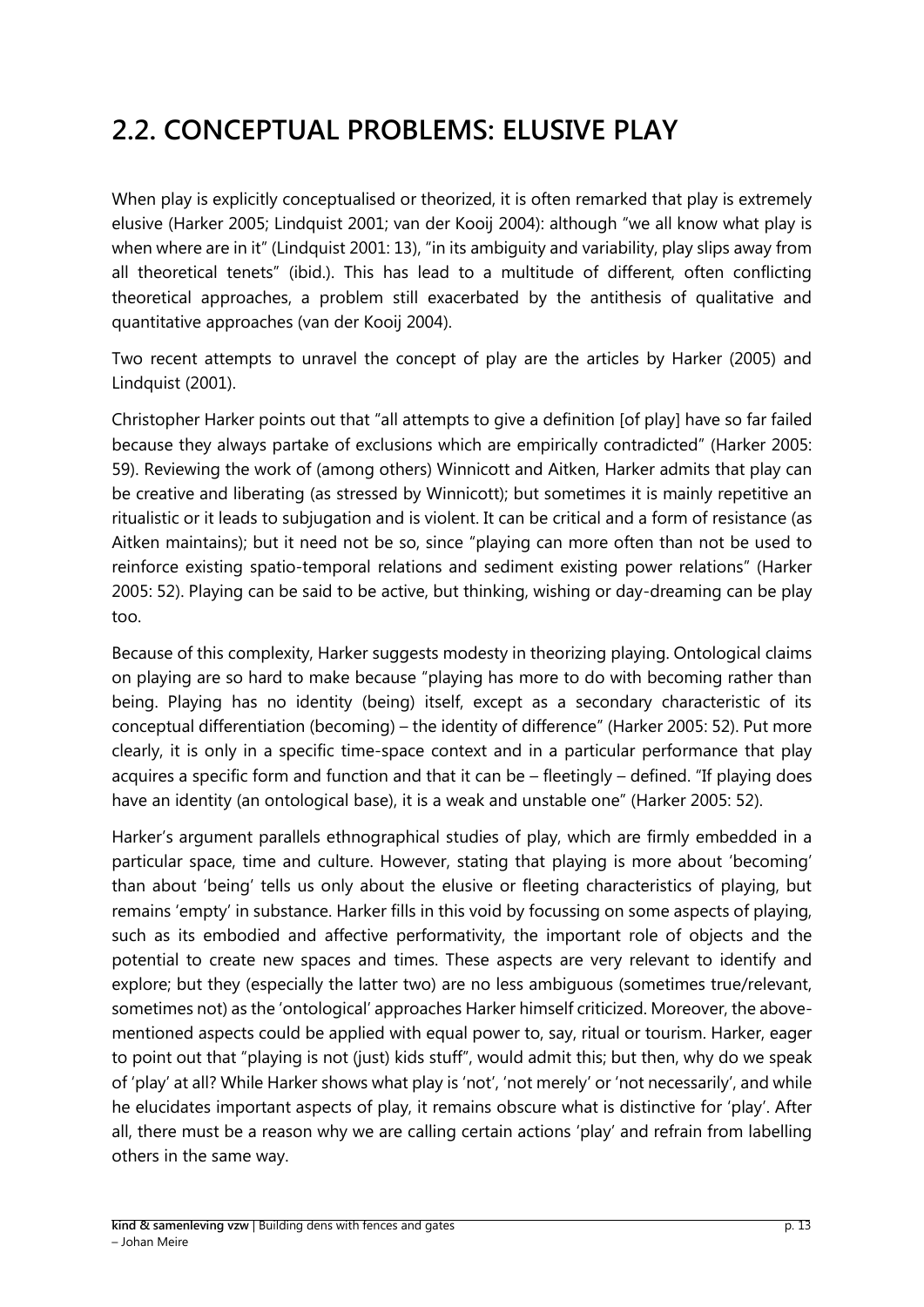## 2.2. CONCEPTUAL PROBLEMS: ELUSIVE PLAY

When play is explicitly conceptualised or theorized, it is often remarked that play is extremely elusive (Harker 2005; Lindquist 2001; van der Kooij 2004): although "we all know what play is when where are in it" (Lindquist 2001: 13), "in its ambiguity and variability, play slips away from all theoretical tenets" (ibid.). This has lead to a multitude of different, often conflicting theoretical approaches, a problem still exacerbated by the antithesis of qualitative and quantitative approaches (van der Kooij 2004).

Two recent attempts to unravel the concept of play are the articles by Harker (2005) and Lindquist (2001).

Christopher Harker points out that "all attempts to give a definition [of play] have so far failed because they always partake of exclusions which are empirically contradicted" (Harker 2005: 59). Reviewing the work of (among others) Winnicott and Aitken, Harker admits that play can be creative and liberating (as stressed by Winnicott); but sometimes it is mainly repetitive an ritualistic or it leads to subjugation and is violent. It can be critical and a form of resistance (as Aitken maintains); but it need not be so, since "playing can more often than not be used to reinforce existing spatio-temporal relations and sediment existing power relations" (Harker 2005: 52). Playing can be said to be active, but thinking, wishing or day-dreaming can be play too.

Because of this complexity, Harker suggests modesty in theorizing playing. Ontological claims on playing are so hard to make because "playing has more to do with becoming rather than being. Playing has no identity (being) itself, except as a secondary characteristic of its conceptual differentiation (becoming) – the identity of difference" (Harker 2005: 52). Put more clearly, it is only in a specific time-space context and in a particular performance that play acquires a specific form and function and that it can be – fleetingly – defined. "If playing does have an identity (an ontological base), it is a weak and unstable one" (Harker 2005: 52).

Harker's argument parallels ethnographical studies of play, which are firmly embedded in a particular space, time and culture. However, stating that playing is more about 'becoming' than about 'being' tells us only about the elusive or fleeting characteristics of playing, but remains 'empty' in substance. Harker fills in this void by focussing on some aspects of playing, such as its embodied and affective performativity, the important role of objects and the potential to create new spaces and times. These aspects are very relevant to identify and explore; but they (especially the latter two) are no less ambiguous (sometimes true/relevant, sometimes not) as the 'ontological' approaches Harker himself criticized. Moreover, the above-mentioned aspects could be applied with equal power to, say, ritual or tourism. Harker, eager to point out that "playing is not (just) kids stuff", would admit this; but then, why do we speak of 'play' at all? While Harker shows what play is 'not', 'not merely' or 'not necessarily', and while he elucidates important aspects of play, it remains obscure what is distinctive for 'play'. After all, there must be a reason why we are calling certain actions 'play' and refrain from labelling others in the same way.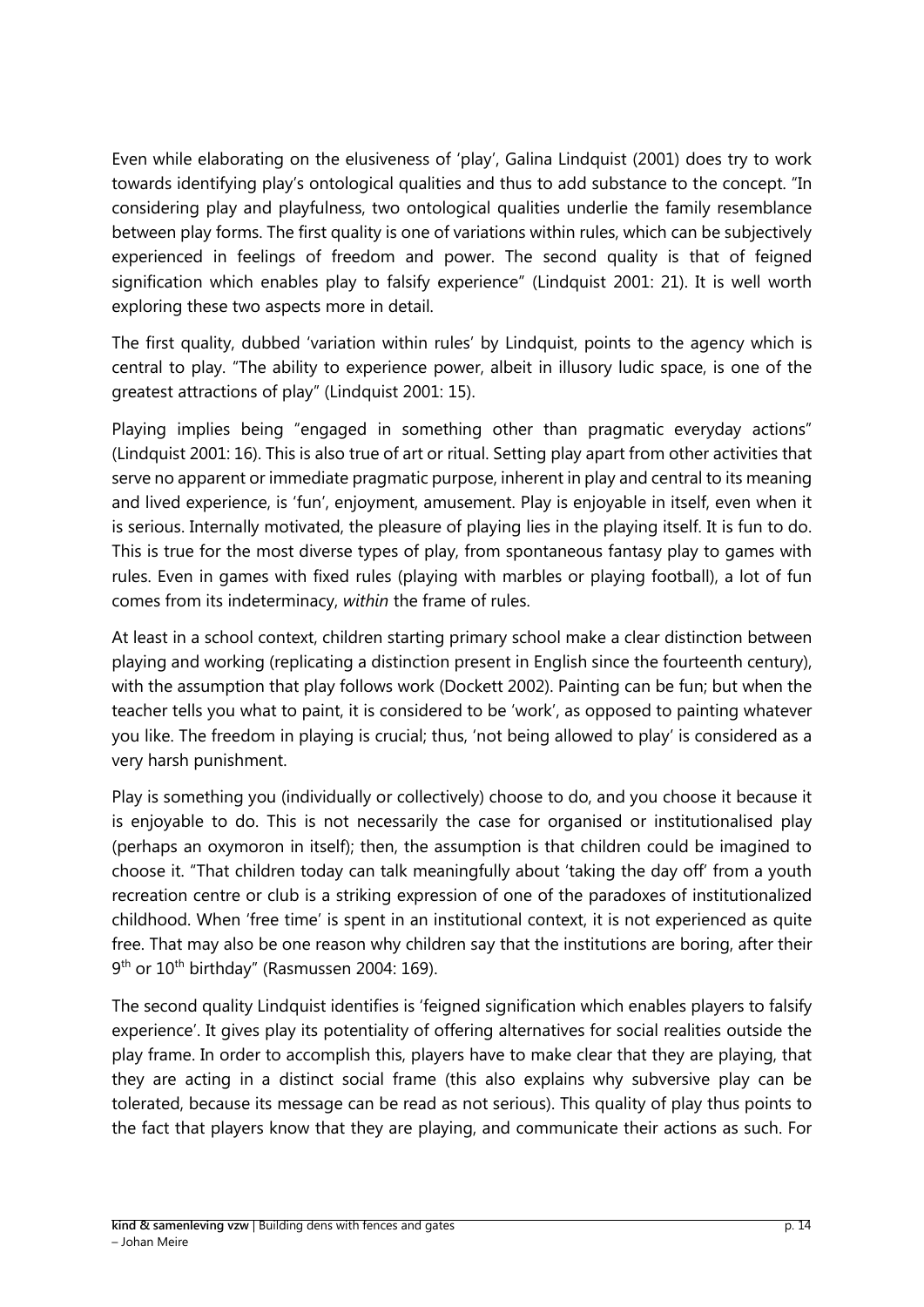Even while elaborating on the elusiveness of 'play', Galina Lindquist (2001) does try to work towards identifying play's ontological qualities and thus to add substance to the concept. "In considering play and playfulness, two ontological qualities underlie the family resemblance between play forms. The first quality is one of variations within rules, which can be subjectively experienced in feelings of freedom and power. The second quality is that of feigned signification which enables play to falsify experience" (Lindquist 2001: 21). It is well worth exploring these two aspects more in detail.

The first quality, dubbed 'variation within rules' by Lindquist, points to the agency which is central to play. "The ability to experience power, albeit in illusory ludic space, is one of the greatest attractions of play" (Lindquist 2001: 15).

Playing implies being "engaged in something other than pragmatic everyday actions" (Lindquist 2001: 16). This is also true of art or ritual. Setting play apart from other activities that serve no apparent or immediate pragmatic purpose, inherent in play and central to its meaning and lived experience, is 'fun', enjoyment, amusement. Play is enjoyable in itself, even when it is serious. Internally motivated, the pleasure of playing lies in the playing itself. It is fun to do. This is true for the most diverse types of play, from spontaneous fantasy play to games with rules. Even in games with fixed rules (playing with marbles or playing football), a lot of fun comes from its indeterminacy, *within* the frame of rules.

At least in a school context, children starting primary school make a clear distinction between playing and working (replicating a distinction present in English since the fourteenth century), with the assumption that play follows work (Dockett 2002). Painting can be fun; but when the teacher tells you what to paint, it is considered to be 'work', as opposed to painting whatever you like. The freedom in playing is crucial; thus, 'not being allowed to play' is considered as a very harsh punishment.

Play is something you (individually or collectively) choose to do, and you choose it because it is enjoyable to do. This is not necessarily the case for organised or institutionalised play (perhaps an oxymoron in itself); then, the assumption is that children could be imagined to choose it. "That children today can talk meaningfully about 'taking the day off' from a youth recreation centre or club is a striking expression of one of the paradoxes of institutionalized childhood. When 'free time' is spent in an institutional context, it is not experienced as quite free. That may also be one reason why children say that the institutions are boring, after their 9th or 10th birthday" (Rasmussen 2004: 169).

The second quality Lindquist identifies is 'feigned signification which enables players to falsify experience'. It gives play its potentiality of offering alternatives for social realities outside the play frame. In order to accomplish this, players have to make clear that they are playing, that they are acting in a distinct social frame (this also explains why subversive play can be tolerated, because its message can be read as not serious). This quality of play thus points to the fact that players know that they are playing, and communicate their actions as such. For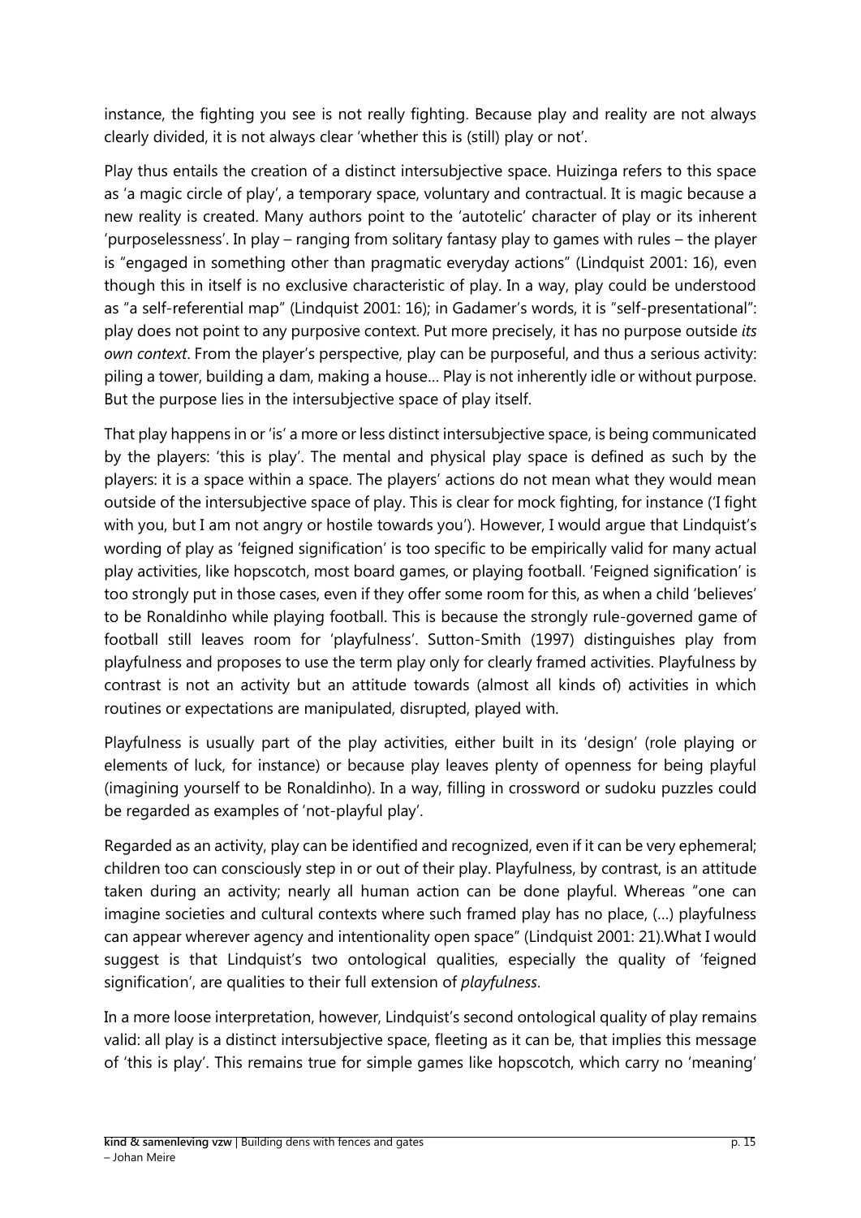instance, the fighting you see is not really fighting. Because play and reality are not always clearly divided, it is not always clear 'whether this is (still) play or not'.

Play thus entails the creation of a distinct intersubjective space. Huizinga refers to this space as 'a magic circle of play', a temporary space, voluntary and contractual. It is magic because a new reality is created. Many authors point to the 'autotelic' character of play or its inherent 'purposelessness'. In play – ranging from solitary fantasy play to games with rules – the player is "engaged in something other than pragmatic everyday actions" (Lindquist 2001: 16), even though this in itself is no exclusive characteristic of play. In a way, play could be understood as "a self-referential map" (Lindquist 2001: 16); in Gadamer's words, it is "self-presentational": play does not point to any purposive context. Put more precisely, it has no purpose outside *its own context*. From the player's perspective, play can be purposeful, and thus a serious activity: piling a tower, building a dam, making a house… Play is not inherently idle or without purpose. But the purpose lies in the intersubjective space of play itself.

That play happens in or 'is' a more or less distinct intersubjective space, is being communicated by the players: 'this is play'. The mental and physical play space is defined as such by the players: it is a space within a space. The players' actions do not mean what they would mean outside of the intersubjective space of play. This is clear for mock fighting, for instance ('I fight with you, but I am not angry or hostile towards you'). However, I would argue that Lindquist's wording of play as 'feigned signification' is too specific to be empirically valid for many actual play activities, like hopscotch, most board games, or playing football. 'Feigned signification' is too strongly put in those cases, even if they offer some room for this, as when a child 'believes' to be Ronaldinho while playing football. This is because the strongly rule-governed game of football still leaves room for 'playfulness'. Sutton-Smith (1997) distinguishes play from playfulness and proposes to use the term play only for clearly framed activities. Playfulness by contrast is not an activity but an attitude towards (almost all kinds of) activities in which routines or expectations are manipulated, disrupted, played with.

Playfulness is usually part of the play activities, either built in its 'design' (role playing or elements of luck, for instance) or because play leaves plenty of openness for being playful (imagining yourself to be Ronaldinho). In a way, filling in crossword or sudoku puzzles could be regarded as examples of 'not-playful play'.

Regarded as an activity, play can be identified and recognized, even if it can be very ephemeral; children too can consciously step in or out of their play. Playfulness, by contrast, is an attitude taken during an activity; nearly all human action can be done playful. Whereas "one can imagine societies and cultural contexts where such framed play has no place, (…) playfulness can appear wherever agency and intentionality open space" (Lindquist 2001: 21).What I would suggest is that Lindquist's two ontological qualities, especially the quality of 'feigned signification', are qualities to their full extension of *playfulness*.

In a more loose interpretation, however, Lindquist's second ontological quality of play remains valid: all play is a distinct intersubjective space, fleeting as it can be, that implies this message of 'this is play'. This remains true for simple games like hopscotch, which carry no 'meaning'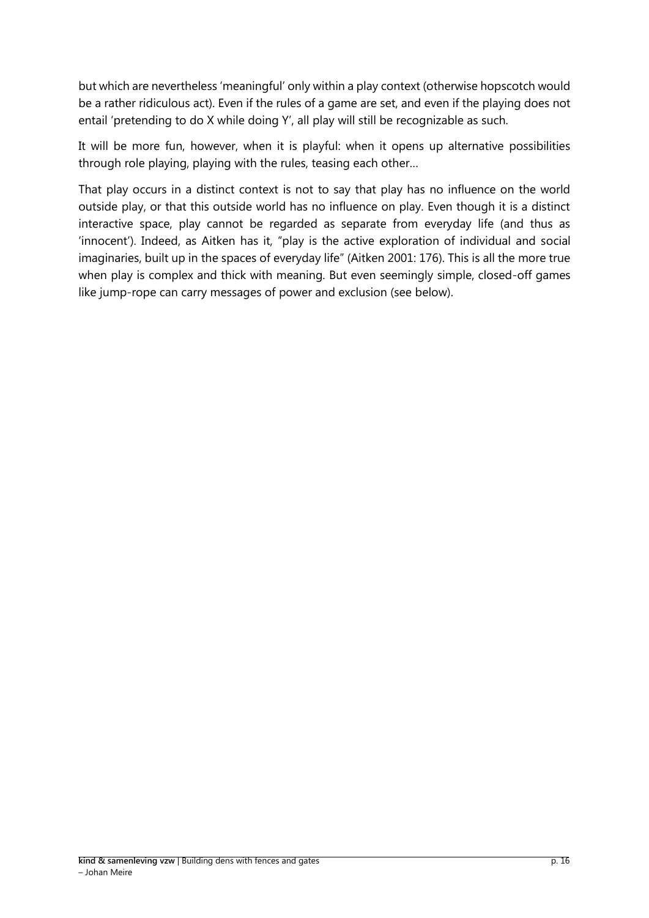but which are nevertheless 'meaningful' only within a play context (otherwise hopscotch would be a rather ridiculous act). Even if the rules of a game are set, and even if the playing does not entail 'pretending to do X while doing Y', all play will still be recognizable as such.

It will be more fun, however, when it is playful: when it opens up alternative possibilities through role playing, playing with the rules, teasing each other…

That play occurs in a distinct context is not to say that play has no influence on the world outside play, or that this outside world has no influence on play. Even though it is a distinct interactive space, play cannot be regarded as separate from everyday life (and thus as 'innocent'). Indeed, as Aitken has it, "play is the active exploration of individual and social imaginaries, built up in the spaces of everyday life" (Aitken 2001: 176). This is all the more true when play is complex and thick with meaning. But even seemingly simple, closed-off games like jump-rope can carry messages of power and exclusion (see below).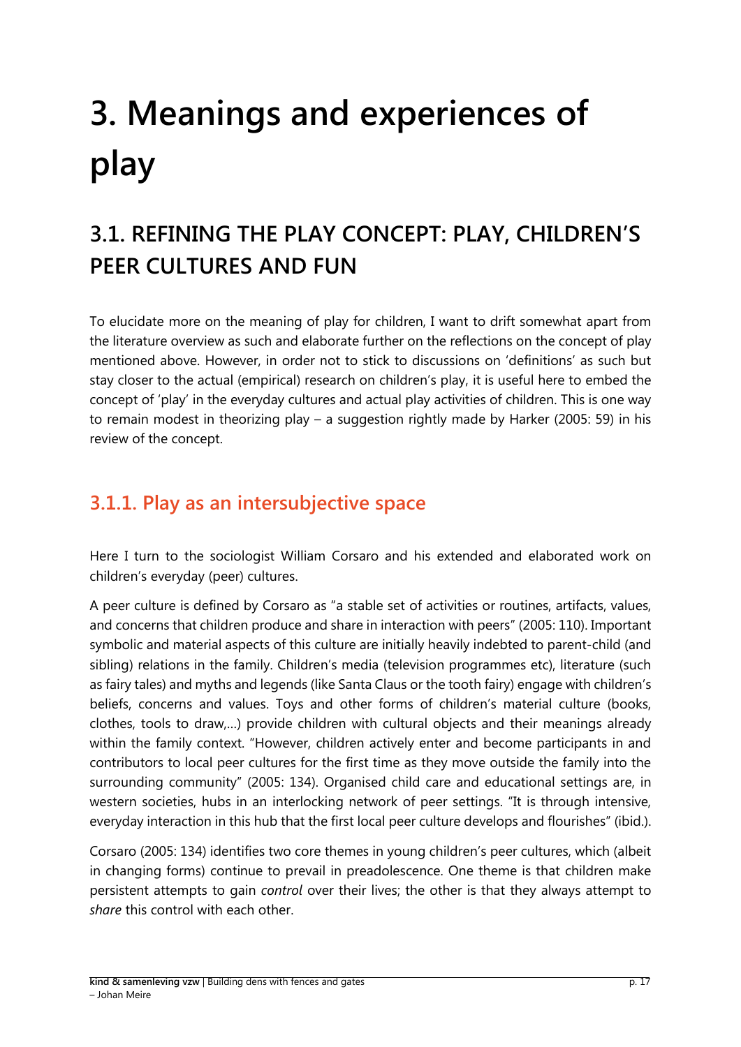# 3. Meanings and experiences of play

## 3.1. REFINING THE PLAY CONCEPT: PLAY, CHILDREN'S PEER CULTURES AND FUN

To elucidate more on the meaning of play for children, I want to drift somewhat apart from the literature overview as such and elaborate further on the reflections on the concept of play mentioned above. However, in order not to stick to discussions on 'definitions' as such but stay closer to the actual (empirical) research on children's play, it is useful here to embed the concept of 'play' in the everyday cultures and actual play activities of children. This is one way to remain modest in theorizing play – a suggestion rightly made by Harker (2005: 59) in his review of the concept.

### 3.1.1. Play as an intersubjective space

Here I turn to the sociologist William Corsaro and his extended and elaborated work on children's everyday (peer) cultures.

A peer culture is defined by Corsaro as "a stable set of activities or routines, artifacts, values, and concerns that children produce and share in interaction with peers" (2005: 110). Important symbolic and material aspects of this culture are initially heavily indebted to parent-child (and sibling) relations in the family. Children's media (television programmes etc), literature (such as fairy tales) and myths and legends (like Santa Claus or the tooth fairy) engage with children's beliefs, concerns and values. Toys and other forms of children's material culture (books, clothes, tools to draw,…) provide children with cultural objects and their meanings already within the family context. "However, children actively enter and become participants in and contributors to local peer cultures for the first time as they move outside the family into the surrounding community" (2005: 134). Organised child care and educational settings are, in western societies, hubs in an interlocking network of peer settings. "It is through intensive, everyday interaction in this hub that the first local peer culture develops and flourishes" (ibid.).

Corsaro (2005: 134) identifies two core themes in young children's peer cultures, which (albeit in changing forms) continue to prevail in preadolescence. One theme is that children make persistent attempts to gain *control* over their lives; the other is that they always attempt to *share* this control with each other.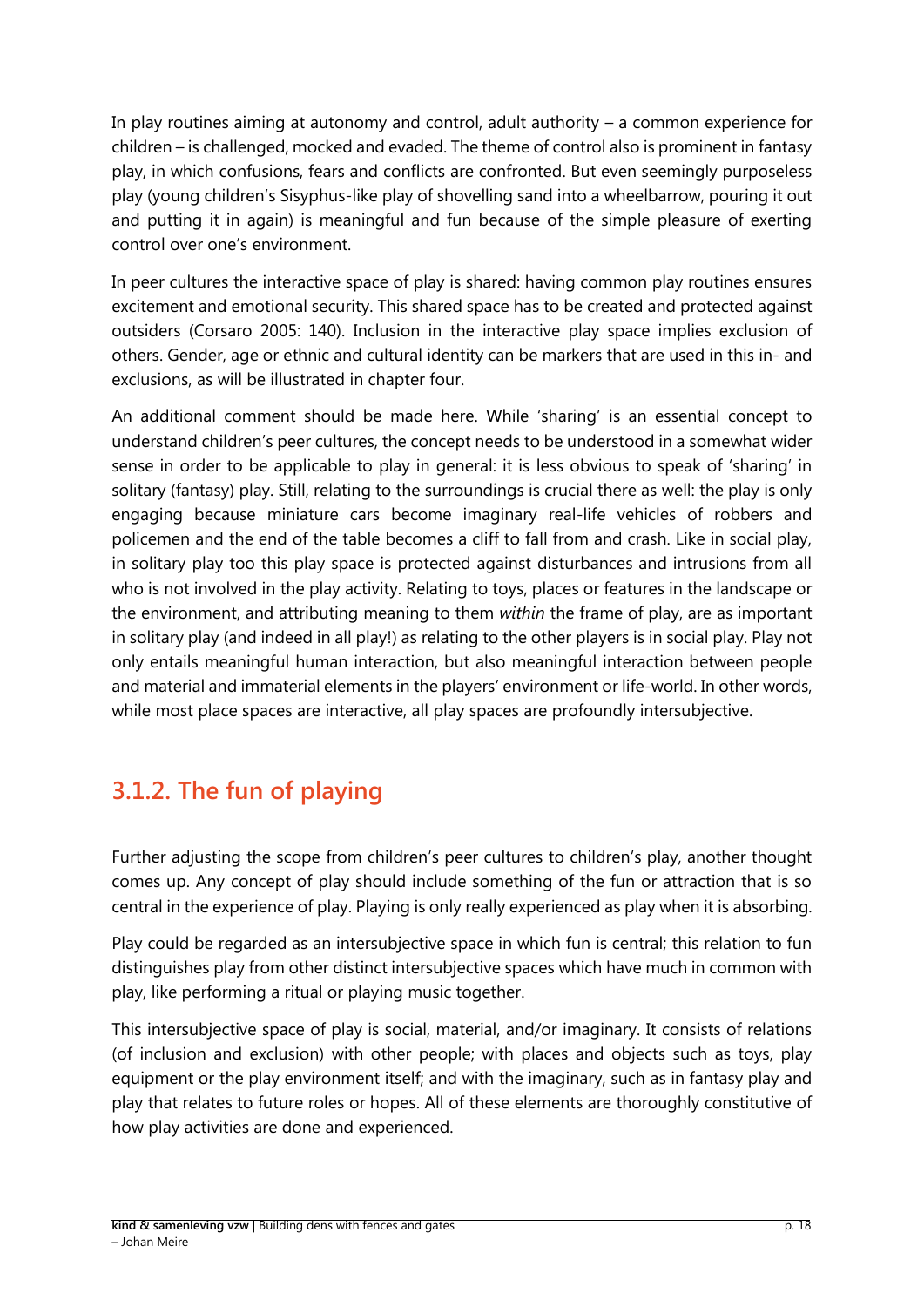In play routines aiming at autonomy and control, adult authority – a common experience for children – is challenged, mocked and evaded. The theme of control also is prominent in fantasy play, in which confusions, fears and conflicts are confronted. But even seemingly purposeless play (young children's Sisyphus-like play of shovelling sand into a wheelbarrow, pouring it out and putting it in again) is meaningful and fun because of the simple pleasure of exerting control over one's environment.

In peer cultures the interactive space of play is shared: having common play routines ensures excitement and emotional security. This shared space has to be created and protected against outsiders (Corsaro 2005: 140). Inclusion in the interactive play space implies exclusion of others. Gender, age or ethnic and cultural identity can be markers that are used in this in- and exclusions, as will be illustrated in chapter four.

An additional comment should be made here. While 'sharing' is an essential concept to understand children's peer cultures, the concept needs to be understood in a somewhat wider sense in order to be applicable to play in general: it is less obvious to speak of 'sharing' in solitary (fantasy) play. Still, relating to the surroundings is crucial there as well: the play is only engaging because miniature cars become imaginary real-life vehicles of robbers and policemen and the end of the table becomes a cliff to fall from and crash. Like in social play, in solitary play too this play space is protected against disturbances and intrusions from all who is not involved in the play activity. Relating to toys, places or features in the landscape or the environment, and attributing meaning to them *within* the frame of play, are as important in solitary play (and indeed in all play!) as relating to the other players is in social play. Play not only entails meaningful human interaction, but also meaningful interaction between people and material and immaterial elements in the players' environment or life-world. In other words, while most place spaces are interactive, all play spaces are profoundly intersubjective.

### 3.1.2. The fun of playing

Further adjusting the scope from children's peer cultures to children's play, another thought comes up. Any concept of play should include something of the fun or attraction that is so central in the experience of play. Playing is only really experienced as play when it is absorbing.

Play could be regarded as an intersubjective space in which fun is central; this relation to fun distinguishes play from other distinct intersubjective spaces which have much in common with play, like performing a ritual or playing music together.

This intersubjective space of play is social, material, and/or imaginary. It consists of relations (of inclusion and exclusion) with other people; with places and objects such as toys, play equipment or the play environment itself; and with the imaginary, such as in fantasy play and play that relates to future roles or hopes. All of these elements are thoroughly constitutive of how play activities are done and experienced.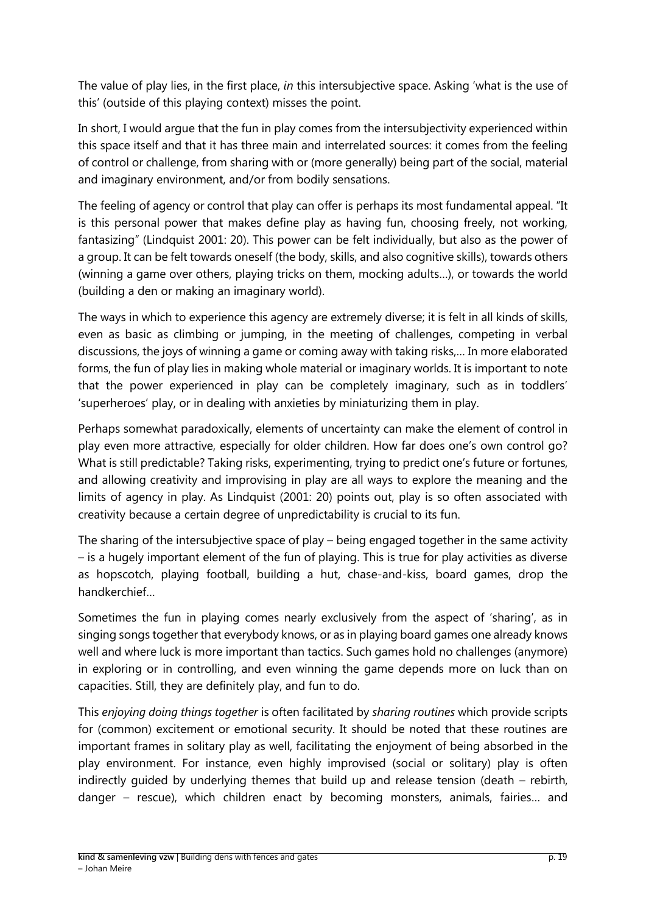The value of play lies, in the first place, *in* this intersubjective space. Asking 'what is the use of this' (outside of this playing context) misses the point.

In short, I would argue that the fun in play comes from the intersubjectivity experienced within this space itself and that it has three main and interrelated sources: it comes from the feeling of control or challenge, from sharing with or (more generally) being part of the social, material and imaginary environment, and/or from bodily sensations.

The feeling of agency or control that play can offer is perhaps its most fundamental appeal. "It is this personal power that makes define play as having fun, choosing freely, not working, fantasizing" (Lindquist 2001: 20). This power can be felt individually, but also as the power of a group. It can be felt towards oneself (the body, skills, and also cognitive skills), towards others (winning a game over others, playing tricks on them, mocking adults…), or towards the world (building a den or making an imaginary world).

The ways in which to experience this agency are extremely diverse; it is felt in all kinds of skills, even as basic as climbing or jumping, in the meeting of challenges, competing in verbal discussions, the joys of winning a game or coming away with taking risks,… In more elaborated forms, the fun of play lies in making whole material or imaginary worlds. It is important to note that the power experienced in play can be completely imaginary, such as in toddlers' 'superheroes' play, or in dealing with anxieties by miniaturizing them in play.

Perhaps somewhat paradoxically, elements of uncertainty can make the element of control in play even more attractive, especially for older children. How far does one's own control go? What is still predictable? Taking risks, experimenting, trying to predict one's future or fortunes, and allowing creativity and improvising in play are all ways to explore the meaning and the limits of agency in play. As Lindquist (2001: 20) points out, play is so often associated with creativity because a certain degree of unpredictability is crucial to its fun.

The sharing of the intersubjective space of play – being engaged together in the same activity – is a hugely important element of the fun of playing. This is true for play activities as diverse as hopscotch, playing football, building a hut, chase-and-kiss, board games, drop the handkerchief…

Sometimes the fun in playing comes nearly exclusively from the aspect of 'sharing', as in singing songs together that everybody knows, or as in playing board games one already knows well and where luck is more important than tactics. Such games hold no challenges (anymore) in exploring or in controlling, and even winning the game depends more on luck than on capacities. Still, they are definitely play, and fun to do.

This *enjoying doing things together* is often facilitated by *sharing routines* which provide scripts for (common) excitement or emotional security. It should be noted that these routines are important frames in solitary play as well, facilitating the enjoyment of being absorbed in the play environment. For instance, even highly improvised (social or solitary) play is often indirectly guided by underlying themes that build up and release tension (death – rebirth, danger – rescue), which children enact by becoming monsters, animals, fairies… and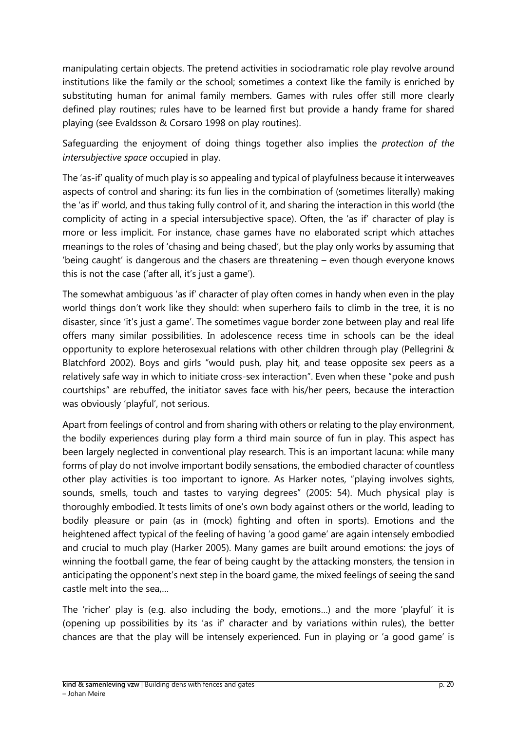manipulating certain objects. The pretend activities in sociodramatic role play revolve around institutions like the family or the school; sometimes a context like the family is enriched by substituting human for animal family members. Games with rules offer still more clearly defined play routines; rules have to be learned first but provide a handy frame for shared playing (see Evaldsson & Corsaro 1998 on play routines).

Safeguarding the enjoyment of doing things together also implies the *protection of the intersubjective space* occupied in play.

The 'as-if' quality of much play is so appealing and typical of playfulness because it interweaves aspects of control and sharing: its fun lies in the combination of (sometimes literally) making the 'as if' world, and thus taking fully control of it, and sharing the interaction in this world (the complicity of acting in a special intersubjective space). Often, the 'as if' character of play is more or less implicit. For instance, chase games have no elaborated script which attaches meanings to the roles of 'chasing and being chased', but the play only works by assuming that 'being caught' is dangerous and the chasers are threatening – even though everyone knows this is not the case ('after all, it's just a game').

The somewhat ambiguous 'as if' character of play often comes in handy when even in the play world things don't work like they should: when superhero fails to climb in the tree, it is no disaster, since 'it's just a game'. The sometimes vague border zone between play and real life offers many similar possibilities. In adolescence recess time in schools can be the ideal opportunity to explore heterosexual relations with other children through play (Pellegrini & Blatchford 2002). Boys and girls "would push, play hit, and tease opposite sex peers as a relatively safe way in which to initiate cross-sex interaction". Even when these "poke and push courtships" are rebuffed, the initiator saves face with his/her peers, because the interaction was obviously 'playful', not serious.

Apart from feelings of control and from sharing with others or relating to the play environment, the bodily experiences during play form a third main source of fun in play. This aspect has been largely neglected in conventional play research. This is an important lacuna: while many forms of play do not involve important bodily sensations, the embodied character of countless other play activities is too important to ignore. As Harker notes, "playing involves sights, sounds, smells, touch and tastes to varying degrees" (2005: 54). Much physical play is thoroughly embodied. It tests limits of one's own body against others or the world, leading to bodily pleasure or pain (as in (mock) fighting and often in sports). Emotions and the heightened affect typical of the feeling of having 'a good game' are again intensely embodied and crucial to much play (Harker 2005). Many games are built around emotions: the joys of winning the football game, the fear of being caught by the attacking monsters, the tension in anticipating the opponent's next step in the board game, the mixed feelings of seeing the sand castle melt into the sea,…

The 'richer' play is (e.g. also including the body, emotions…) and the more 'playful' it is (opening up possibilities by its 'as if' character and by variations within rules), the better chances are that the play will be intensely experienced. Fun in playing or 'a good game' is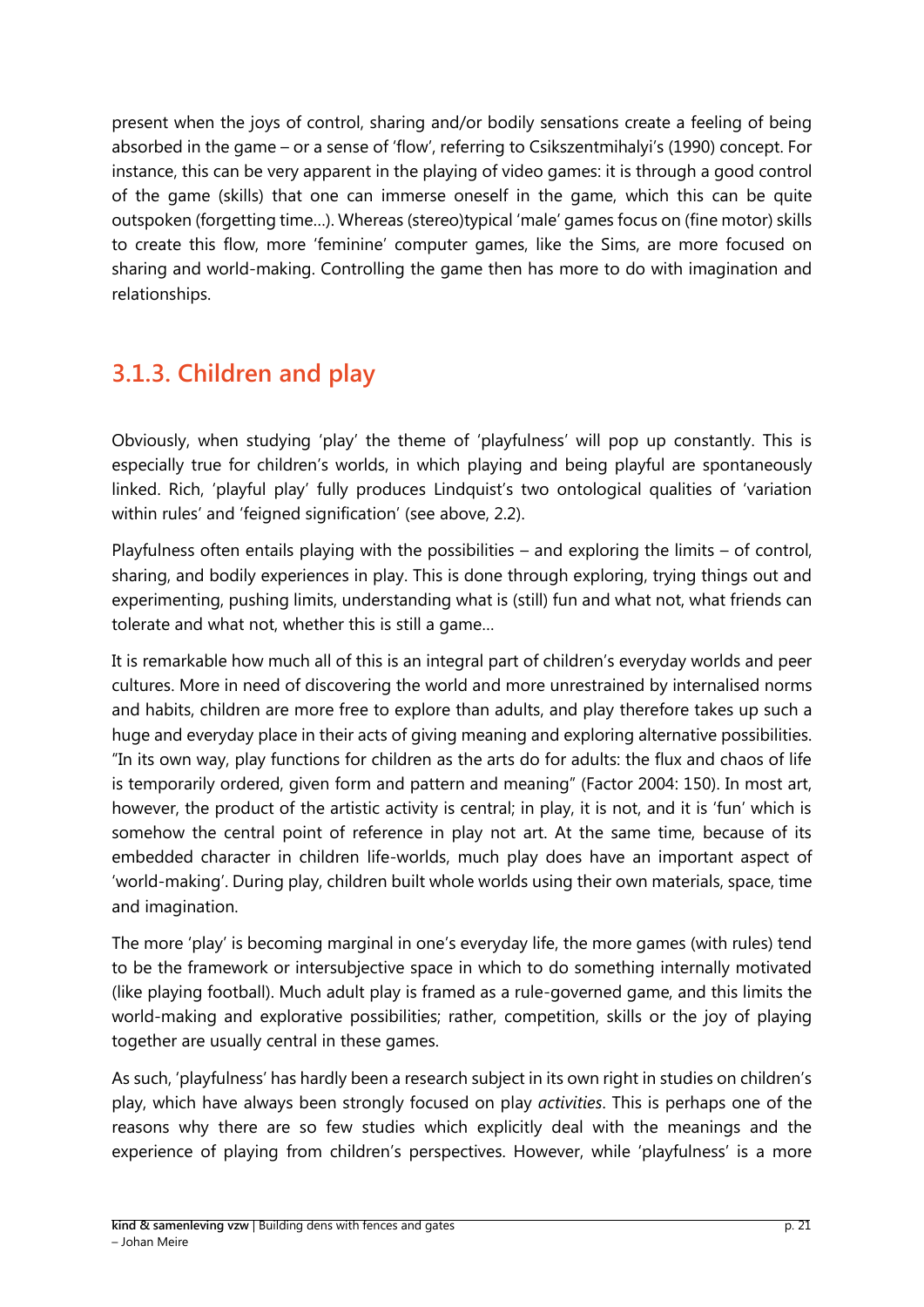present when the joys of control, sharing and/or bodily sensations create a feeling of being absorbed in the game – or a sense of 'flow', referring to Csikszentmihalyi's (1990) concept. For instance, this can be very apparent in the playing of video games: it is through a good control of the game (skills) that one can immerse oneself in the game, which this can be quite outspoken (forgetting time…). Whereas (stereo)typical 'male' games focus on (fine motor) skills to create this flow, more 'feminine' computer games, like the Sims, are more focused on sharing and world-making. Controlling the game then has more to do with imagination and relationships.

## 3.1.3. Children and play

Obviously, when studying 'play' the theme of 'playfulness' will pop up constantly. This is especially true for children's worlds, in which playing and being playful are spontaneously linked. Rich, 'playful play' fully produces Lindquist's two ontological qualities of 'variation within rules' and 'feigned signification' (see above, 2.2).

Playfulness often entails playing with the possibilities – and exploring the limits – of control, sharing, and bodily experiences in play. This is done through exploring, trying things out and experimenting, pushing limits, understanding what is (still) fun and what not, what friends can tolerate and what not, whether this is still a game…

It is remarkable how much all of this is an integral part of children's everyday worlds and peer cultures. More in need of discovering the world and more unrestrained by internalised norms and habits, children are more free to explore than adults, and play therefore takes up such a huge and everyday place in their acts of giving meaning and exploring alternative possibilities. "In its own way, play functions for children as the arts do for adults: the flux and chaos of life is temporarily ordered, given form and pattern and meaning" (Factor 2004: 150). In most art, however, the product of the artistic activity is central; in play, it is not, and it is 'fun' which is somehow the central point of reference in play not art. At the same time, because of its embedded character in children life-worlds, much play does have an important aspect of 'world-making'. During play, children built whole worlds using their own materials, space, time and imagination.

The more 'play' is becoming marginal in one's everyday life, the more games (with rules) tend to be the framework or intersubjective space in which to do something internally motivated (like playing football). Much adult play is framed as a rule-governed game, and this limits the world-making and explorative possibilities; rather, competition, skills or the joy of playing together are usually central in these games.

As such, 'playfulness' has hardly been a research subject in its own right in studies on children's play, which have always been strongly focused on play *activities*. This is perhaps one of the reasons why there are so few studies which explicitly deal with the meanings and the experience of playing from children's perspectives. However, while 'playfulness' is a more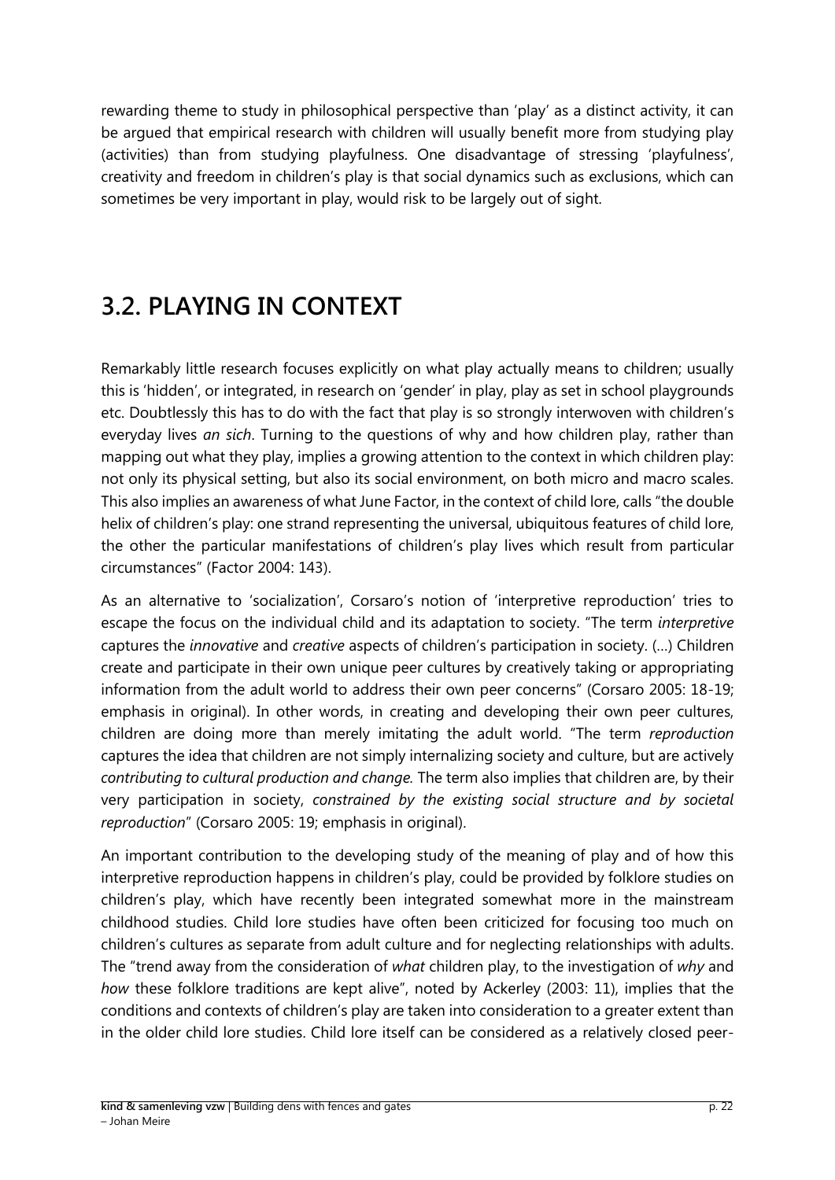rewarding theme to study in philosophical perspective than 'play' as a distinct activity, it can be argued that empirical research with children will usually benefit more from studying play (activities) than from studying playfulness. One disadvantage of stressing 'playfulness', creativity and freedom in children's play is that social dynamics such as exclusions, which can sometimes be very important in play, would risk to be largely out of sight.

## 3.2. PLAYING IN CONTEXT

Remarkably little research focuses explicitly on what play actually means to children; usually this is 'hidden', or integrated, in research on 'gender' in play, play as set in school playgrounds etc. Doubtlessly this has to do with the fact that play is so strongly interwoven with children's everyday lives *an sich*. Turning to the questions of why and how children play, rather than mapping out what they play, implies a growing attention to the context in which children play: not only its physical setting, but also its social environment, on both micro and macro scales. This also implies an awareness of what June Factor, in the context of child lore, calls "the double helix of children's play: one strand representing the universal, ubiquitous features of child lore, the other the particular manifestations of children's play lives which result from particular circumstances" (Factor 2004: 143).

As an alternative to 'socialization', Corsaro's notion of 'interpretive reproduction' tries to escape the focus on the individual child and its adaptation to society. "The term *interpretive* captures the *innovative* and *creative* aspects of children's participation in society. (…) Children create and participate in their own unique peer cultures by creatively taking or appropriating information from the adult world to address their own peer concerns" (Corsaro 2005: 18-19; emphasis in original). In other words, in creating and developing their own peer cultures, children are doing more than merely imitating the adult world. "The term *reproduction* captures the idea that children are not simply internalizing society and culture, but are actively *contributing to cultural production and change.* The term also implies that children are, by their very participation in society, *constrained by the existing social structure and by societal reproduction*" (Corsaro 2005: 19; emphasis in original).

An important contribution to the developing study of the meaning of play and of how this interpretive reproduction happens in children's play, could be provided by folklore studies on children's play, which have recently been integrated somewhat more in the mainstream childhood studies. Child lore studies have often been criticized for focusing too much on children's cultures as separate from adult culture and for neglecting relationships with adults. The "trend away from the consideration of *what* children play, to the investigation of *why* and *how* these folklore traditions are kept alive", noted by Ackerley (2003: 11), implies that the conditions and contexts of children's play are taken into consideration to a greater extent than in the older child lore studies. Child lore itself can be considered as a relatively closed peer-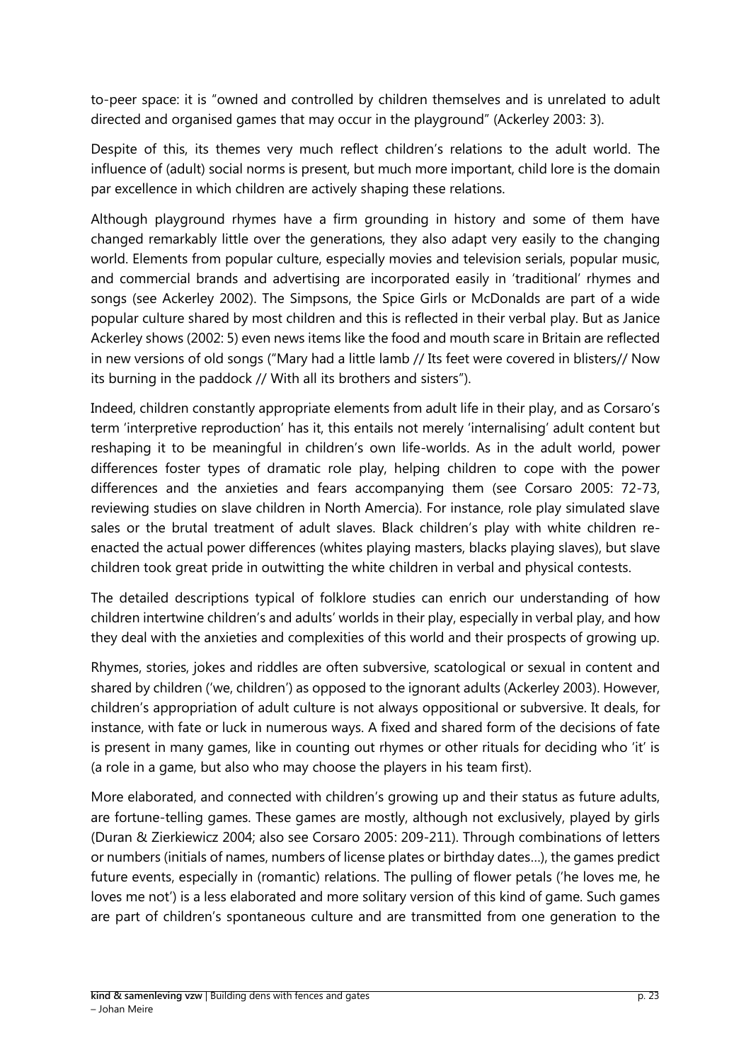to-peer space: it is "owned and controlled by children themselves and is unrelated to adult directed and organised games that may occur in the playground" (Ackerley 2003: 3).

Despite of this, its themes very much reflect children's relations to the adult world. The influence of (adult) social norms is present, but much more important, child lore is the domain par excellence in which children are actively shaping these relations.

Although playground rhymes have a firm grounding in history and some of them have changed remarkably little over the generations, they also adapt very easily to the changing world. Elements from popular culture, especially movies and television serials, popular music, and commercial brands and advertising are incorporated easily in 'traditional' rhymes and songs (see Ackerley 2002). The Simpsons, the Spice Girls or McDonalds are part of a wide popular culture shared by most children and this is reflected in their verbal play. But as Janice Ackerley shows (2002: 5) even news items like the food and mouth scare in Britain are reflected in new versions of old songs ("Mary had a little lamb // Its feet were covered in blisters// Now its burning in the paddock // With all its brothers and sisters").

Indeed, children constantly appropriate elements from adult life in their play, and as Corsaro's term 'interpretive reproduction' has it, this entails not merely 'internalising' adult content but reshaping it to be meaningful in children's own life-worlds. As in the adult world, power differences foster types of dramatic role play, helping children to cope with the power differences and the anxieties and fears accompanying them (see Corsaro 2005: 72-73, reviewing studies on slave children in North Amercia). For instance, role play simulated slave sales or the brutal treatment of adult slaves. Black children's play with white children re-enacted the actual power differences (whites playing masters, blacks playing slaves), but slave children took great pride in outwitting the white children in verbal and physical contests.

The detailed descriptions typical of folklore studies can enrich our understanding of how children intertwine children's and adults' worlds in their play, especially in verbal play, and how they deal with the anxieties and complexities of this world and their prospects of growing up.

Rhymes, stories, jokes and riddles are often subversive, scatological or sexual in content and shared by children ('we, children') as opposed to the ignorant adults (Ackerley 2003). However, children's appropriation of adult culture is not always oppositional or subversive. It deals, for instance, with fate or luck in numerous ways. A fixed and shared form of the decisions of fate is present in many games, like in counting out rhymes or other rituals for deciding who 'it' is (a role in a game, but also who may choose the players in his team first).

More elaborated, and connected with children's growing up and their status as future adults, are fortune-telling games. These games are mostly, although not exclusively, played by girls (Duran & Zierkiewicz 2004; also see Corsaro 2005: 209-211). Through combinations of letters or numbers (initials of names, numbers of license plates or birthday dates…), the games predict future events, especially in (romantic) relations. The pulling of flower petals ('he loves me, he loves me not') is a less elaborated and more solitary version of this kind of game. Such games are part of children's spontaneous culture and are transmitted from one generation to the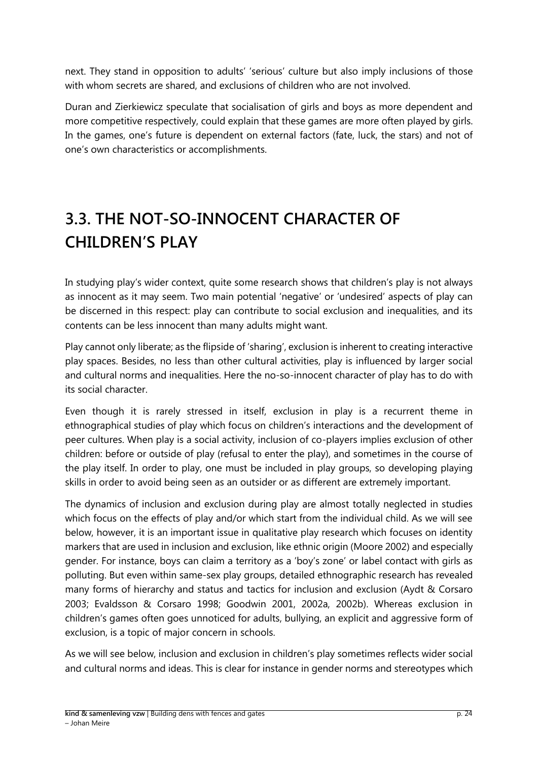next. They stand in opposition to adults' 'serious' culture but also imply inclusions of those with whom secrets are shared, and exclusions of children who are not involved.

Duran and Zierkiewicz speculate that socialisation of girls and boys as more dependent and more competitive respectively, could explain that these games are more often played by girls. In the games, one's future is dependent on external factors (fate, luck, the stars) and not of one's own characteristics or accomplishments.

# 3.3. THE NOT-SO-INNOCENT CHARACTER OF CHILDREN'S PLAY

In studying play's wider context, quite some research shows that children's play is not always as innocent as it may seem. Two main potential 'negative' or 'undesired' aspects of play can be discerned in this respect: play can contribute to social exclusion and inequalities, and its contents can be less innocent than many adults might want.

Play cannot only liberate; as the flipside of 'sharing', exclusion is inherent to creating interactive play spaces. Besides, no less than other cultural activities, play is influenced by larger social and cultural norms and inequalities. Here the no-so-innocent character of play has to do with its social character.

Even though it is rarely stressed in itself, exclusion in play is a recurrent theme in ethnographical studies of play which focus on children's interactions and the development of peer cultures. When play is a social activity, inclusion of co-players implies exclusion of other children: before or outside of play (refusal to enter the play), and sometimes in the course of the play itself. In order to play, one must be included in play groups, so developing playing skills in order to avoid being seen as an outsider or as different are extremely important.

The dynamics of inclusion and exclusion during play are almost totally neglected in studies which focus on the effects of play and/or which start from the individual child. As we will see below, however, it is an important issue in qualitative play research which focuses on identity markers that are used in inclusion and exclusion, like ethnic origin (Moore 2002) and especially gender. For instance, boys can claim a territory as a 'boy's zone' or label contact with girls as polluting. But even within same-sex play groups, detailed ethnographic research has revealed many forms of hierarchy and status and tactics for inclusion and exclusion (Aydt & Corsaro 2003; Evaldsson & Corsaro 1998; Goodwin 2001, 2002a, 2002b). Whereas exclusion in children's games often goes unnoticed for adults, bullying, an explicit and aggressive form of exclusion, is a topic of major concern in schools.

As we will see below, inclusion and exclusion in children's play sometimes reflects wider social and cultural norms and ideas. This is clear for instance in gender norms and stereotypes which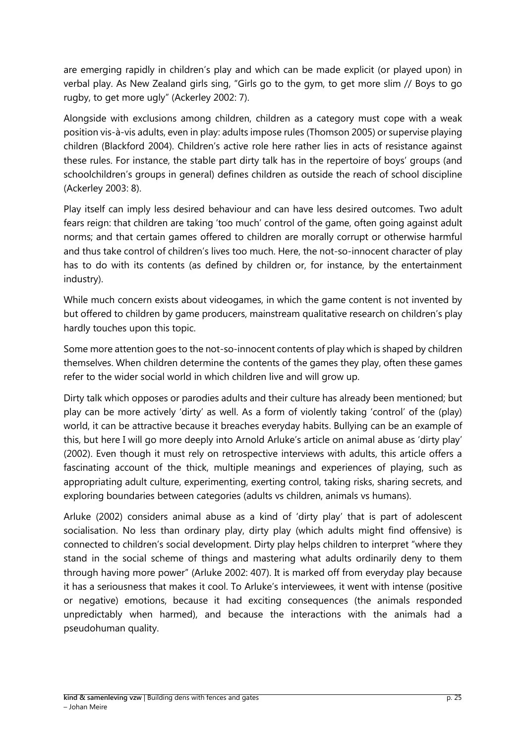are emerging rapidly in children's play and which can be made explicit (or played upon) in verbal play. As New Zealand girls sing, "Girls go to the gym, to get more slim // Boys to go rugby, to get more ugly" (Ackerley 2002: 7).

Alongside with exclusions among children, children as a category must cope with a weak position vis-à-vis adults, even in play: adults impose rules (Thomson 2005) or supervise playing children (Blackford 2004). Children's active role here rather lies in acts of resistance against these rules. For instance, the stable part dirty talk has in the repertoire of boys' groups (and schoolchildren's groups in general) defines children as outside the reach of school discipline (Ackerley 2003: 8).

Play itself can imply less desired behaviour and can have less desired outcomes. Two adult fears reign: that children are taking 'too much' control of the game, often going against adult norms; and that certain games offered to children are morally corrupt or otherwise harmful and thus take control of children's lives too much. Here, the not-so-innocent character of play has to do with its contents (as defined by children or, for instance, by the entertainment industry).

While much concern exists about videogames, in which the game content is not invented by but offered to children by game producers, mainstream qualitative research on children's play hardly touches upon this topic.

Some more attention goes to the not-so-innocent contents of play which is shaped by children themselves. When children determine the contents of the games they play, often these games refer to the wider social world in which children live and will grow up.

Dirty talk which opposes or parodies adults and their culture has already been mentioned; but play can be more actively 'dirty' as well. As a form of violently taking 'control' of the (play) world, it can be attractive because it breaches everyday habits. Bullying can be an example of this, but here I will go more deeply into Arnold Arluke's article on animal abuse as 'dirty play' (2002). Even though it must rely on retrospective interviews with adults, this article offers a fascinating account of the thick, multiple meanings and experiences of playing, such as appropriating adult culture, experimenting, exerting control, taking risks, sharing secrets, and exploring boundaries between categories (adults vs children, animals vs humans).

Arluke (2002) considers animal abuse as a kind of 'dirty play' that is part of adolescent socialisation. No less than ordinary play, dirty play (which adults might find offensive) is connected to children's social development. Dirty play helps children to interpret "where they stand in the social scheme of things and mastering what adults ordinarily deny to them through having more power" (Arluke 2002: 407). It is marked off from everyday play because it has a seriousness that makes it cool. To Arluke's interviewees, it went with intense (positive or negative) emotions, because it had exciting consequences (the animals responded unpredictably when harmed), and because the interactions with the animals had a pseudohuman quality.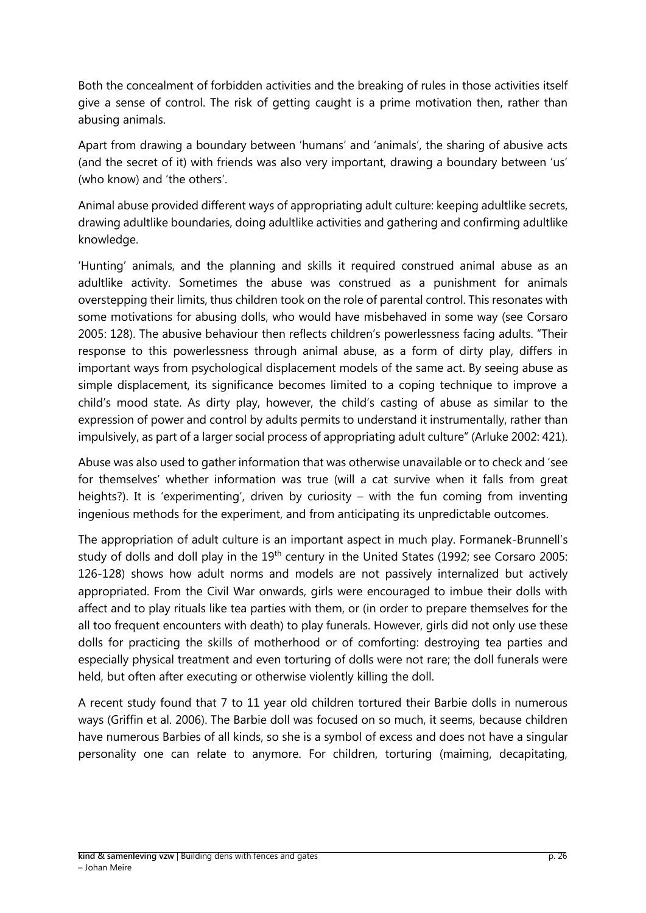Both the concealment of forbidden activities and the breaking of rules in those activities itself give a sense of control. The risk of getting caught is a prime motivation then, rather than abusing animals.

Apart from drawing a boundary between 'humans' and 'animals', the sharing of abusive acts (and the secret of it) with friends was also very important, drawing a boundary between 'us' (who know) and 'the others'.

Animal abuse provided different ways of appropriating adult culture: keeping adultlike secrets, drawing adultlike boundaries, doing adultlike activities and gathering and confirming adultlike knowledge.

'Hunting' animals, and the planning and skills it required construed animal abuse as an adultlike activity. Sometimes the abuse was construed as a punishment for animals overstepping their limits, thus children took on the role of parental control. This resonates with some motivations for abusing dolls, who would have misbehaved in some way (see Corsaro 2005: 128). The abusive behaviour then reflects children's powerlessness facing adults. "Their response to this powerlessness through animal abuse, as a form of dirty play, differs in important ways from psychological displacement models of the same act. By seeing abuse as simple displacement, its significance becomes limited to a coping technique to improve a child's mood state. As dirty play, however, the child's casting of abuse as similar to the expression of power and control by adults permits to understand it instrumentally, rather than impulsively, as part of a larger social process of appropriating adult culture" (Arluke 2002: 421).

Abuse was also used to gather information that was otherwise unavailable or to check and 'see for themselves' whether information was true (will a cat survive when it falls from great heights?). It is 'experimenting', driven by curiosity – with the fun coming from inventing ingenious methods for the experiment, and from anticipating its unpredictable outcomes.

The appropriation of adult culture is an important aspect in much play. Formanek-Brunnell's study of dolls and doll play in the 19th century in the United States (1992; see Corsaro 2005: 126-128) shows how adult norms and models are not passively internalized but actively appropriated. From the Civil War onwards, girls were encouraged to imbue their dolls with affect and to play rituals like tea parties with them, or (in order to prepare themselves for the all too frequent encounters with death) to play funerals. However, girls did not only use these dolls for practicing the skills of motherhood or of comforting: destroying tea parties and especially physical treatment and even torturing of dolls were not rare; the doll funerals were held, but often after executing or otherwise violently killing the doll.

A recent study found that 7 to 11 year old children tortured their Barbie dolls in numerous ways (Griffin et al. 2006). The Barbie doll was focused on so much, it seems, because children have numerous Barbies of all kinds, so she is a symbol of excess and does not have a singular personality one can relate to anymore. For children, torturing (maiming, decapitating,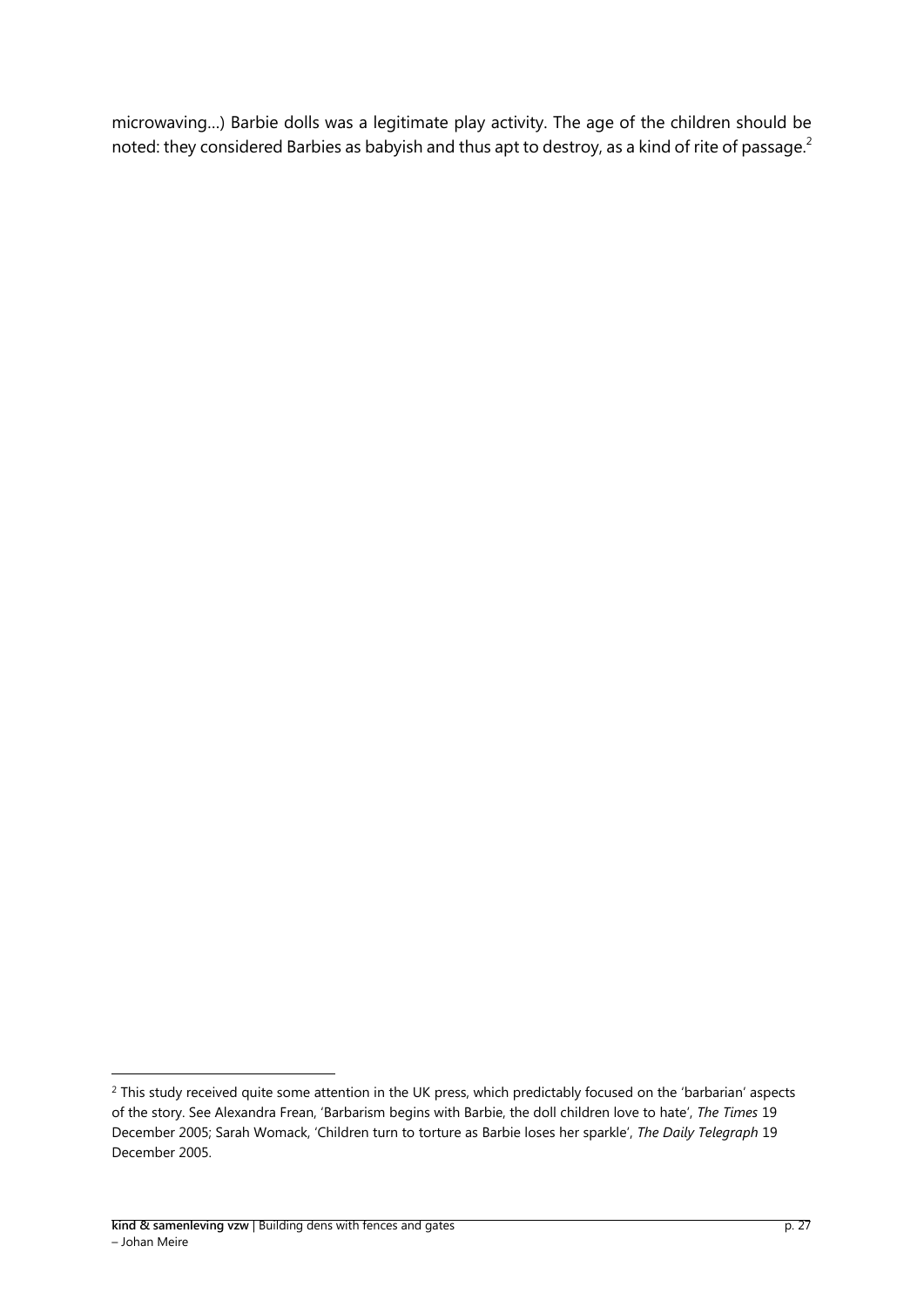microwaving…) Barbie dolls was a legitimate play activity. The age of the children should be noted: they considered Barbies as babyish and thus apt to destroy, as a kind of rite of passage.[2]

---

[2] This study received quite some attention in the UK press, which predictably focused on the 'barbarian' aspects of the story. See Alexandra Frean, 'Barbarism begins with Barbie, the doll children love to hate', *The Times* 19 December 2005; Sarah Womack, 'Children turn to torture as Barbie loses her sparkle', *The Daily Telegraph* 19 December 2005.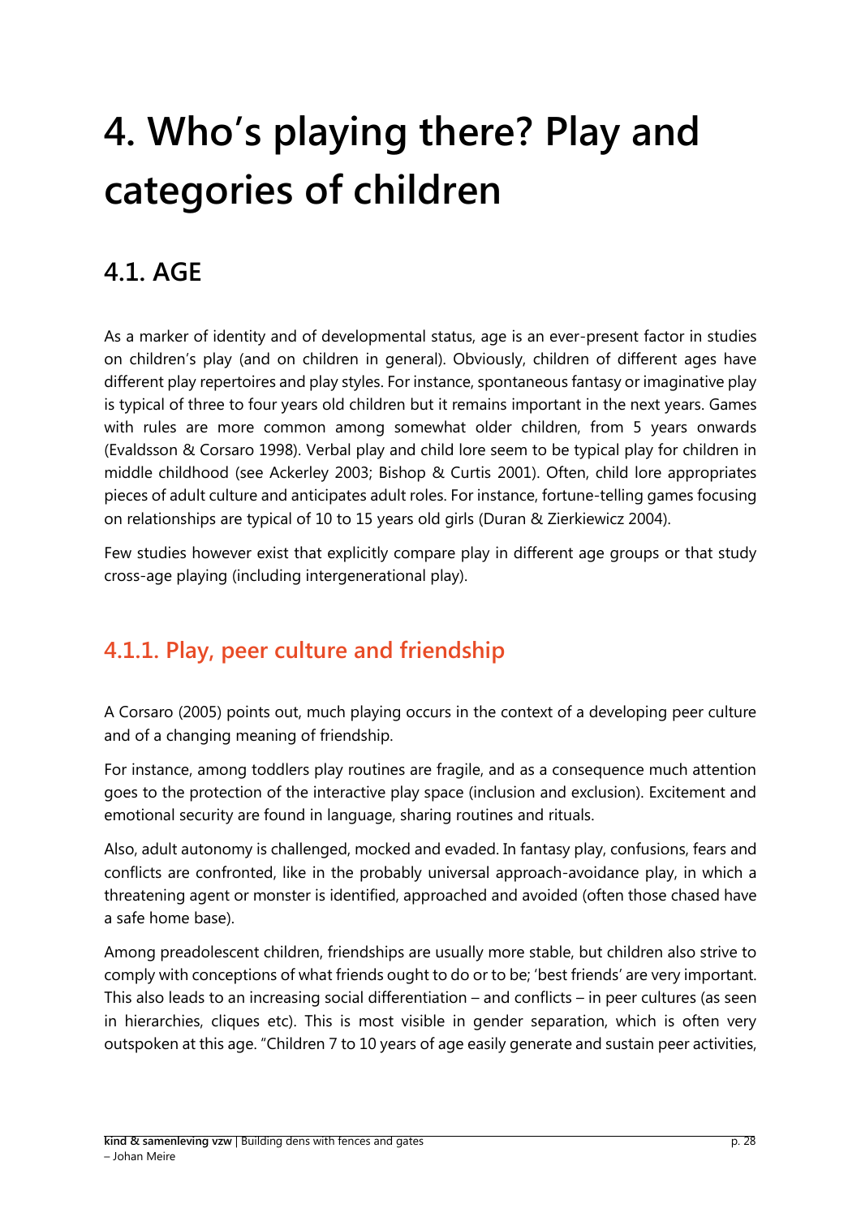# 4. Who's playing there? Play and categories of children

## 4.1. AGE

As a marker of identity and of developmental status, age is an ever-present factor in studies on children's play (and on children in general). Obviously, children of different ages have different play repertoires and play styles. For instance, spontaneous fantasy or imaginative play is typical of three to four years old children but it remains important in the next years. Games with rules are more common among somewhat older children, from 5 years onwards (Evaldsson & Corsaro 1998). Verbal play and child lore seem to be typical play for children in middle childhood (see Ackerley 2003; Bishop & Curtis 2001). Often, child lore appropriates pieces of adult culture and anticipates adult roles. For instance, fortune-telling games focusing on relationships are typical of 10 to 15 years old girls (Duran & Zierkiewicz 2004).

Few studies however exist that explicitly compare play in different age groups or that study cross-age playing (including intergenerational play).

### 4.1.1. Play, peer culture and friendship

A Corsaro (2005) points out, much playing occurs in the context of a developing peer culture and of a changing meaning of friendship.

For instance, among toddlers play routines are fragile, and as a consequence much attention goes to the protection of the interactive play space (inclusion and exclusion). Excitement and emotional security are found in language, sharing routines and rituals.

Also, adult autonomy is challenged, mocked and evaded. In fantasy play, confusions, fears and conflicts are confronted, like in the probably universal approach-avoidance play, in which a threatening agent or monster is identified, approached and avoided (often those chased have a safe home base).

Among preadolescent children, friendships are usually more stable, but children also strive to comply with conceptions of what friends ought to do or to be; 'best friends' are very important. This also leads to an increasing social differentiation – and conflicts – in peer cultures (as seen in hierarchies, cliques etc). This is most visible in gender separation, which is often very outspoken at this age. "Children 7 to 10 years of age easily generate and sustain peer activities,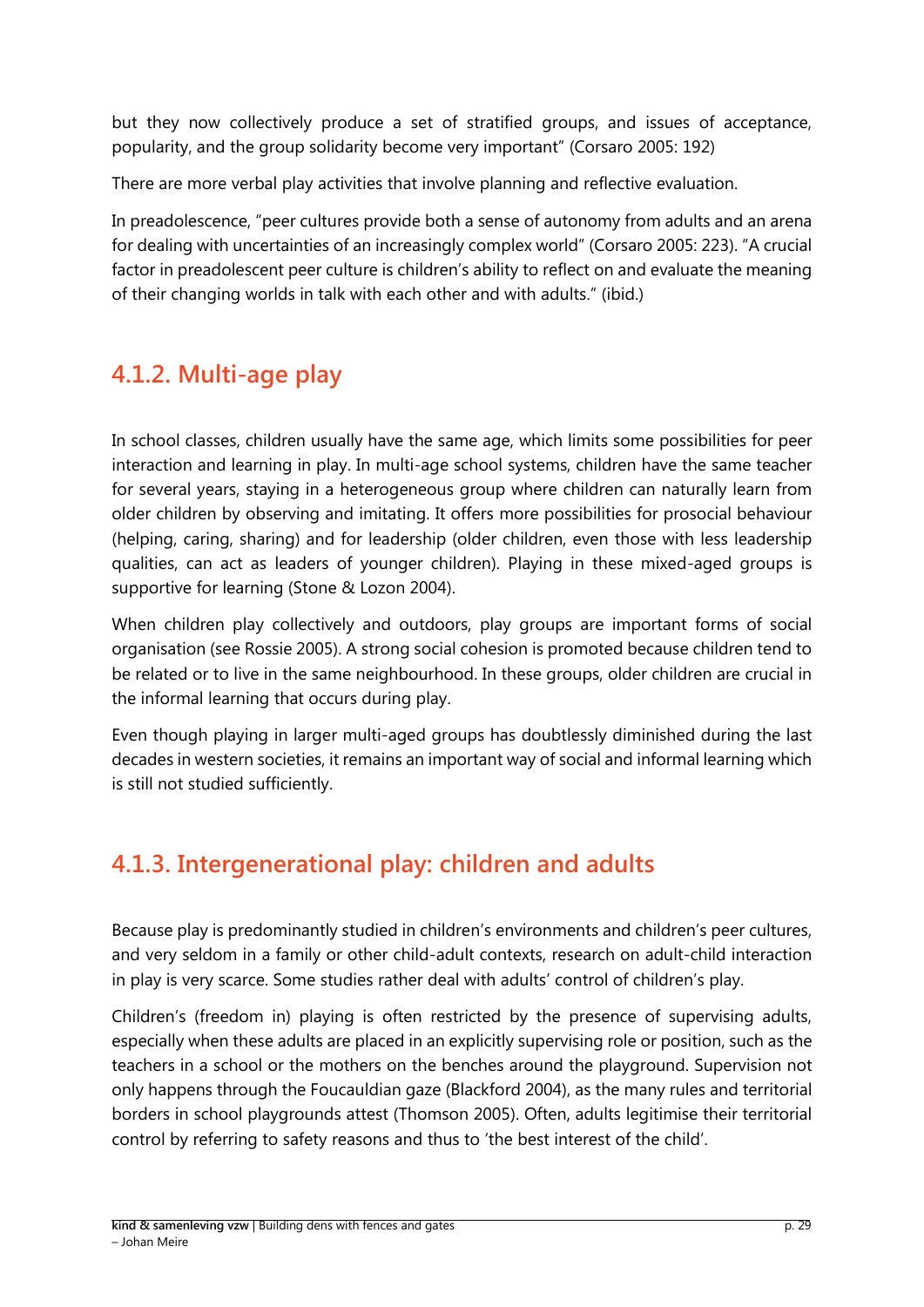but they now collectively produce a set of stratified groups, and issues of acceptance, popularity, and the group solidarity become very important" (Corsaro 2005: 192)

There are more verbal play activities that involve planning and reflective evaluation.

In preadolescence, "peer cultures provide both a sense of autonomy from adults and an arena for dealing with uncertainties of an increasingly complex world" (Corsaro 2005: 223). "A crucial factor in preadolescent peer culture is children's ability to reflect on and evaluate the meaning of their changing worlds in talk with each other and with adults." (ibid.)

### 4.1.2. Multi-age play

In school classes, children usually have the same age, which limits some possibilities for peer interaction and learning in play. In multi-age school systems, children have the same teacher for several years, staying in a heterogeneous group where children can naturally learn from older children by observing and imitating. It offers more possibilities for prosocial behaviour (helping, caring, sharing) and for leadership (older children, even those with less leadership qualities, can act as leaders of younger children). Playing in these mixed-aged groups is supportive for learning (Stone & Lozon 2004).

When children play collectively and outdoors, play groups are important forms of social organisation (see Rossie 2005). A strong social cohesion is promoted because children tend to be related or to live in the same neighbourhood. In these groups, older children are crucial in the informal learning that occurs during play.

Even though playing in larger multi-aged groups has doubtlessly diminished during the last decades in western societies, it remains an important way of social and informal learning which is still not studied sufficiently.

### 4.1.3. Intergenerational play: children and adults

Because play is predominantly studied in children's environments and children's peer cultures, and very seldom in a family or other child-adult contexts, research on adult-child interaction in play is very scarce. Some studies rather deal with adults' control of children's play.

Children's (freedom in) playing is often restricted by the presence of supervising adults, especially when these adults are placed in an explicitly supervising role or position, such as the teachers in a school or the mothers on the benches around the playground. Supervision not only happens through the Foucauldian gaze (Blackford 2004), as the many rules and territorial borders in school playgrounds attest (Thomson 2005). Often, adults legitimise their territorial control by referring to safety reasons and thus to 'the best interest of the child'.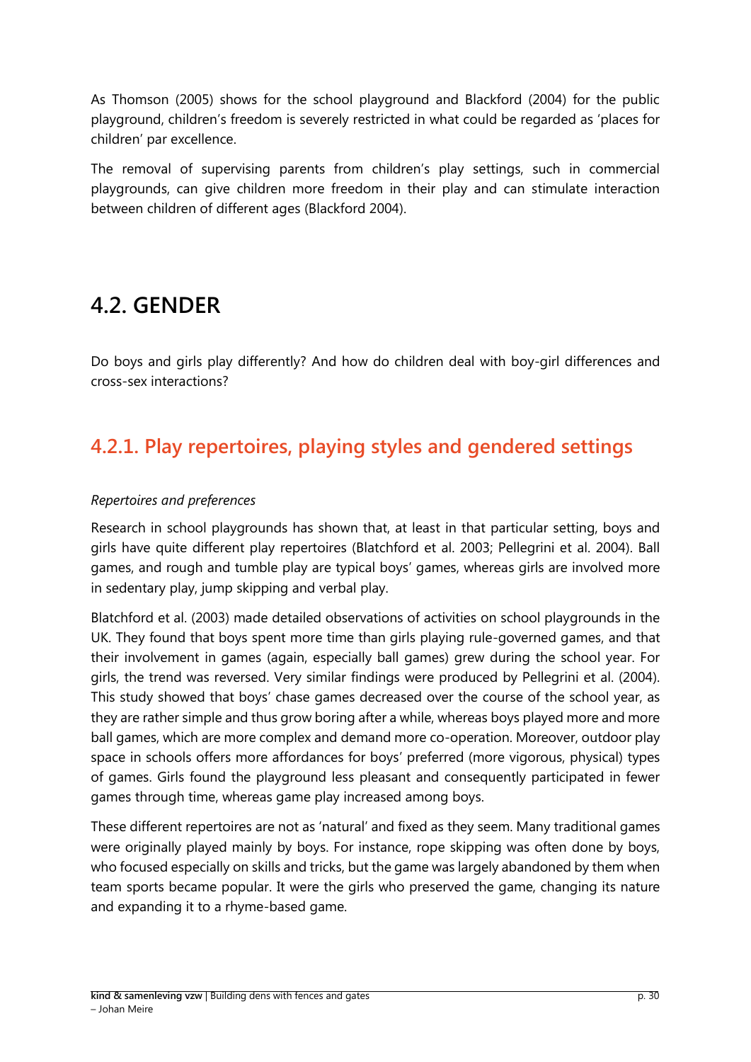As Thomson (2005) shows for the school playground and Blackford (2004) for the public playground, children's freedom is severely restricted in what could be regarded as 'places for children' par excellence.

The removal of supervising parents from children's play settings, such in commercial playgrounds, can give children more freedom in their play and can stimulate interaction between children of different ages (Blackford 2004).

# 4.2. GENDER

Do boys and girls play differently? And how do children deal with boy-girl differences and cross-sex interactions?

## 4.2.1. Play repertoires, playing styles and gendered settings

*Repertoires and preferences*

Research in school playgrounds has shown that, at least in that particular setting, boys and girls have quite different play repertoires (Blatchford et al. 2003; Pellegrini et al. 2004). Ball games, and rough and tumble play are typical boys' games, whereas girls are involved more in sedentary play, jump skipping and verbal play.

Blatchford et al. (2003) made detailed observations of activities on school playgrounds in the UK. They found that boys spent more time than girls playing rule-governed games, and that their involvement in games (again, especially ball games) grew during the school year. For girls, the trend was reversed. Very similar findings were produced by Pellegrini et al. (2004). This study showed that boys' chase games decreased over the course of the school year, as they are rather simple and thus grow boring after a while, whereas boys played more and more ball games, which are more complex and demand more co-operation. Moreover, outdoor play space in schools offers more affordances for boys' preferred (more vigorous, physical) types of games. Girls found the playground less pleasant and consequently participated in fewer games through time, whereas game play increased among boys.

These different repertoires are not as 'natural' and fixed as they seem. Many traditional games were originally played mainly by boys. For instance, rope skipping was often done by boys, who focused especially on skills and tricks, but the game was largely abandoned by them when team sports became popular. It were the girls who preserved the game, changing its nature and expanding it to a rhyme-based game.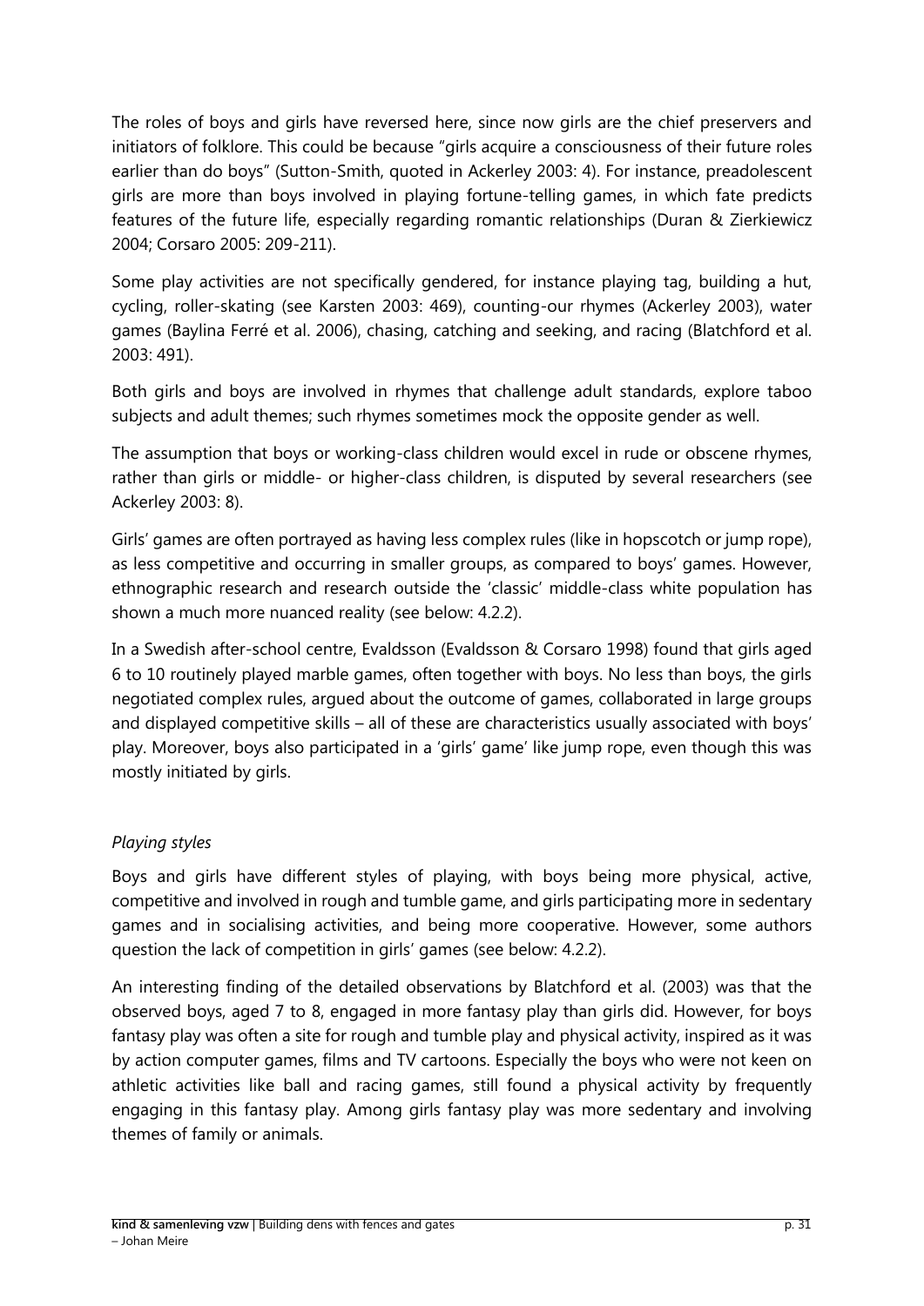The roles of boys and girls have reversed here, since now girls are the chief preservers and initiators of folklore. This could be because "girls acquire a consciousness of their future roles earlier than do boys" (Sutton-Smith, quoted in Ackerley 2003: 4). For instance, preadolescent girls are more than boys involved in playing fortune-telling games, in which fate predicts features of the future life, especially regarding romantic relationships (Duran & Zierkiewicz 2004; Corsaro 2005: 209-211).

Some play activities are not specifically gendered, for instance playing tag, building a hut, cycling, roller-skating (see Karsten 2003: 469), counting-our rhymes (Ackerley 2003), water games (Baylina Ferré et al. 2006), chasing, catching and seeking, and racing (Blatchford et al. 2003: 491).

Both girls and boys are involved in rhymes that challenge adult standards, explore taboo subjects and adult themes; such rhymes sometimes mock the opposite gender as well.

The assumption that boys or working-class children would excel in rude or obscene rhymes, rather than girls or middle- or higher-class children, is disputed by several researchers (see Ackerley 2003: 8).

Girls' games are often portrayed as having less complex rules (like in hopscotch or jump rope), as less competitive and occurring in smaller groups, as compared to boys' games. However, ethnographic research and research outside the 'classic' middle-class white population has shown a much more nuanced reality (see below: 4.2.2).

In a Swedish after-school centre, Evaldsson (Evaldsson & Corsaro 1998) found that girls aged 6 to 10 routinely played marble games, often together with boys. No less than boys, the girls negotiated complex rules, argued about the outcome of games, collaborated in large groups and displayed competitive skills – all of these are characteristics usually associated with boys' play. Moreover, boys also participated in a 'girls' game' like jump rope, even though this was mostly initiated by girls.

*Playing styles*

Boys and girls have different styles of playing, with boys being more physical, active, competitive and involved in rough and tumble game, and girls participating more in sedentary games and in socialising activities, and being more cooperative. However, some authors question the lack of competition in girls' games (see below: 4.2.2).

An interesting finding of the detailed observations by Blatchford et al. (2003) was that the observed boys, aged 7 to 8, engaged in more fantasy play than girls did. However, for boys fantasy play was often a site for rough and tumble play and physical activity, inspired as it was by action computer games, films and TV cartoons. Especially the boys who were not keen on athletic activities like ball and racing games, still found a physical activity by frequently engaging in this fantasy play. Among girls fantasy play was more sedentary and involving themes of family or animals.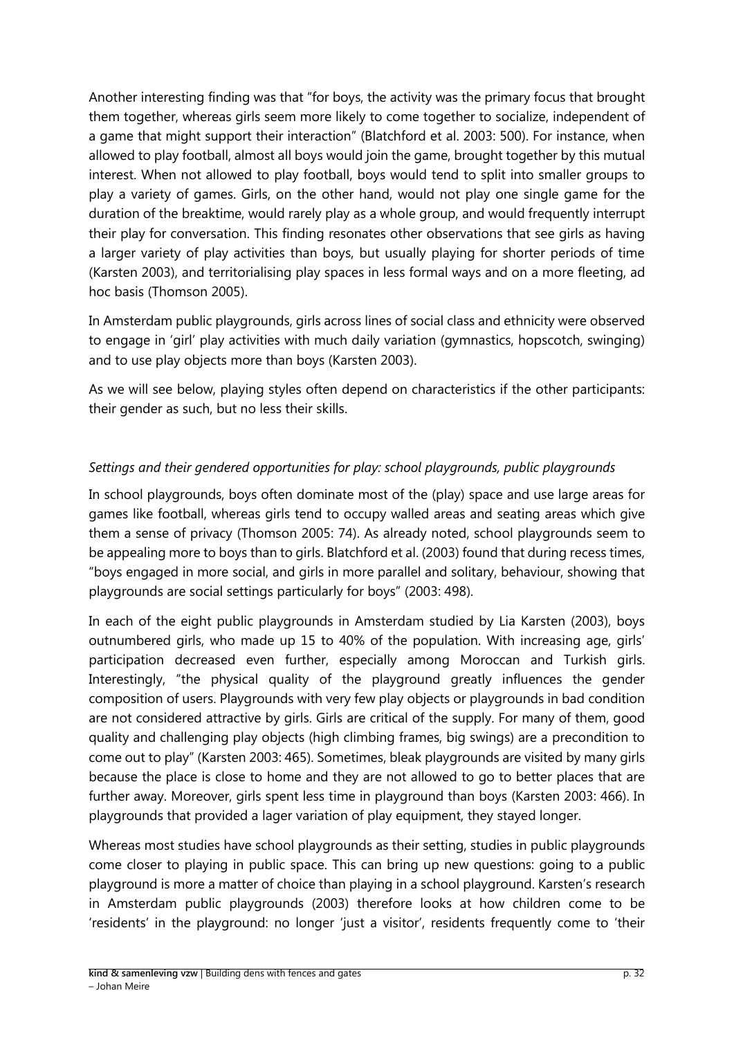Another interesting finding was that "for boys, the activity was the primary focus that brought them together, whereas girls seem more likely to come together to socialize, independent of a game that might support their interaction" (Blatchford et al. 2003: 500). For instance, when allowed to play football, almost all boys would join the game, brought together by this mutual interest. When not allowed to play football, boys would tend to split into smaller groups to play a variety of games. Girls, on the other hand, would not play one single game for the duration of the breaktime, would rarely play as a whole group, and would frequently interrupt their play for conversation. This finding resonates other observations that see girls as having a larger variety of play activities than boys, but usually playing for shorter periods of time (Karsten 2003), and territorialising play spaces in less formal ways and on a more fleeting, ad hoc basis (Thomson 2005).

In Amsterdam public playgrounds, girls across lines of social class and ethnicity were observed to engage in 'girl' play activities with much daily variation (gymnastics, hopscotch, swinging) and to use play objects more than boys (Karsten 2003).

As we will see below, playing styles often depend on characteristics if the other participants: their gender as such, but no less their skills.

*Settings and their gendered opportunities for play: school playgrounds, public playgrounds*

In school playgrounds, boys often dominate most of the (play) space and use large areas for games like football, whereas girls tend to occupy walled areas and seating areas which give them a sense of privacy (Thomson 2005: 74). As already noted, school playgrounds seem to be appealing more to boys than to girls. Blatchford et al. (2003) found that during recess times, "boys engaged in more social, and girls in more parallel and solitary, behaviour, showing that playgrounds are social settings particularly for boys" (2003: 498).

In each of the eight public playgrounds in Amsterdam studied by Lia Karsten (2003), boys outnumbered girls, who made up 15 to 40% of the population. With increasing age, girls' participation decreased even further, especially among Moroccan and Turkish girls. Interestingly, "the physical quality of the playground greatly influences the gender composition of users. Playgrounds with very few play objects or playgrounds in bad condition are not considered attractive by girls. Girls are critical of the supply. For many of them, good quality and challenging play objects (high climbing frames, big swings) are a precondition to come out to play" (Karsten 2003: 465). Sometimes, bleak playgrounds are visited by many girls because the place is close to home and they are not allowed to go to better places that are further away. Moreover, girls spent less time in playground than boys (Karsten 2003: 466). In playgrounds that provided a lager variation of play equipment, they stayed longer.

Whereas most studies have school playgrounds as their setting, studies in public playgrounds come closer to playing in public space. This can bring up new questions: going to a public playground is more a matter of choice than playing in a school playground. Karsten's research in Amsterdam public playgrounds (2003) therefore looks at how children come to be 'residents' in the playground: no longer 'just a visitor', residents frequently come to 'their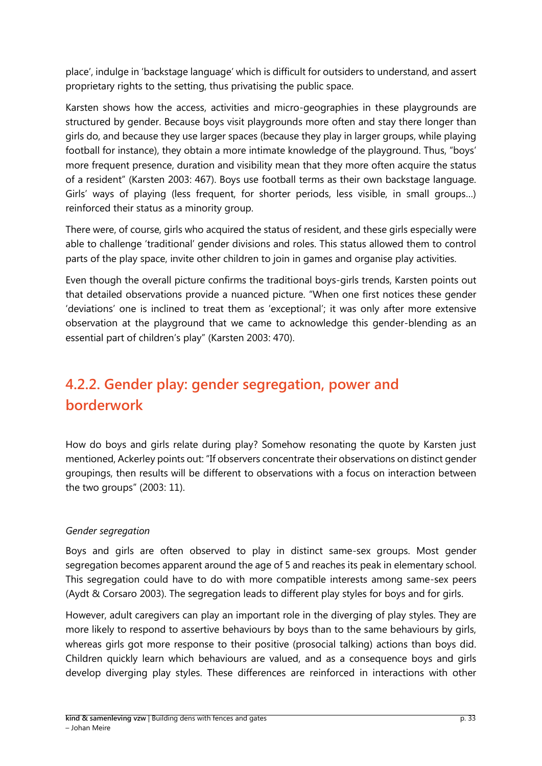place', indulge in 'backstage language' which is difficult for outsiders to understand, and assert proprietary rights to the setting, thus privatising the public space.

Karsten shows how the access, activities and micro-geographies in these playgrounds are structured by gender. Because boys visit playgrounds more often and stay there longer than girls do, and because they use larger spaces (because they play in larger groups, while playing football for instance), they obtain a more intimate knowledge of the playground. Thus, "boys' more frequent presence, duration and visibility mean that they more often acquire the status of a resident" (Karsten 2003: 467). Boys use football terms as their own backstage language. Girls' ways of playing (less frequent, for shorter periods, less visible, in small groups…) reinforced their status as a minority group.

There were, of course, girls who acquired the status of resident, and these girls especially were able to challenge 'traditional' gender divisions and roles. This status allowed them to control parts of the play space, invite other children to join in games and organise play activities.

Even though the overall picture confirms the traditional boys-girls trends, Karsten points out that detailed observations provide a nuanced picture. "When one first notices these gender 'deviations' one is inclined to treat them as 'exceptional'; it was only after more extensive observation at the playground that we came to acknowledge this gender-blending as an essential part of children's play" (Karsten 2003: 470).

## 4.2.2. Gender play: gender segregation, power and borderwork

How do boys and girls relate during play? Somehow resonating the quote by Karsten just mentioned, Ackerley points out: "If observers concentrate their observations on distinct gender groupings, then results will be different to observations with a focus on interaction between the two groups" (2003: 11).

*Gender segregation*

Boys and girls are often observed to play in distinct same-sex groups. Most gender segregation becomes apparent around the age of 5 and reaches its peak in elementary school. This segregation could have to do with more compatible interests among same-sex peers (Aydt & Corsaro 2003). The segregation leads to different play styles for boys and for girls.

However, adult caregivers can play an important role in the diverging of play styles. They are more likely to respond to assertive behaviours by boys than to the same behaviours by girls, whereas girls got more response to their positive (prosocial talking) actions than boys did. Children quickly learn which behaviours are valued, and as a consequence boys and girls develop diverging play styles. These differences are reinforced in interactions with other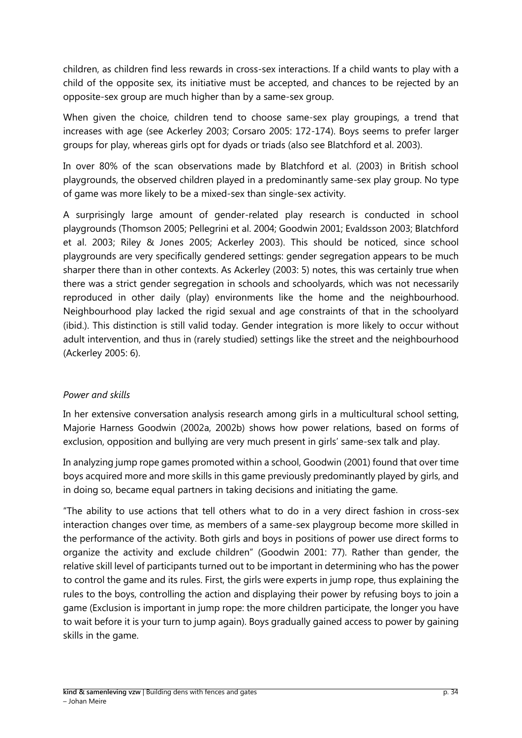children, as children find less rewards in cross-sex interactions. If a child wants to play with a child of the opposite sex, its initiative must be accepted, and chances to be rejected by an opposite-sex group are much higher than by a same-sex group.

When given the choice, children tend to choose same-sex play groupings, a trend that increases with age (see Ackerley 2003; Corsaro 2005: 172-174). Boys seems to prefer larger groups for play, whereas girls opt for dyads or triads (also see Blatchford et al. 2003).

In over 80% of the scan observations made by Blatchford et al. (2003) in British school playgrounds, the observed children played in a predominantly same-sex play group. No type of game was more likely to be a mixed-sex than single-sex activity.

A surprisingly large amount of gender-related play research is conducted in school playgrounds (Thomson 2005; Pellegrini et al. 2004; Goodwin 2001; Evaldsson 2003; Blatchford et al. 2003; Riley & Jones 2005; Ackerley 2003). This should be noticed, since school playgrounds are very specifically gendered settings: gender segregation appears to be much sharper there than in other contexts. As Ackerley (2003: 5) notes, this was certainly true when there was a strict gender segregation in schools and schoolyards, which was not necessarily reproduced in other daily (play) environments like the home and the neighbourhood. Neighbourhood play lacked the rigid sexual and age constraints of that in the schoolyard (ibid.). This distinction is still valid today. Gender integration is more likely to occur without adult intervention, and thus in (rarely studied) settings like the street and the neighbourhood (Ackerley 2005: 6).

*Power and skills*

In her extensive conversation analysis research among girls in a multicultural school setting, Majorie Harness Goodwin (2002a, 2002b) shows how power relations, based on forms of exclusion, opposition and bullying are very much present in girls' same-sex talk and play.

In analyzing jump rope games promoted within a school, Goodwin (2001) found that over time boys acquired more and more skills in this game previously predominantly played by girls, and in doing so, became equal partners in taking decisions and initiating the game.

"The ability to use actions that tell others what to do in a very direct fashion in cross-sex interaction changes over time, as members of a same-sex playgroup become more skilled in the performance of the activity. Both girls and boys in positions of power use direct forms to organize the activity and exclude children" (Goodwin 2001: 77). Rather than gender, the relative skill level of participants turned out to be important in determining who has the power to control the game and its rules. First, the girls were experts in jump rope, thus explaining the rules to the boys, controlling the action and displaying their power by refusing boys to join a game (Exclusion is important in jump rope: the more children participate, the longer you have to wait before it is your turn to jump again). Boys gradually gained access to power by gaining skills in the game.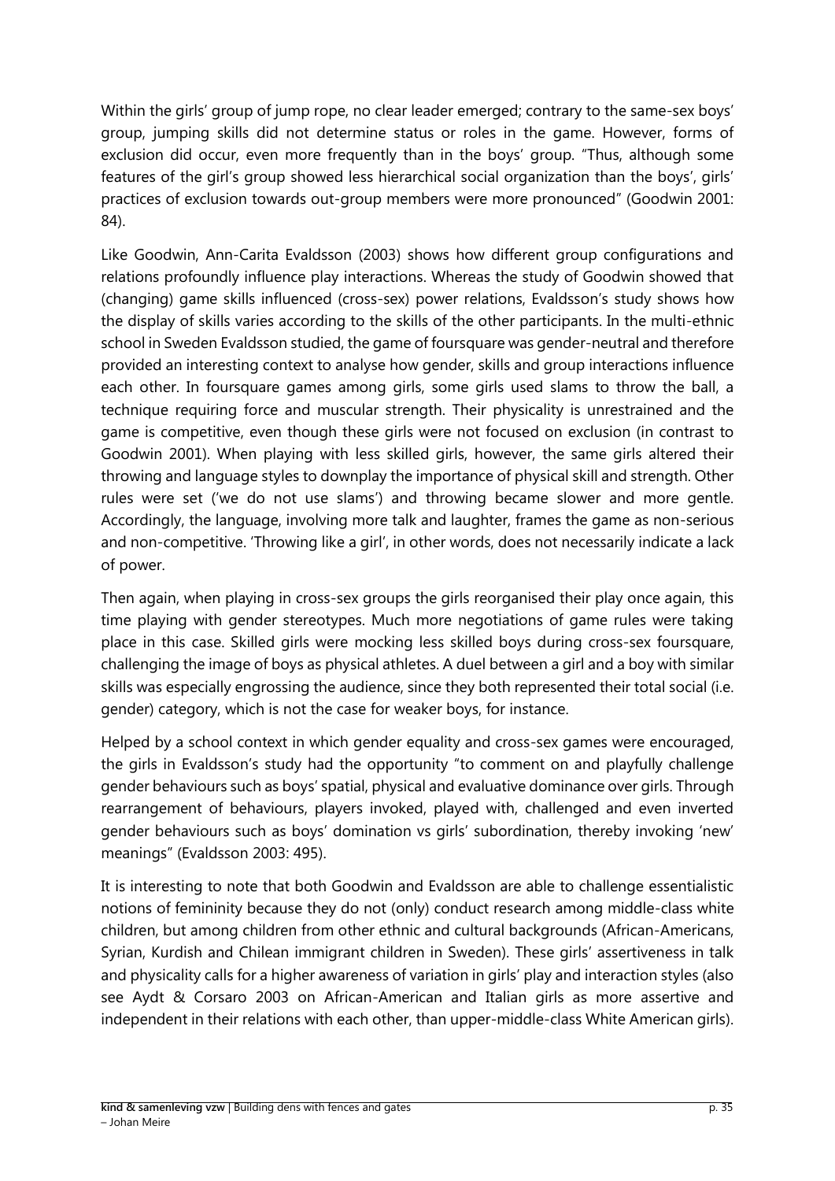Within the girls' group of jump rope, no clear leader emerged; contrary to the same-sex boys' group, jumping skills did not determine status or roles in the game. However, forms of exclusion did occur, even more frequently than in the boys' group. "Thus, although some features of the girl's group showed less hierarchical social organization than the boys', girls' practices of exclusion towards out-group members were more pronounced" (Goodwin 2001: 84).

Like Goodwin, Ann-Carita Evaldsson (2003) shows how different group configurations and relations profoundly influence play interactions. Whereas the study of Goodwin showed that (changing) game skills influenced (cross-sex) power relations, Evaldsson's study shows how the display of skills varies according to the skills of the other participants. In the multi-ethnic school in Sweden Evaldsson studied, the game of foursquare was gender-neutral and therefore provided an interesting context to analyse how gender, skills and group interactions influence each other. In foursquare games among girls, some girls used slams to throw the ball, a technique requiring force and muscular strength. Their physicality is unrestrained and the game is competitive, even though these girls were not focused on exclusion (in contrast to Goodwin 2001). When playing with less skilled girls, however, the same girls altered their throwing and language styles to downplay the importance of physical skill and strength. Other rules were set ('we do not use slams') and throwing became slower and more gentle. Accordingly, the language, involving more talk and laughter, frames the game as non-serious and non-competitive. 'Throwing like a girl', in other words, does not necessarily indicate a lack of power.

Then again, when playing in cross-sex groups the girls reorganised their play once again, this time playing with gender stereotypes. Much more negotiations of game rules were taking place in this case. Skilled girls were mocking less skilled boys during cross-sex foursquare, challenging the image of boys as physical athletes. A duel between a girl and a boy with similar skills was especially engrossing the audience, since they both represented their total social (i.e. gender) category, which is not the case for weaker boys, for instance.

Helped by a school context in which gender equality and cross-sex games were encouraged, the girls in Evaldsson's study had the opportunity "to comment on and playfully challenge gender behaviours such as boys' spatial, physical and evaluative dominance over girls. Through rearrangement of behaviours, players invoked, played with, challenged and even inverted gender behaviours such as boys' domination vs girls' subordination, thereby invoking 'new' meanings" (Evaldsson 2003: 495).

It is interesting to note that both Goodwin and Evaldsson are able to challenge essentialistic notions of femininity because they do not (only) conduct research among middle-class white children, but among children from other ethnic and cultural backgrounds (African-Americans, Syrian, Kurdish and Chilean immigrant children in Sweden). These girls' assertiveness in talk and physicality calls for a higher awareness of variation in girls' play and interaction styles (also see Aydt & Corsaro 2003 on African-American and Italian girls as more assertive and independent in their relations with each other, than upper-middle-class White American girls).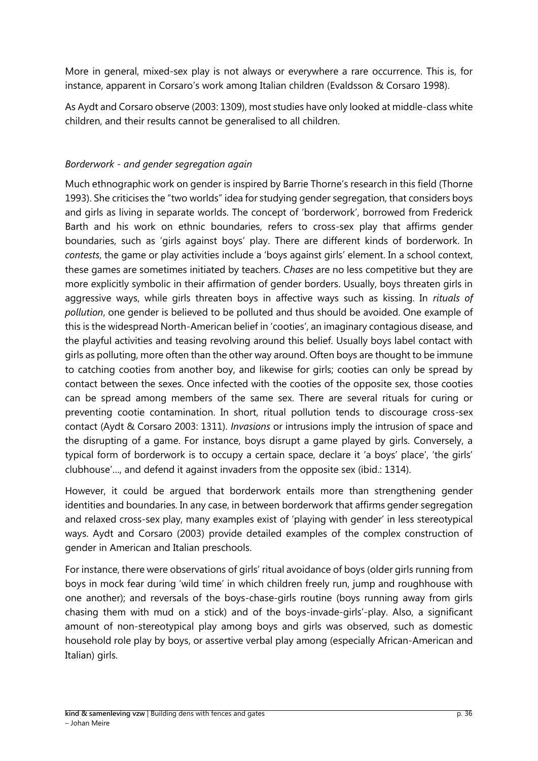More in general, mixed-sex play is not always or everywhere a rare occurrence. This is, for instance, apparent in Corsaro's work among Italian children (Evaldsson & Corsaro 1998).

As Aydt and Corsaro observe (2003: 1309), most studies have only looked at middle-class white children, and their results cannot be generalised to all children.

### *Borderwork - and gender segregation again*

Much ethnographic work on gender is inspired by Barrie Thorne's research in this field (Thorne 1993). She criticises the "two worlds" idea for studying gender segregation, that considers boys and girls as living in separate worlds. The concept of 'borderwork', borrowed from Frederick Barth and his work on ethnic boundaries, refers to cross-sex play that affirms gender boundaries, such as 'girls against boys' play. There are different kinds of borderwork. In *contests*, the game or play activities include a 'boys against girls' element. In a school context, these games are sometimes initiated by teachers. *Chases* are no less competitive but they are more explicitly symbolic in their affirmation of gender borders. Usually, boys threaten girls in aggressive ways, while girls threaten boys in affective ways such as kissing. In *rituals of pollution*, one gender is believed to be polluted and thus should be avoided. One example of this is the widespread North-American belief in 'cooties', an imaginary contagious disease, and the playful activities and teasing revolving around this belief. Usually boys label contact with girls as polluting, more often than the other way around. Often boys are thought to be immune to catching cooties from another boy, and likewise for girls; cooties can only be spread by contact between the sexes. Once infected with the cooties of the opposite sex, those cooties can be spread among members of the same sex. There are several rituals for curing or preventing cootie contamination. In short, ritual pollution tends to discourage cross-sex contact (Aydt & Corsaro 2003: 1311). *Invasions* or intrusions imply the intrusion of space and the disrupting of a game. For instance, boys disrupt a game played by girls. Conversely, a typical form of borderwork is to occupy a certain space, declare it 'a boys' place', 'the girls' clubhouse'..., and defend it against invaders from the opposite sex (ibid.: 1314).

However, it could be argued that borderwork entails more than strengthening gender identities and boundaries. In any case, in between borderwork that affirms gender segregation and relaxed cross-sex play, many examples exist of 'playing with gender' in less stereotypical ways. Aydt and Corsaro (2003) provide detailed examples of the complex construction of gender in American and Italian preschools.

For instance, there were observations of girls' ritual avoidance of boys (older girls running from boys in mock fear during 'wild time' in which children freely run, jump and roughhouse with one another); and reversals of the boys-chase-girls routine (boys running away from girls chasing them with mud on a stick) and of the boys-invade-girls'-play. Also, a significant amount of non-stereotypical play among boys and girls was observed, such as domestic household role play by boys, or assertive verbal play among (especially African-American and Italian) girls.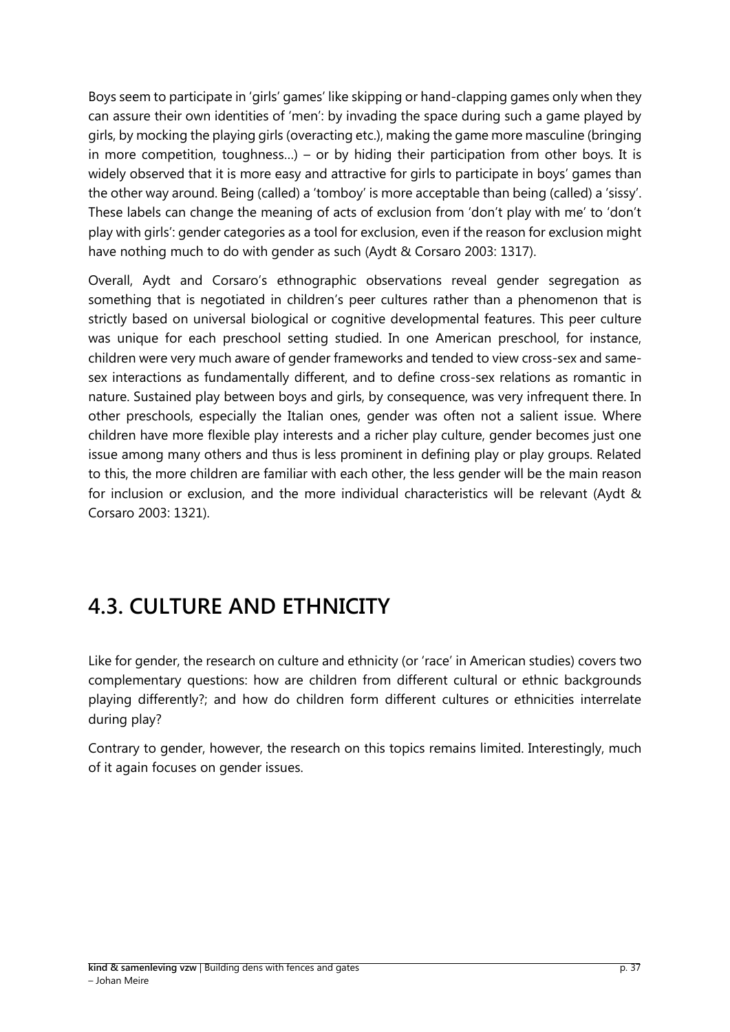Boys seem to participate in 'girls' games' like skipping or hand-clapping games only when they can assure their own identities of 'men': by invading the space during such a game played by girls, by mocking the playing girls (overacting etc.), making the game more masculine (bringing in more competition, toughness…) – or by hiding their participation from other boys. It is widely observed that it is more easy and attractive for girls to participate in boys' games than the other way around. Being (called) a 'tomboy' is more acceptable than being (called) a 'sissy'. These labels can change the meaning of acts of exclusion from 'don't play with me' to 'don't play with girls': gender categories as a tool for exclusion, even if the reason for exclusion might have nothing much to do with gender as such (Aydt & Corsaro 2003: 1317).

Overall, Aydt and Corsaro's ethnographic observations reveal gender segregation as something that is negotiated in children's peer cultures rather than a phenomenon that is strictly based on universal biological or cognitive developmental features. This peer culture was unique for each preschool setting studied. In one American preschool, for instance, children were very much aware of gender frameworks and tended to view cross-sex and same-sex interactions as fundamentally different, and to define cross-sex relations as romantic in nature. Sustained play between boys and girls, by consequence, was very infrequent there. In other preschools, especially the Italian ones, gender was often not a salient issue. Where children have more flexible play interests and a richer play culture, gender becomes just one issue among many others and thus is less prominent in defining play or play groups. Related to this, the more children are familiar with each other, the less gender will be the main reason for inclusion or exclusion, and the more individual characteristics will be relevant (Aydt & Corsaro 2003: 1321).

## 4.3. CULTURE AND ETHNICITY

Like for gender, the research on culture and ethnicity (or 'race' in American studies) covers two complementary questions: how are children from different cultural or ethnic backgrounds playing differently?; and how do children form different cultures or ethnicities interrelate during play?

Contrary to gender, however, the research on this topics remains limited. Interestingly, much of it again focuses on gender issues.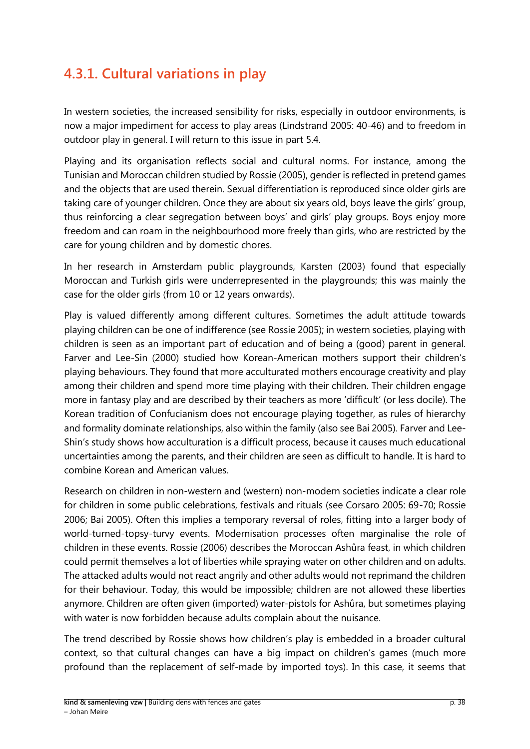### 4.3.1. Cultural variations in play

In western societies, the increased sensibility for risks, especially in outdoor environments, is now a major impediment for access to play areas (Lindstrand 2005: 40-46) and to freedom in outdoor play in general. I will return to this issue in part 5.4.

Playing and its organisation reflects social and cultural norms. For instance, among the Tunisian and Moroccan children studied by Rossie (2005), gender is reflected in pretend games and the objects that are used therein. Sexual differentiation is reproduced since older girls are taking care of younger children. Once they are about six years old, boys leave the girls' group, thus reinforcing a clear segregation between boys' and girls' play groups. Boys enjoy more freedom and can roam in the neighbourhood more freely than girls, who are restricted by the care for young children and by domestic chores.

In her research in Amsterdam public playgrounds, Karsten (2003) found that especially Moroccan and Turkish girls were underrepresented in the playgrounds; this was mainly the case for the older girls (from 10 or 12 years onwards).

Play is valued differently among different cultures. Sometimes the adult attitude towards playing children can be one of indifference (see Rossie 2005); in western societies, playing with children is seen as an important part of education and of being a (good) parent in general. Farver and Lee-Sin (2000) studied how Korean-American mothers support their children's playing behaviours. They found that more acculturated mothers encourage creativity and play among their children and spend more time playing with their children. Their children engage more in fantasy play and are described by their teachers as more 'difficult' (or less docile). The Korean tradition of Confucianism does not encourage playing together, as rules of hierarchy and formality dominate relationships, also within the family (also see Bai 2005). Farver and Lee-Shin's study shows how acculturation is a difficult process, because it causes much educational uncertainties among the parents, and their children are seen as difficult to handle. It is hard to combine Korean and American values.

Research on children in non-western and (western) non-modern societies indicate a clear role for children in some public celebrations, festivals and rituals (see Corsaro 2005: 69-70; Rossie 2006; Bai 2005). Often this implies a temporary reversal of roles, fitting into a larger body of world-turned-topsy-turvy events. Modernisation processes often marginalise the role of children in these events. Rossie (2006) describes the Moroccan Ashûra feast, in which children could permit themselves a lot of liberties while spraying water on other children and on adults. The attacked adults would not react angrily and other adults would not reprimand the children for their behaviour. Today, this would be impossible; children are not allowed these liberties anymore. Children are often given (imported) water-pistols for Ashûra, but sometimes playing with water is now forbidden because adults complain about the nuisance.

The trend described by Rossie shows how children's play is embedded in a broader cultural context, so that cultural changes can have a big impact on children's games (much more profound than the replacement of self-made by imported toys). In this case, it seems that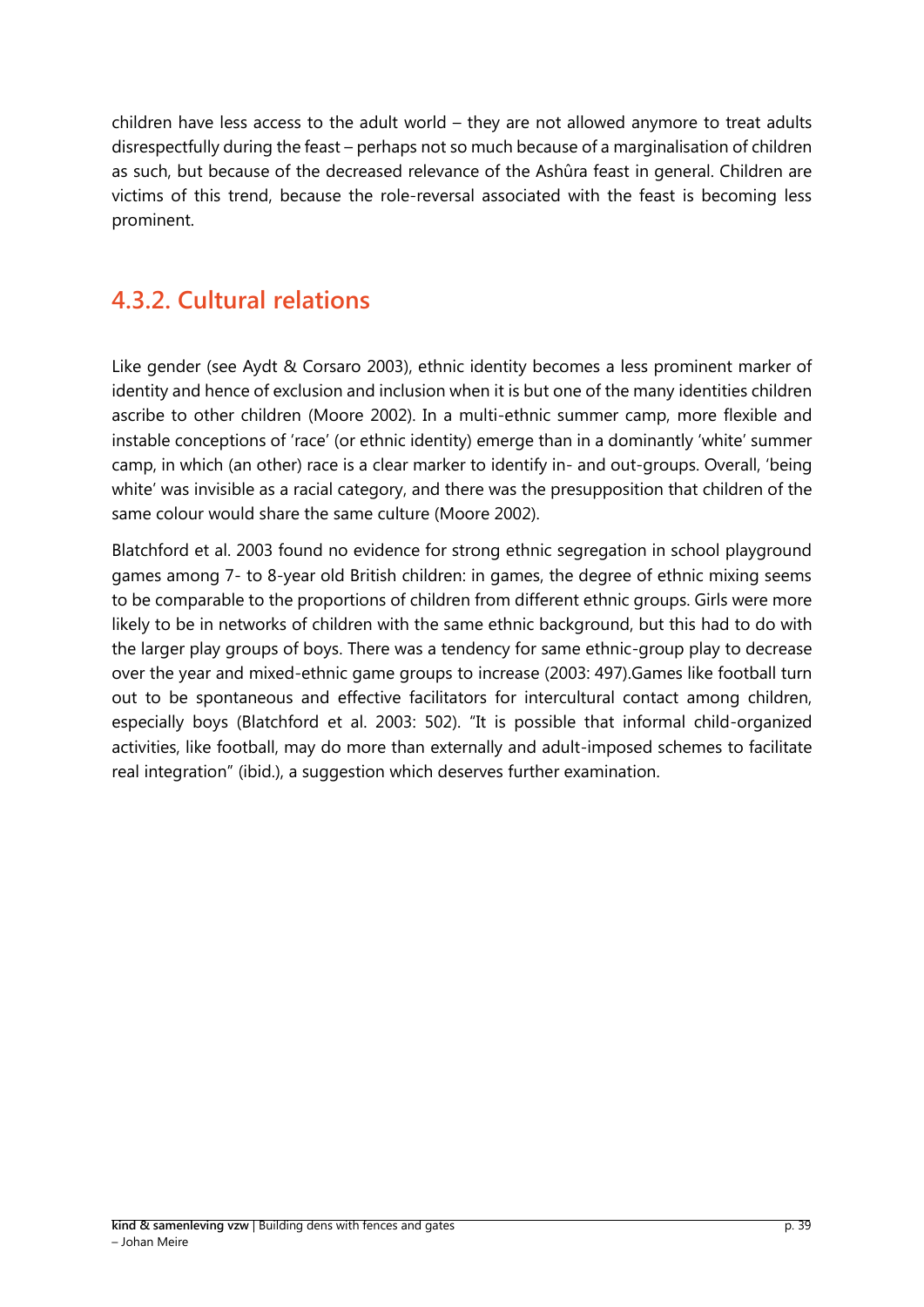children have less access to the adult world – they are not allowed anymore to treat adults disrespectfully during the feast – perhaps not so much because of a marginalisation of children as such, but because of the decreased relevance of the Ashûra feast in general. Children are victims of this trend, because the role-reversal associated with the feast is becoming less prominent.

### 4.3.2. Cultural relations

Like gender (see Aydt & Corsaro 2003), ethnic identity becomes a less prominent marker of identity and hence of exclusion and inclusion when it is but one of the many identities children ascribe to other children (Moore 2002). In a multi-ethnic summer camp, more flexible and instable conceptions of 'race' (or ethnic identity) emerge than in a dominantly 'white' summer camp, in which (an other) race is a clear marker to identify in- and out-groups. Overall, 'being white' was invisible as a racial category, and there was the presupposition that children of the same colour would share the same culture (Moore 2002).

Blatchford et al. 2003 found no evidence for strong ethnic segregation in school playground games among 7- to 8-year old British children: in games, the degree of ethnic mixing seems to be comparable to the proportions of children from different ethnic groups. Girls were more likely to be in networks of children with the same ethnic background, but this had to do with the larger play groups of boys. There was a tendency for same ethnic-group play to decrease over the year and mixed-ethnic game groups to increase (2003: 497).Games like football turn out to be spontaneous and effective facilitators for intercultural contact among children, especially boys (Blatchford et al. 2003: 502). "It is possible that informal child-organized activities, like football, may do more than externally and adult-imposed schemes to facilitate real integration" (ibid.), a suggestion which deserves further examination.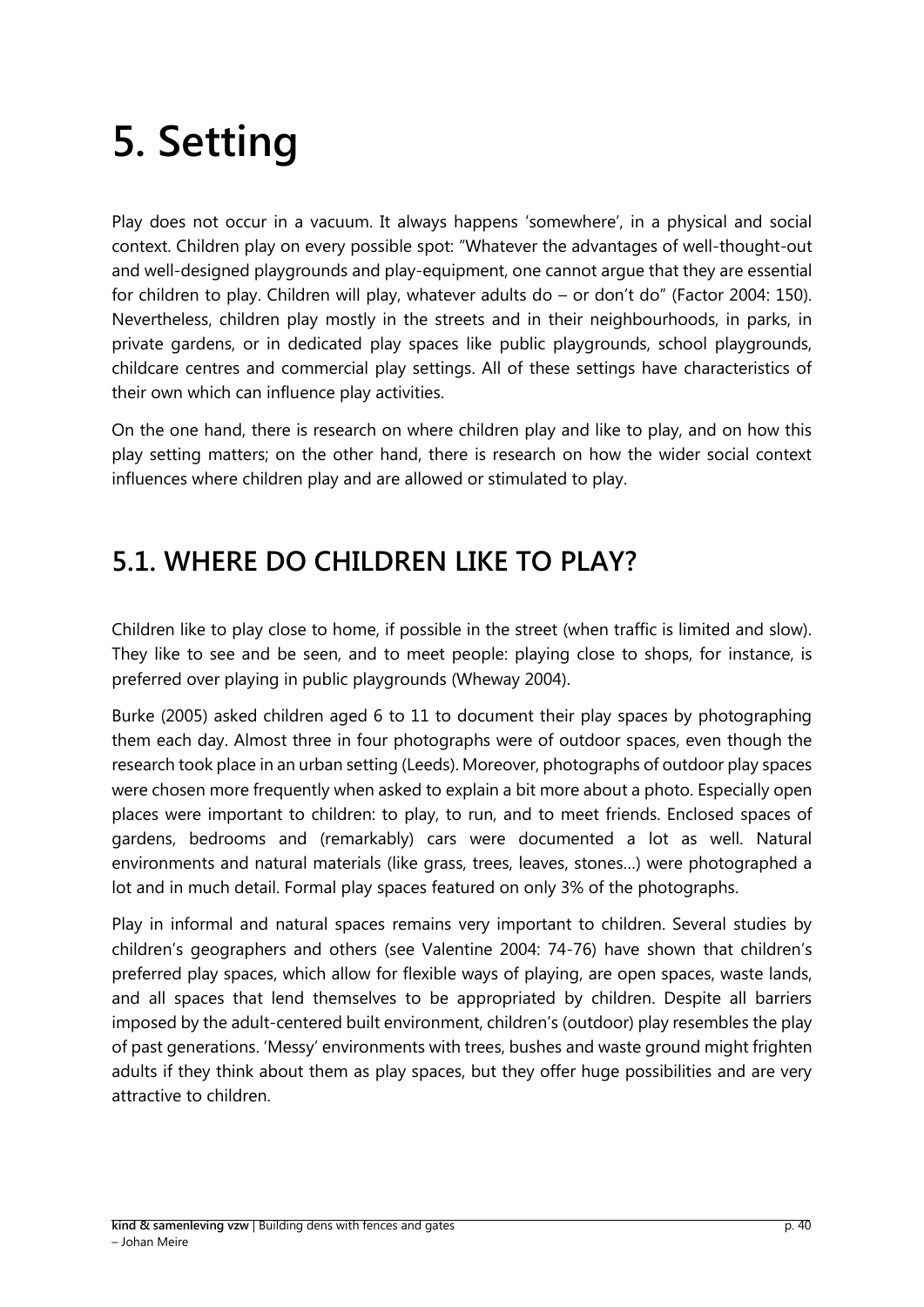# 5. Setting

Play does not occur in a vacuum. It always happens 'somewhere', in a physical and social context. Children play on every possible spot: "Whatever the advantages of well-thought-out and well-designed playgrounds and play-equipment, one cannot argue that they are essential for children to play. Children will play, whatever adults do – or don't do" (Factor 2004: 150). Nevertheless, children play mostly in the streets and in their neighbourhoods, in parks, in private gardens, or in dedicated play spaces like public playgrounds, school playgrounds, childcare centres and commercial play settings. All of these settings have characteristics of their own which can influence play activities.

On the one hand, there is research on where children play and like to play, and on how this play setting matters; on the other hand, there is research on how the wider social context influences where children play and are allowed or stimulated to play.

## 5.1. WHERE DO CHILDREN LIKE TO PLAY?

Children like to play close to home, if possible in the street (when traffic is limited and slow). They like to see and be seen, and to meet people: playing close to shops, for instance, is preferred over playing in public playgrounds (Wheway 2004).

Burke (2005) asked children aged 6 to 11 to document their play spaces by photographing them each day. Almost three in four photographs were of outdoor spaces, even though the research took place in an urban setting (Leeds). Moreover, photographs of outdoor play spaces were chosen more frequently when asked to explain a bit more about a photo. Especially open places were important to children: to play, to run, and to meet friends. Enclosed spaces of gardens, bedrooms and (remarkably) cars were documented a lot as well. Natural environments and natural materials (like grass, trees, leaves, stones…) were photographed a lot and in much detail. Formal play spaces featured on only 3% of the photographs.

Play in informal and natural spaces remains very important to children. Several studies by children's geographers and others (see Valentine 2004: 74-76) have shown that children's preferred play spaces, which allow for flexible ways of playing, are open spaces, waste lands, and all spaces that lend themselves to be appropriated by children. Despite all barriers imposed by the adult-centered built environment, children's (outdoor) play resembles the play of past generations. 'Messy' environments with trees, bushes and waste ground might frighten adults if they think about them as play spaces, but they offer huge possibilities and are very attractive to children.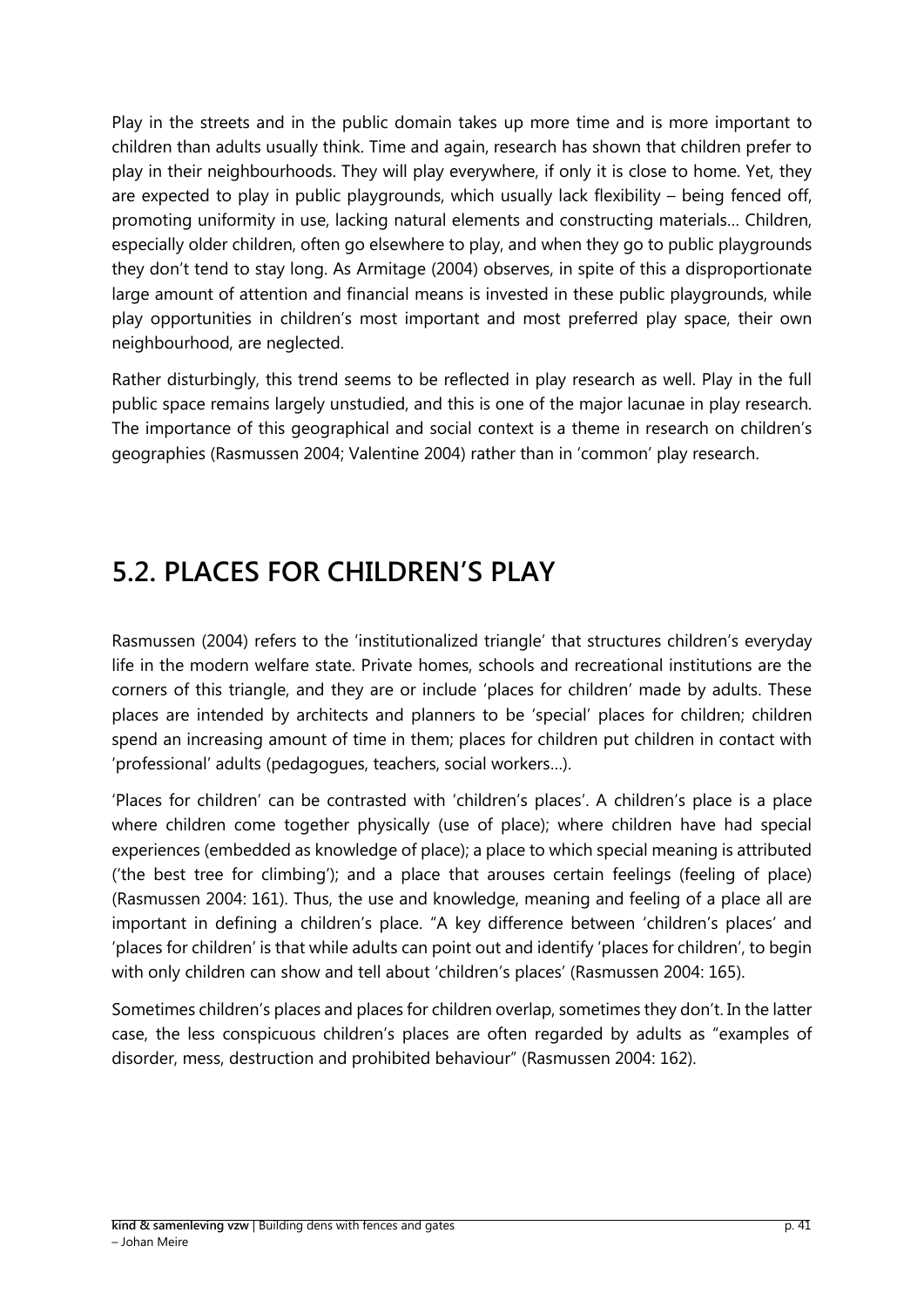Play in the streets and in the public domain takes up more time and is more important to children than adults usually think. Time and again, research has shown that children prefer to play in their neighbourhoods. They will play everywhere, if only it is close to home. Yet, they are expected to play in public playgrounds, which usually lack flexibility – being fenced off, promoting uniformity in use, lacking natural elements and constructing materials… Children, especially older children, often go elsewhere to play, and when they go to public playgrounds they don't tend to stay long. As Armitage (2004) observes, in spite of this a disproportionate large amount of attention and financial means is invested in these public playgrounds, while play opportunities in children's most important and most preferred play space, their own neighbourhood, are neglected.

Rather disturbingly, this trend seems to be reflected in play research as well. Play in the full public space remains largely unstudied, and this is one of the major lacunae in play research. The importance of this geographical and social context is a theme in research on children's geographies (Rasmussen 2004; Valentine 2004) rather than in 'common' play research.

## 5.2. PLACES FOR CHILDREN'S PLAY

Rasmussen (2004) refers to the 'institutionalized triangle' that structures children's everyday life in the modern welfare state. Private homes, schools and recreational institutions are the corners of this triangle, and they are or include 'places for children' made by adults. These places are intended by architects and planners to be 'special' places for children; children spend an increasing amount of time in them; places for children put children in contact with 'professional' adults (pedagogues, teachers, social workers…).

'Places for children' can be contrasted with 'children's places'. A children's place is a place where children come together physically (use of place); where children have had special experiences (embedded as knowledge of place); a place to which special meaning is attributed ('the best tree for climbing'); and a place that arouses certain feelings (feeling of place) (Rasmussen 2004: 161). Thus, the use and knowledge, meaning and feeling of a place all are important in defining a children's place. "A key difference between 'children's places' and 'places for children' is that while adults can point out and identify 'places for children', to begin with only children can show and tell about 'children's places' (Rasmussen 2004: 165).

Sometimes children's places and places for children overlap, sometimes they don't. In the latter case, the less conspicuous children's places are often regarded by adults as "examples of disorder, mess, destruction and prohibited behaviour" (Rasmussen 2004: 162).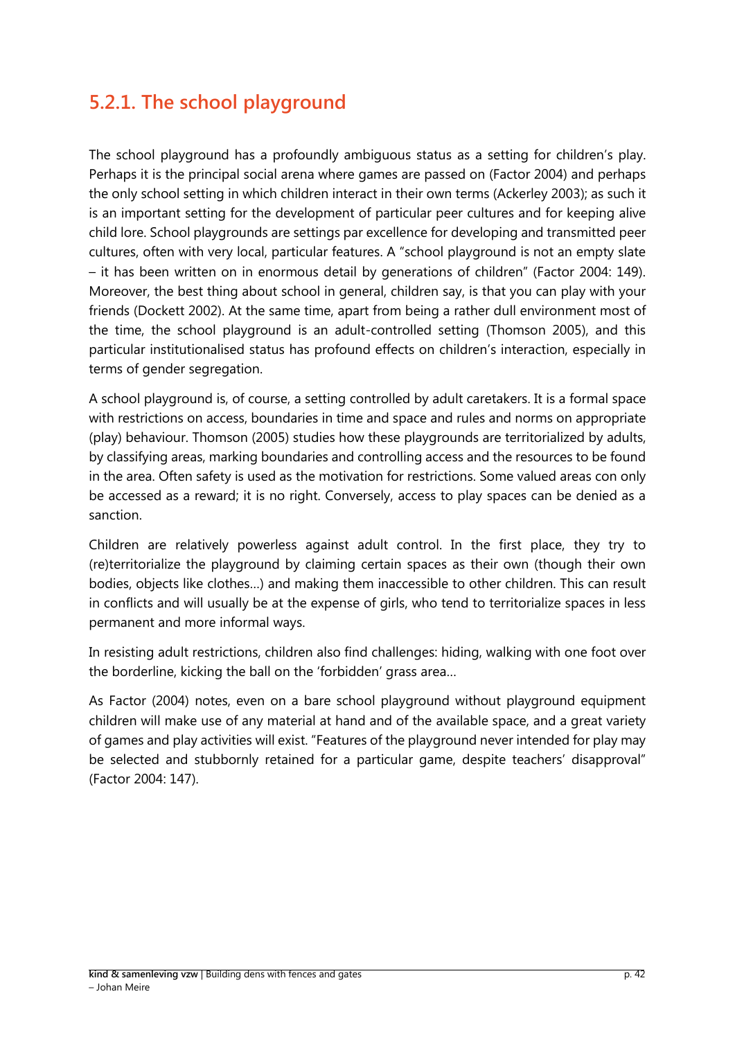## 5.2.1. The school playground

The school playground has a profoundly ambiguous status as a setting for children's play. Perhaps it is the principal social arena where games are passed on (Factor 2004) and perhaps the only school setting in which children interact in their own terms (Ackerley 2003); as such it is an important setting for the development of particular peer cultures and for keeping alive child lore. School playgrounds are settings par excellence for developing and transmitted peer cultures, often with very local, particular features. A "school playground is not an empty slate – it has been written on in enormous detail by generations of children" (Factor 2004: 149). Moreover, the best thing about school in general, children say, is that you can play with your friends (Dockett 2002). At the same time, apart from being a rather dull environment most of the time, the school playground is an adult-controlled setting (Thomson 2005), and this particular institutionalised status has profound effects on children's interaction, especially in terms of gender segregation.

A school playground is, of course, a setting controlled by adult caretakers. It is a formal space with restrictions on access, boundaries in time and space and rules and norms on appropriate (play) behaviour. Thomson (2005) studies how these playgrounds are territorialized by adults, by classifying areas, marking boundaries and controlling access and the resources to be found in the area. Often safety is used as the motivation for restrictions. Some valued areas con only be accessed as a reward; it is no right. Conversely, access to play spaces can be denied as a sanction.

Children are relatively powerless against adult control. In the first place, they try to (re)territorialize the playground by claiming certain spaces as their own (though their own bodies, objects like clothes…) and making them inaccessible to other children. This can result in conflicts and will usually be at the expense of girls, who tend to territorialize spaces in less permanent and more informal ways.

In resisting adult restrictions, children also find challenges: hiding, walking with one foot over the borderline, kicking the ball on the 'forbidden' grass area…

As Factor (2004) notes, even on a bare school playground without playground equipment children will make use of any material at hand and of the available space, and a great variety of games and play activities will exist. "Features of the playground never intended for play may be selected and stubbornly retained for a particular game, despite teachers' disapproval" (Factor 2004: 147).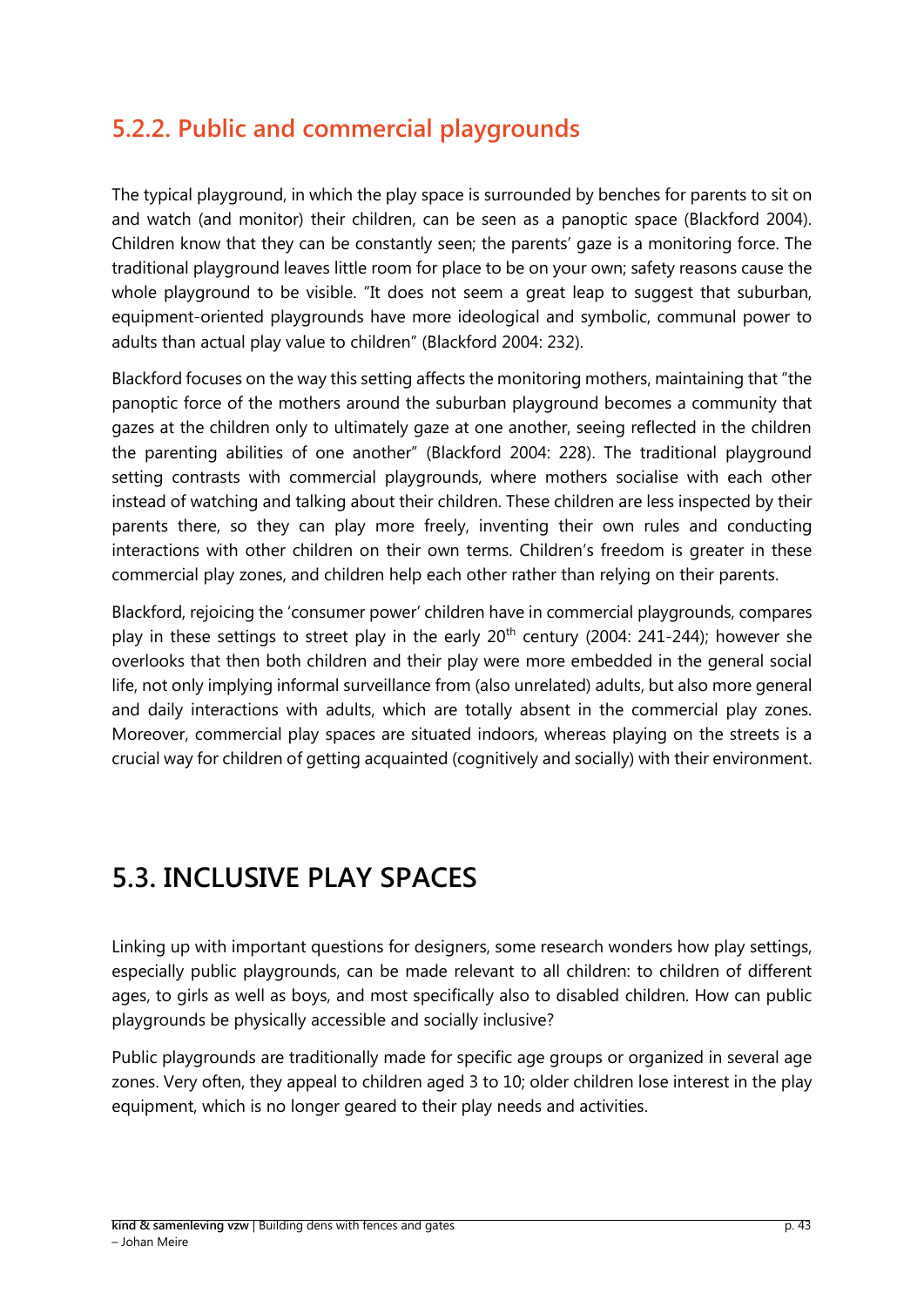### 5.2.2. Public and commercial playgrounds

The typical playground, in which the play space is surrounded by benches for parents to sit on and watch (and monitor) their children, can be seen as a panoptic space (Blackford 2004). Children know that they can be constantly seen; the parents' gaze is a monitoring force. The traditional playground leaves little room for place to be on your own; safety reasons cause the whole playground to be visible. "It does not seem a great leap to suggest that suburban, equipment-oriented playgrounds have more ideological and symbolic, communal power to adults than actual play value to children" (Blackford 2004: 232).

Blackford focuses on the way this setting affects the monitoring mothers, maintaining that "the panoptic force of the mothers around the suburban playground becomes a community that gazes at the children only to ultimately gaze at one another, seeing reflected in the children the parenting abilities of one another" (Blackford 2004: 228). The traditional playground setting contrasts with commercial playgrounds, where mothers socialise with each other instead of watching and talking about their children. These children are less inspected by their parents there, so they can play more freely, inventing their own rules and conducting interactions with other children on their own terms. Children's freedom is greater in these commercial play zones, and children help each other rather than relying on their parents.

Blackford, rejoicing the 'consumer power' children have in commercial playgrounds, compares play in these settings to street play in the early 20th century (2004: 241-244); however she overlooks that then both children and their play were more embedded in the general social life, not only implying informal surveillance from (also unrelated) adults, but also more general and daily interactions with adults, which are totally absent in the commercial play zones. Moreover, commercial play spaces are situated indoors, whereas playing on the streets is a crucial way for children of getting acquainted (cognitively and socially) with their environment.

## 5.3. INCLUSIVE PLAY SPACES

Linking up with important questions for designers, some research wonders how play settings, especially public playgrounds, can be made relevant to all children: to children of different ages, to girls as well as boys, and most specifically also to disabled children. How can public playgrounds be physically accessible and socially inclusive?

Public playgrounds are traditionally made for specific age groups or organized in several age zones. Very often, they appeal to children aged 3 to 10; older children lose interest in the play equipment, which is no longer geared to their play needs and activities.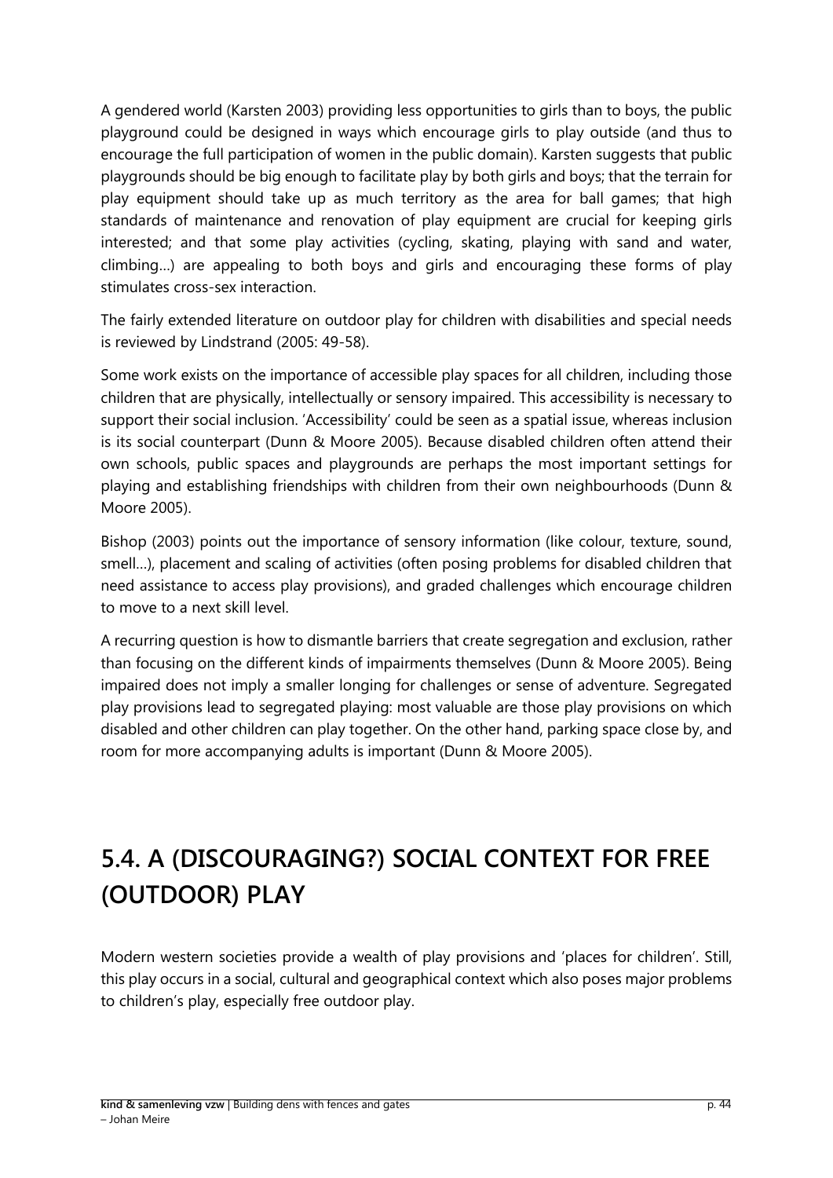A gendered world (Karsten 2003) providing less opportunities to girls than to boys, the public playground could be designed in ways which encourage girls to play outside (and thus to encourage the full participation of women in the public domain). Karsten suggests that public playgrounds should be big enough to facilitate play by both girls and boys; that the terrain for play equipment should take up as much territory as the area for ball games; that high standards of maintenance and renovation of play equipment are crucial for keeping girls interested; and that some play activities (cycling, skating, playing with sand and water, climbing…) are appealing to both boys and girls and encouraging these forms of play stimulates cross-sex interaction.

The fairly extended literature on outdoor play for children with disabilities and special needs is reviewed by Lindstrand (2005: 49-58).

Some work exists on the importance of accessible play spaces for all children, including those children that are physically, intellectually or sensory impaired. This accessibility is necessary to support their social inclusion. 'Accessibility' could be seen as a spatial issue, whereas inclusion is its social counterpart (Dunn & Moore 2005). Because disabled children often attend their own schools, public spaces and playgrounds are perhaps the most important settings for playing and establishing friendships with children from their own neighbourhoods (Dunn & Moore 2005).

Bishop (2003) points out the importance of sensory information (like colour, texture, sound, smell…), placement and scaling of activities (often posing problems for disabled children that need assistance to access play provisions), and graded challenges which encourage children to move to a next skill level.

A recurring question is how to dismantle barriers that create segregation and exclusion, rather than focusing on the different kinds of impairments themselves (Dunn & Moore 2005). Being impaired does not imply a smaller longing for challenges or sense of adventure. Segregated play provisions lead to segregated playing: most valuable are those play provisions on which disabled and other children can play together. On the other hand, parking space close by, and room for more accompanying adults is important (Dunn & Moore 2005).

## 5.4. A (DISCOURAGING?) SOCIAL CONTEXT FOR FREE (OUTDOOR) PLAY

Modern western societies provide a wealth of play provisions and 'places for children'. Still, this play occurs in a social, cultural and geographical context which also poses major problems to children's play, especially free outdoor play.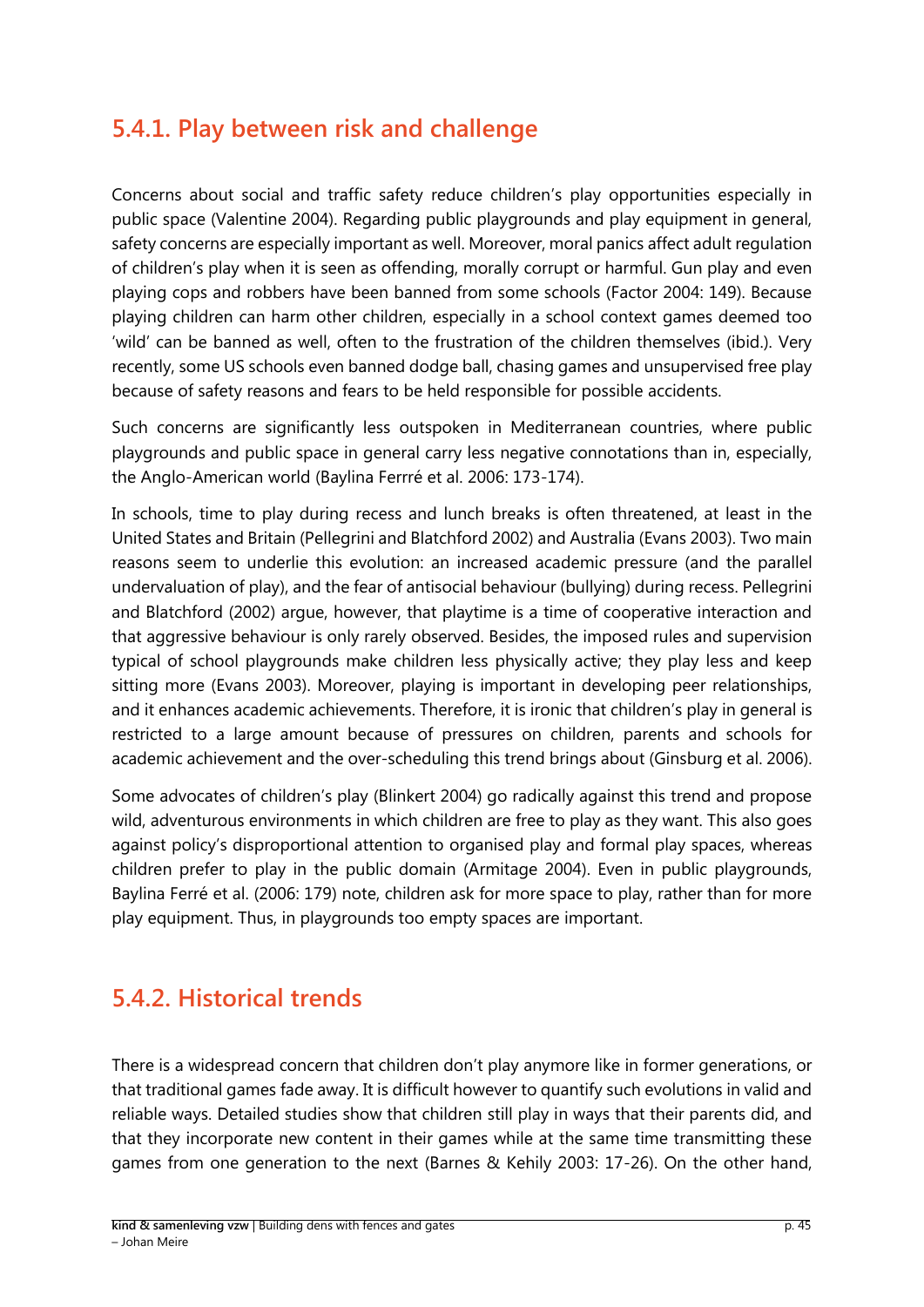### 5.4.1. Play between risk and challenge

Concerns about social and traffic safety reduce children's play opportunities especially in public space (Valentine 2004). Regarding public playgrounds and play equipment in general, safety concerns are especially important as well. Moreover, moral panics affect adult regulation of children's play when it is seen as offending, morally corrupt or harmful. Gun play and even playing cops and robbers have been banned from some schools (Factor 2004: 149). Because playing children can harm other children, especially in a school context games deemed too 'wild' can be banned as well, often to the frustration of the children themselves (ibid.). Very recently, some US schools even banned dodge ball, chasing games and unsupervised free play because of safety reasons and fears to be held responsible for possible accidents.

Such concerns are significantly less outspoken in Mediterranean countries, where public playgrounds and public space in general carry less negative connotations than in, especially, the Anglo-American world (Baylina Ferrré et al. 2006: 173-174).

In schools, time to play during recess and lunch breaks is often threatened, at least in the United States and Britain (Pellegrini and Blatchford 2002) and Australia (Evans 2003). Two main reasons seem to underlie this evolution: an increased academic pressure (and the parallel undervaluation of play), and the fear of antisocial behaviour (bullying) during recess. Pellegrini and Blatchford (2002) argue, however, that playtime is a time of cooperative interaction and that aggressive behaviour is only rarely observed. Besides, the imposed rules and supervision typical of school playgrounds make children less physically active; they play less and keep sitting more (Evans 2003). Moreover, playing is important in developing peer relationships, and it enhances academic achievements. Therefore, it is ironic that children's play in general is restricted to a large amount because of pressures on children, parents and schools for academic achievement and the over-scheduling this trend brings about (Ginsburg et al. 2006).

Some advocates of children's play (Blinkert 2004) go radically against this trend and propose wild, adventurous environments in which children are free to play as they want. This also goes against policy's disproportional attention to organised play and formal play spaces, whereas children prefer to play in the public domain (Armitage 2004). Even in public playgrounds, Baylina Ferré et al. (2006: 179) note, children ask for more space to play, rather than for more play equipment. Thus, in playgrounds too empty spaces are important.

### 5.4.2. Historical trends

There is a widespread concern that children don't play anymore like in former generations, or that traditional games fade away. It is difficult however to quantify such evolutions in valid and reliable ways. Detailed studies show that children still play in ways that their parents did, and that they incorporate new content in their games while at the same time transmitting these games from one generation to the next (Barnes & Kehily 2003: 17-26). On the other hand,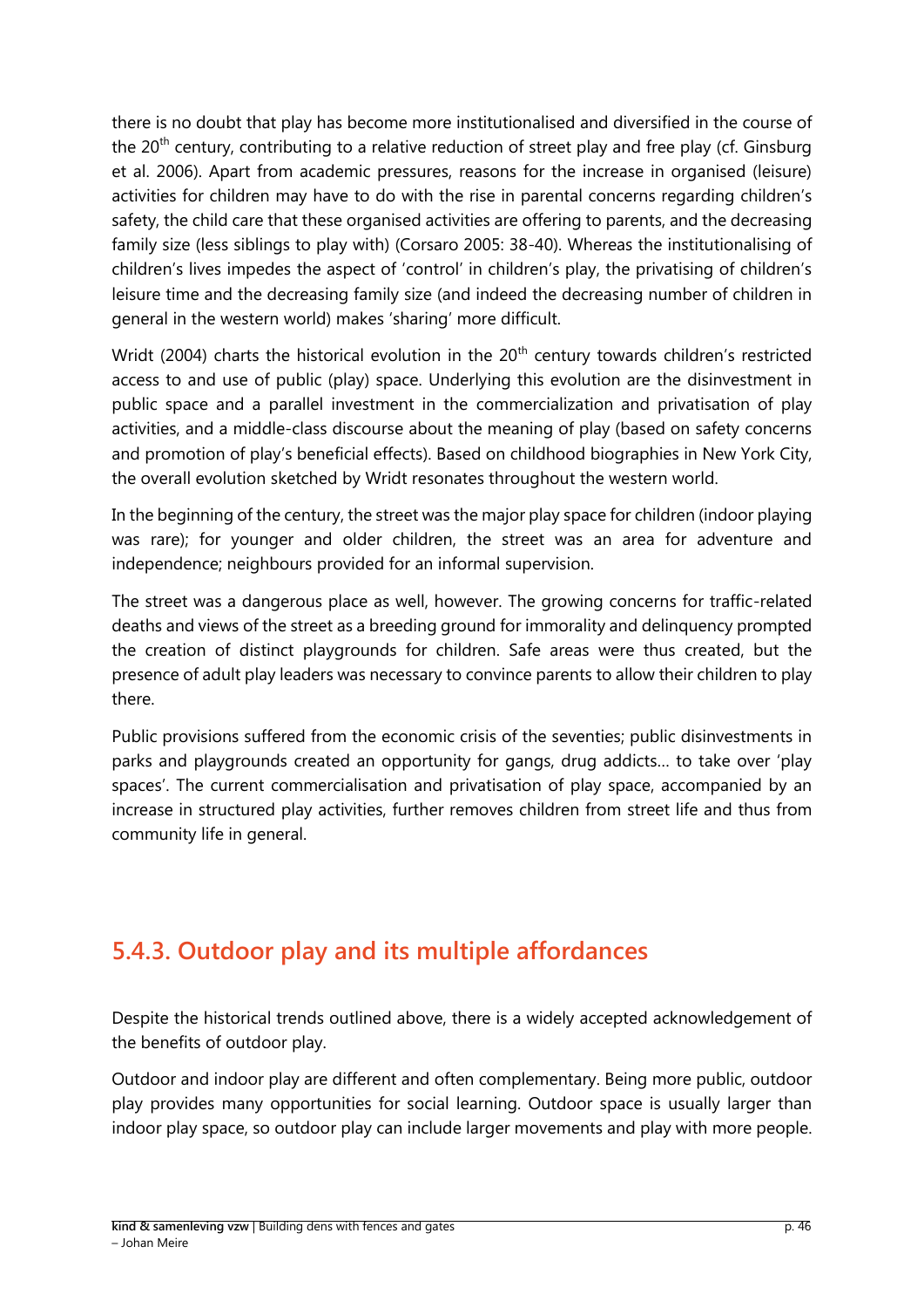there is no doubt that play has become more institutionalised and diversified in the course of the 20th century, contributing to a relative reduction of street play and free play (cf. Ginsburg et al. 2006). Apart from academic pressures, reasons for the increase in organised (leisure) activities for children may have to do with the rise in parental concerns regarding children's safety, the child care that these organised activities are offering to parents, and the decreasing family size (less siblings to play with) (Corsaro 2005: 38-40). Whereas the institutionalising of children's lives impedes the aspect of 'control' in children's play, the privatising of children's leisure time and the decreasing family size (and indeed the decreasing number of children in general in the western world) makes 'sharing' more difficult.

Wridt (2004) charts the historical evolution in the 20th century towards children's restricted access to and use of public (play) space. Underlying this evolution are the disinvestment in public space and a parallel investment in the commercialization and privatisation of play activities, and a middle-class discourse about the meaning of play (based on safety concerns and promotion of play's beneficial effects). Based on childhood biographies in New York City, the overall evolution sketched by Wridt resonates throughout the western world.

In the beginning of the century, the street was the major play space for children (indoor playing was rare); for younger and older children, the street was an area for adventure and independence; neighbours provided for an informal supervision.

The street was a dangerous place as well, however. The growing concerns for traffic-related deaths and views of the street as a breeding ground for immorality and delinquency prompted the creation of distinct playgrounds for children. Safe areas were thus created, but the presence of adult play leaders was necessary to convince parents to allow their children to play there.

Public provisions suffered from the economic crisis of the seventies; public disinvestments in parks and playgrounds created an opportunity for gangs, drug addicts… to take over 'play spaces'. The current commercialisation and privatisation of play space, accompanied by an increase in structured play activities, further removes children from street life and thus from community life in general.

## 5.4.3. Outdoor play and its multiple affordances

Despite the historical trends outlined above, there is a widely accepted acknowledgement of the benefits of outdoor play.

Outdoor and indoor play are different and often complementary. Being more public, outdoor play provides many opportunities for social learning. Outdoor space is usually larger than indoor play space, so outdoor play can include larger movements and play with more people.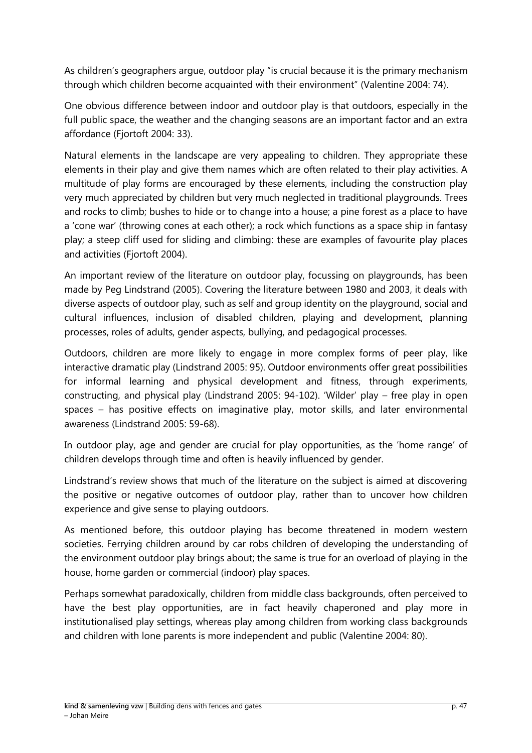As children's geographers argue, outdoor play "is crucial because it is the primary mechanism through which children become acquainted with their environment" (Valentine 2004: 74).

One obvious difference between indoor and outdoor play is that outdoors, especially in the full public space, the weather and the changing seasons are an important factor and an extra affordance (Fjortoft 2004: 33).

Natural elements in the landscape are very appealing to children. They appropriate these elements in their play and give them names which are often related to their play activities. A multitude of play forms are encouraged by these elements, including the construction play very much appreciated by children but very much neglected in traditional playgrounds. Trees and rocks to climb; bushes to hide or to change into a house; a pine forest as a place to have a 'cone war' (throwing cones at each other); a rock which functions as a space ship in fantasy play; a steep cliff used for sliding and climbing: these are examples of favourite play places and activities (Fjortoft 2004).

An important review of the literature on outdoor play, focussing on playgrounds, has been made by Peg Lindstrand (2005). Covering the literature between 1980 and 2003, it deals with diverse aspects of outdoor play, such as self and group identity on the playground, social and cultural influences, inclusion of disabled children, playing and development, planning processes, roles of adults, gender aspects, bullying, and pedagogical processes.

Outdoors, children are more likely to engage in more complex forms of peer play, like interactive dramatic play (Lindstrand 2005: 95). Outdoor environments offer great possibilities for informal learning and physical development and fitness, through experiments, constructing, and physical play (Lindstrand 2005: 94-102). 'Wilder' play – free play in open spaces – has positive effects on imaginative play, motor skills, and later environmental awareness (Lindstrand 2005: 59-68).

In outdoor play, age and gender are crucial for play opportunities, as the 'home range' of children develops through time and often is heavily influenced by gender.

Lindstrand's review shows that much of the literature on the subject is aimed at discovering the positive or negative outcomes of outdoor play, rather than to uncover how children experience and give sense to playing outdoors.

As mentioned before, this outdoor playing has become threatened in modern western societies. Ferrying children around by car robs children of developing the understanding of the environment outdoor play brings about; the same is true for an overload of playing in the house, home garden or commercial (indoor) play spaces.

Perhaps somewhat paradoxically, children from middle class backgrounds, often perceived to have the best play opportunities, are in fact heavily chaperoned and play more in institutionalised play settings, whereas play among children from working class backgrounds and children with lone parents is more independent and public (Valentine 2004: 80).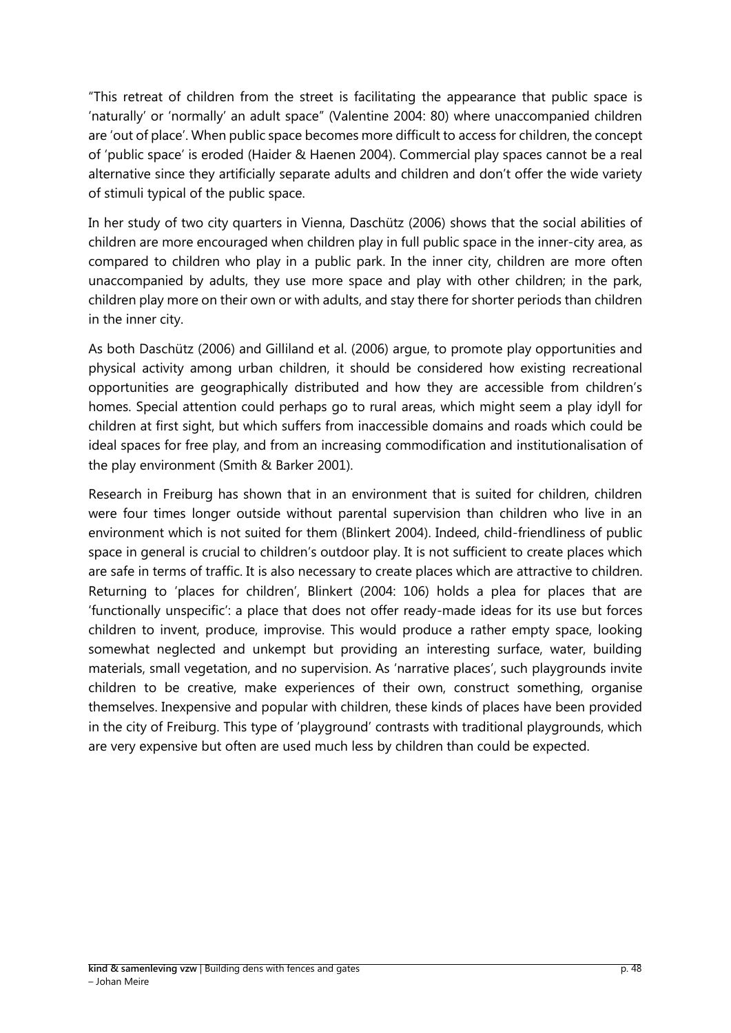"This retreat of children from the street is facilitating the appearance that public space is 'naturally' or 'normally' an adult space" (Valentine 2004: 80) where unaccompanied children are 'out of place'. When public space becomes more difficult to access for children, the concept of 'public space' is eroded (Haider & Haenen 2004). Commercial play spaces cannot be a real alternative since they artificially separate adults and children and don't offer the wide variety of stimuli typical of the public space.

In her study of two city quarters in Vienna, Daschütz (2006) shows that the social abilities of children are more encouraged when children play in full public space in the inner-city area, as compared to children who play in a public park. In the inner city, children are more often unaccompanied by adults, they use more space and play with other children; in the park, children play more on their own or with adults, and stay there for shorter periods than children in the inner city.

As both Daschütz (2006) and Gilliland et al. (2006) argue, to promote play opportunities and physical activity among urban children, it should be considered how existing recreational opportunities are geographically distributed and how they are accessible from children's homes. Special attention could perhaps go to rural areas, which might seem a play idyll for children at first sight, but which suffers from inaccessible domains and roads which could be ideal spaces for free play, and from an increasing commodification and institutionalisation of the play environment (Smith & Barker 2001).

Research in Freiburg has shown that in an environment that is suited for children, children were four times longer outside without parental supervision than children who live in an environment which is not suited for them (Blinkert 2004). Indeed, child-friendliness of public space in general is crucial to children's outdoor play. It is not sufficient to create places which are safe in terms of traffic. It is also necessary to create places which are attractive to children. Returning to 'places for children', Blinkert (2004: 106) holds a plea for places that are 'functionally unspecific': a place that does not offer ready-made ideas for its use but forces children to invent, produce, improvise. This would produce a rather empty space, looking somewhat neglected and unkempt but providing an interesting surface, water, building materials, small vegetation, and no supervision. As 'narrative places', such playgrounds invite children to be creative, make experiences of their own, construct something, organise themselves. Inexpensive and popular with children, these kinds of places have been provided in the city of Freiburg. This type of 'playground' contrasts with traditional playgrounds, which are very expensive but often are used much less by children than could be expected.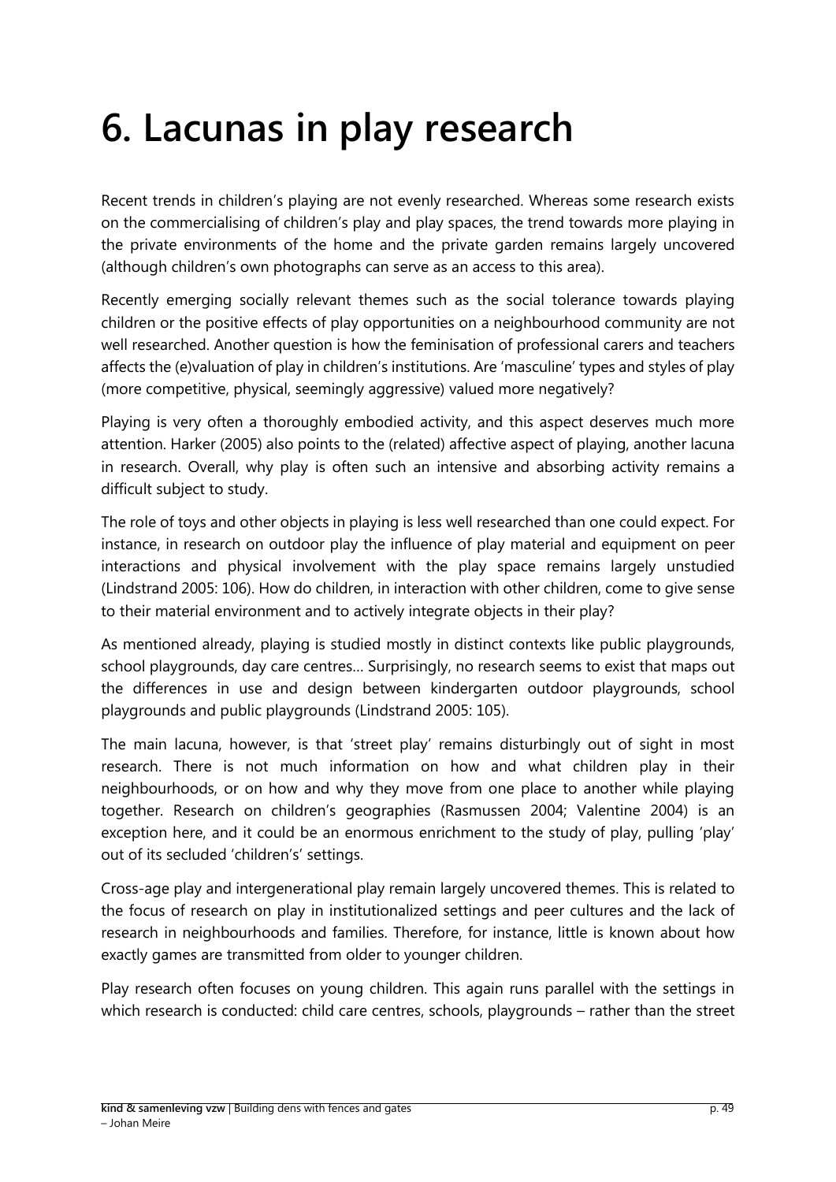# 6. Lacunas in play research

Recent trends in children's playing are not evenly researched. Whereas some research exists on the commercialising of children's play and play spaces, the trend towards more playing in the private environments of the home and the private garden remains largely uncovered (although children's own photographs can serve as an access to this area).

Recently emerging socially relevant themes such as the social tolerance towards playing children or the positive effects of play opportunities on a neighbourhood community are not well researched. Another question is how the feminisation of professional carers and teachers affects the (e)valuation of play in children's institutions. Are 'masculine' types and styles of play (more competitive, physical, seemingly aggressive) valued more negatively?

Playing is very often a thoroughly embodied activity, and this aspect deserves much more attention. Harker (2005) also points to the (related) affective aspect of playing, another lacuna in research. Overall, why play is often such an intensive and absorbing activity remains a difficult subject to study.

The role of toys and other objects in playing is less well researched than one could expect. For instance, in research on outdoor play the influence of play material and equipment on peer interactions and physical involvement with the play space remains largely unstudied (Lindstrand 2005: 106). How do children, in interaction with other children, come to give sense to their material environment and to actively integrate objects in their play?

As mentioned already, playing is studied mostly in distinct contexts like public playgrounds, school playgrounds, day care centres… Surprisingly, no research seems to exist that maps out the differences in use and design between kindergarten outdoor playgrounds, school playgrounds and public playgrounds (Lindstrand 2005: 105).

The main lacuna, however, is that 'street play' remains disturbingly out of sight in most research. There is not much information on how and what children play in their neighbourhoods, or on how and why they move from one place to another while playing together. Research on children's geographies (Rasmussen 2004; Valentine 2004) is an exception here, and it could be an enormous enrichment to the study of play, pulling 'play' out of its secluded 'children's' settings.

Cross-age play and intergenerational play remain largely uncovered themes. This is related to the focus of research on play in institutionalized settings and peer cultures and the lack of research in neighbourhoods and families. Therefore, for instance, little is known about how exactly games are transmitted from older to younger children.

Play research often focuses on young children. This again runs parallel with the settings in which research is conducted: child care centres, schools, playgrounds – rather than the street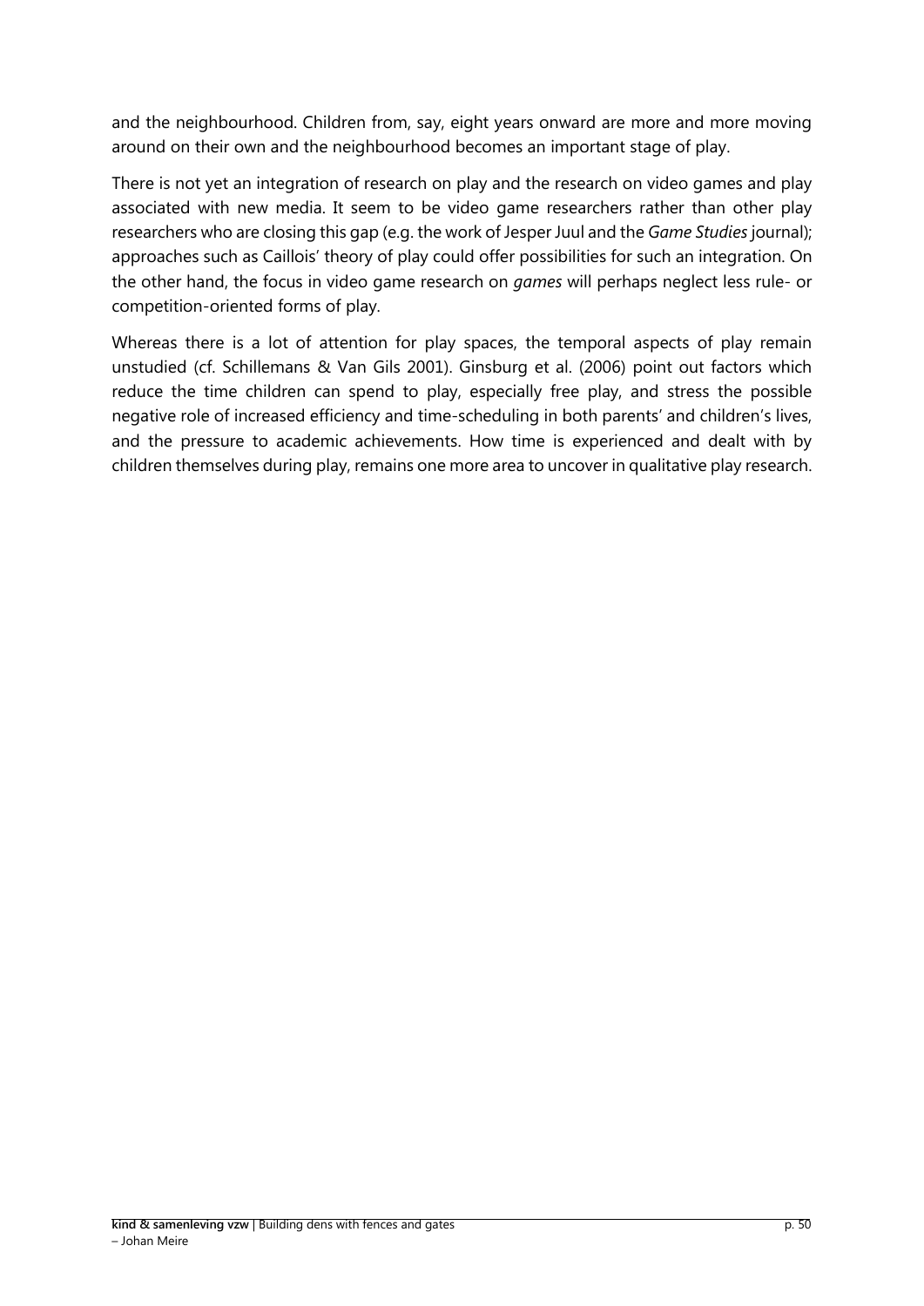and the neighbourhood. Children from, say, eight years onward are more and more moving around on their own and the neighbourhood becomes an important stage of play.

There is not yet an integration of research on play and the research on video games and play associated with new media. It seem to be video game researchers rather than other play researchers who are closing this gap (e.g. the work of Jesper Juul and the *Game Studies* journal); approaches such as Caillois' theory of play could offer possibilities for such an integration. On the other hand, the focus in video game research on *games* will perhaps neglect less rule- or competition-oriented forms of play.

Whereas there is a lot of attention for play spaces, the temporal aspects of play remain unstudied (cf. Schillemans & Van Gils 2001). Ginsburg et al. (2006) point out factors which reduce the time children can spend to play, especially free play, and stress the possible negative role of increased efficiency and time-scheduling in both parents' and children's lives, and the pressure to academic achievements. How time is experienced and dealt with by children themselves during play, remains one more area to uncover in qualitative play research.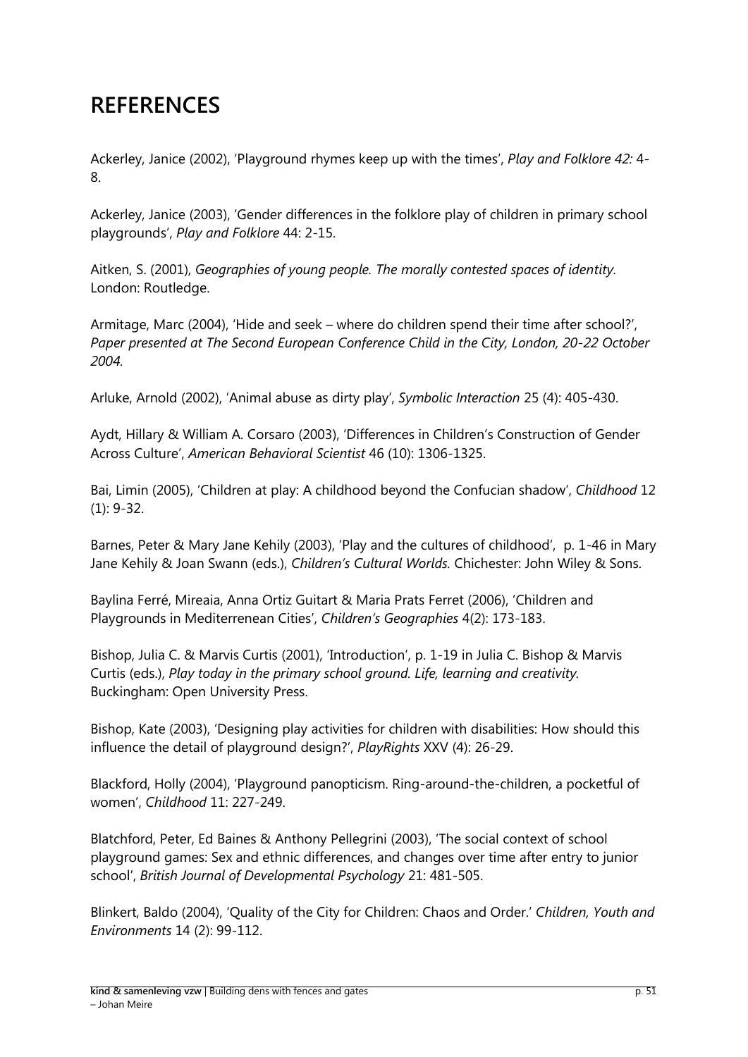# REFERENCES

Ackerley, Janice (2002), 'Playground rhymes keep up with the times', *Play and Folklore 42:* 4-8.

Ackerley, Janice (2003), 'Gender differences in the folklore play of children in primary school playgrounds', *Play and Folklore* 44: 2-15.

Aitken, S. (2001), *Geographies of young people. The morally contested spaces of identity*. London: Routledge.

Armitage, Marc (2004), 'Hide and seek – where do children spend their time after school?', *Paper presented at The Second European Conference Child in the City, London, 20-22 October 2004.*

Arluke, Arnold (2002), 'Animal abuse as dirty play', *Symbolic Interaction* 25 (4): 405-430.

Aydt, Hillary & William A. Corsaro (2003), 'Differences in Children's Construction of Gender Across Culture', *American Behavioral Scientist* 46 (10): 1306-1325.

Bai, Limin (2005), 'Children at play: A childhood beyond the Confucian shadow', *Childhood* 12 (1): 9-32.

Barnes, Peter & Mary Jane Kehily (2003), 'Play and the cultures of childhood', p. 1-46 in Mary Jane Kehily & Joan Swann (eds.), *Children's Cultural Worlds.* Chichester: John Wiley & Sons.

Baylina Ferré, Mireaia, Anna Ortiz Guitart & Maria Prats Ferret (2006), 'Children and Playgrounds in Mediterrenean Cities', *Children's Geographies* 4(2): 173-183.

Bishop, Julia C. & Marvis Curtis (2001), 'Introduction', p. 1-19 in Julia C. Bishop & Marvis Curtis (eds.), *Play today in the primary school ground. Life, learning and creativity.* Buckingham: Open University Press.

Bishop, Kate (2003), 'Designing play activities for children with disabilities: How should this influence the detail of playground design?', *PlayRights* XXV (4): 26-29.

Blackford, Holly (2004), 'Playground panopticism. Ring-around-the-children, a pocketful of women', *Childhood* 11: 227-249.

Blatchford, Peter, Ed Baines & Anthony Pellegrini (2003), 'The social context of school playground games: Sex and ethnic differences, and changes over time after entry to junior school', *British Journal of Developmental Psychology* 21: 481-505.

Blinkert, Baldo (2004), 'Quality of the City for Children: Chaos and Order.' *Children, Youth and Environments* 14 (2): 99-112.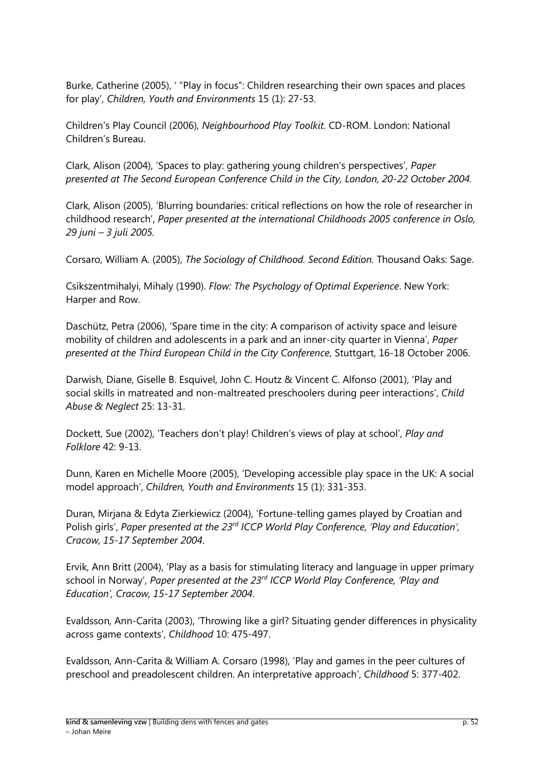Burke, Catherine (2005), ' "Play in focus": Children researching their own spaces and places for play', *Children, Youth and Environments* 15 (1): 27-53.

Children's Play Council (2006), *Neighbourhood Play Toolkit.* CD-ROM. London: National Children's Bureau.

Clark, Alison (2004), 'Spaces to play: gathering young children's perspectives', *Paper presented at The Second European Conference Child in the City, London, 20-22 October 2004.*

Clark, Alison (2005), 'Blurring boundaries: critical reflections on how the role of researcher in childhood research', *Paper presented at the international Childhoods 2005 conference in Oslo, 29 juni – 3 juli 2005.*

Corsaro, William A. (2005), *The Sociology of Childhood. Second Edition.* Thousand Oaks: Sage.

Csikszentmihalyi, Mihaly (1990). *Flow: The Psychology of Optimal Experience*. New York: Harper and Row.

Daschütz, Petra (2006), 'Spare time in the city: A comparison of activity space and leisure mobility of children and adolescents in a park and an inner-city quarter in Vienna', *Paper presented at the Third European Child in the City Conference*, Stuttgart, 16-18 October 2006.

Darwish, Diane, Giselle B. Esquivel, John C. Houtz & Vincent C. Alfonso (2001), 'Play and social skills in matreated and non-maltreated preschoolers during peer interactions', *Child Abuse & Neglect* 25: 13-31.

Dockett, Sue (2002), 'Teachers don't play! Children's views of play at school', *Play and Folklore* 42: 9-13.

Dunn, Karen en Michelle Moore (2005), 'Developing accessible play space in the UK: A social model approach', *Children, Youth and Environments* 15 (1): 331-353.

Duran, Mirjana & Edyta Zierkiewicz (2004), 'Fortune-telling games played by Croatian and Polish girls', *Paper presented at the 23rd ICCP World Play Conference, 'Play and Education', Cracow, 15-17 September 2004*.

Ervik, Ann Britt (2004), 'Play as a basis for stimulating literacy and language in upper primary school in Norway', *Paper presented at the 23rd ICCP World Play Conference, 'Play and Education', Cracow, 15-17 September 2004*.

Evaldsson, Ann-Carita (2003), 'Throwing like a girl? Situating gender differences in physicality across game contexts', *Childhood* 10: 475-497.

Evaldsson, Ann-Carita & William A. Corsaro (1998), 'Play and games in the peer cultures of preschool and preadolescent children. An interpretative approach', *Childhood* 5: 377-402.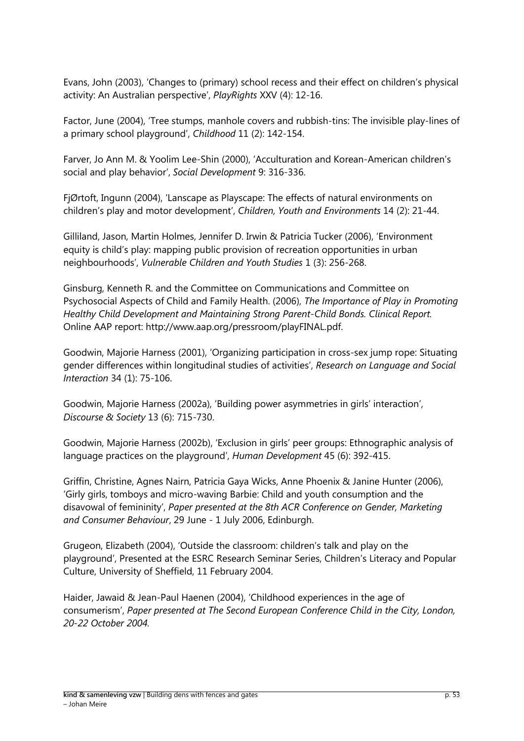Evans, John (2003), 'Changes to (primary) school recess and their effect on children's physical activity: An Australian perspective', *PlayRights* XXV (4): 12-16.

Factor, June (2004), 'Tree stumps, manhole covers and rubbish-tins: The invisible play-lines of a primary school playground', *Childhood* 11 (2): 142-154.

Farver, Jo Ann M. & Yoolim Lee-Shin (2000), 'Acculturation and Korean-American children's social and play behavior', *Social Development* 9: 316-336.

FjØrtoft, Ingunn (2004), 'Lanscape as Playscape: The effects of natural environments on children's play and motor development', *Children, Youth and Environments* 14 (2): 21-44.

Gilliland, Jason, Martin Holmes, Jennifer D. Irwin & Patricia Tucker (2006), 'Environment equity is child's play: mapping public provision of recreation opportunities in urban neighbourhoods', *Vulnerable Children and Youth Studies* 1 (3): 256-268.

Ginsburg, Kenneth R. and the Committee on Communications and Committee on Psychosocial Aspects of Child and Family Health. (2006), *The Importance of Play in Promoting Healthy Child Development and Maintaining Strong Parent-Child Bonds. Clinical Report.* Online AAP report: http://www.aap.org/pressroom/playFINAL.pdf.

Goodwin, Majorie Harness (2001), 'Organizing participation in cross-sex jump rope: Situating gender differences within longitudinal studies of activities', *Research on Language and Social Interaction* 34 (1): 75-106.

Goodwin, Majorie Harness (2002a), 'Building power asymmetries in girls' interaction', *Discourse & Society* 13 (6): 715-730.

Goodwin, Majorie Harness (2002b), 'Exclusion in girls' peer groups: Ethnographic analysis of language practices on the playground', *Human Development* 45 (6): 392-415.

Griffin, Christine, Agnes Nairn, Patricia Gaya Wicks, Anne Phoenix & Janine Hunter (2006), 'Girly girls, tomboys and micro-waving Barbie: Child and youth consumption and the disavowal of femininity', *Paper presented at the 8th ACR Conference on Gender, Marketing and Consumer Behaviour*, 29 June - 1 July 2006, Edinburgh.

Grugeon, Elizabeth (2004), 'Outside the classroom: children's talk and play on the playground', Presented at the ESRC Research Seminar Series, Children's Literacy and Popular Culture, University of Sheffield, 11 February 2004.

Haider, Jawaid & Jean-Paul Haenen (2004), 'Childhood experiences in the age of consumerism', *Paper presented at The Second European Conference Child in the City, London, 20-22 October 2004.*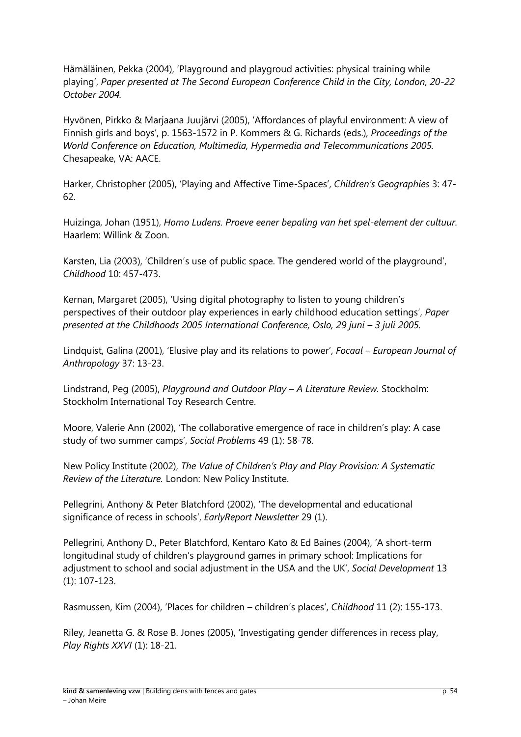Hämäläinen, Pekka (2004), 'Playground and playgroud activities: physical training while playing', *Paper presented at The Second European Conference Child in the City, London, 20-22 October 2004.*

Hyvönen, Pirkko & Marjaana Juujärvi (2005), 'Affordances of playful environment: A view of Finnish girls and boys', p. 1563-1572 in P. Kommers & G. Richards (eds.), *Proceedings of the World Conference on Education, Multimedia, Hypermedia and Telecommunications 2005.* Chesapeake, VA: AACE.

Harker, Christopher (2005), 'Playing and Affective Time-Spaces', *Children's Geographies* 3: 47-62.

Huizinga, Johan (1951), *Homo Ludens. Proeve eener bepaling van het spel-element der cultuur.* Haarlem: Willink & Zoon.

Karsten, Lia (2003), 'Children's use of public space. The gendered world of the playground', *Childhood* 10: 457-473.

Kernan, Margaret (2005), 'Using digital photography to listen to young children's perspectives of their outdoor play experiences in early childhood education settings', *Paper presented at the Childhoods 2005 International Conference, Oslo, 29 juni – 3 juli 2005.*

Lindquist, Galina (2001), 'Elusive play and its relations to power', *Focaal – European Journal of Anthropology* 37: 13-23.

Lindstrand, Peg (2005), *Playground and Outdoor Play – A Literature Review.* Stockholm: Stockholm International Toy Research Centre.

Moore, Valerie Ann (2002), 'The collaborative emergence of race in children's play: A case study of two summer camps', *Social Problems* 49 (1): 58-78.

New Policy Institute (2002), *The Value of Children's Play and Play Provision: A Systematic Review of the Literature.* London: New Policy Institute.

Pellegrini, Anthony & Peter Blatchford (2002), 'The developmental and educational significance of recess in schools', *EarlyReport Newsletter* 29 (1).

Pellegrini, Anthony D., Peter Blatchford, Kentaro Kato & Ed Baines (2004), 'A short-term longitudinal study of children's playground games in primary school: Implications for adjustment to school and social adjustment in the USA and the UK', *Social Development* 13 (1): 107-123.

Rasmussen, Kim (2004), 'Places for children – children's places', *Childhood* 11 (2): 155-173.

Riley, Jeanetta G. & Rose B. Jones (2005), 'Investigating gender differences in recess play, *Play Rights XXVI* (1): 18-21.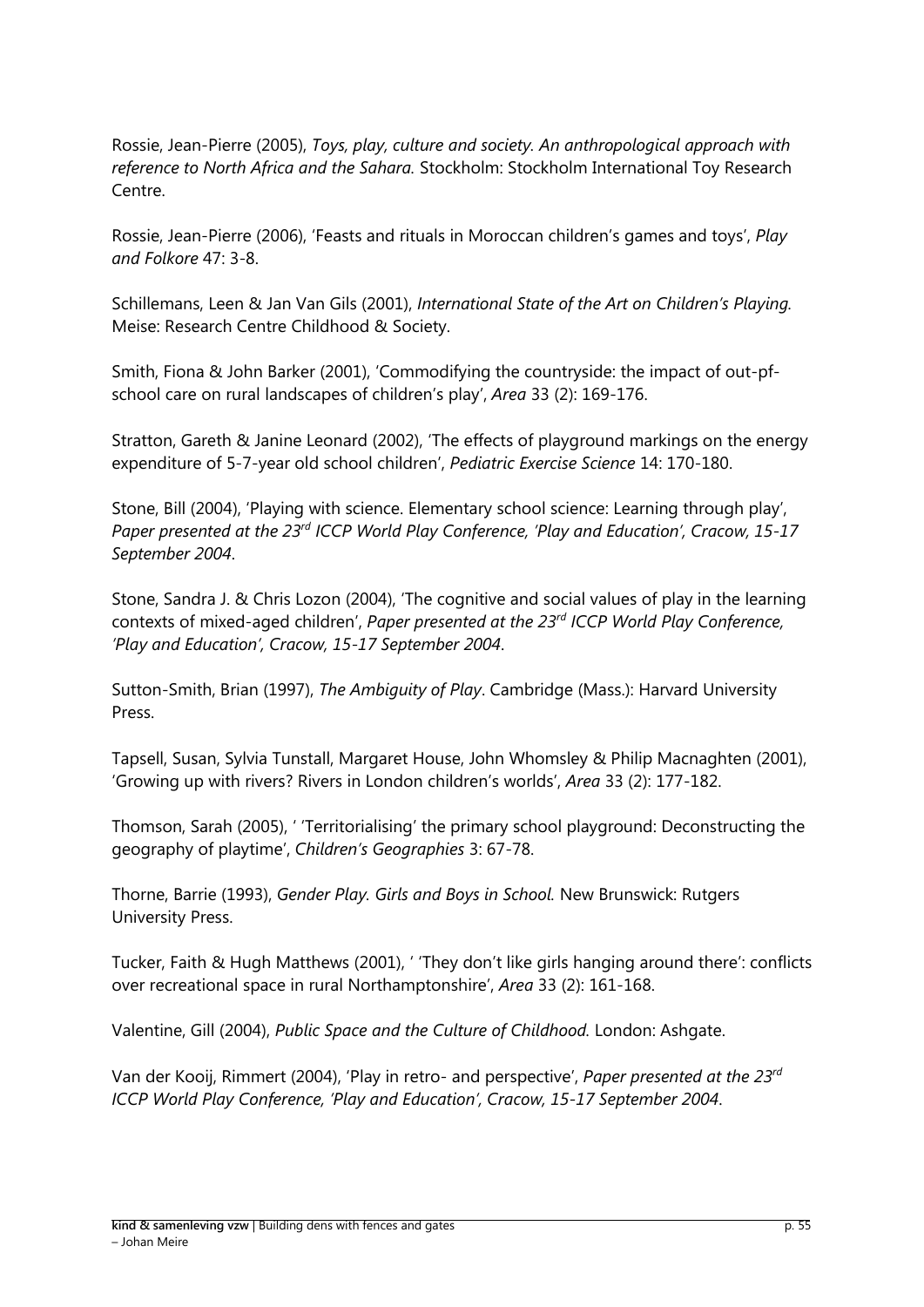Rossie, Jean-Pierre (2005), *Toys, play, culture and society. An anthropological approach with reference to North Africa and the Sahara.* Stockholm: Stockholm International Toy Research Centre.

Rossie, Jean-Pierre (2006), 'Feasts and rituals in Moroccan children's games and toys', *Play and Folkore* 47: 3-8.

Schillemans, Leen & Jan Van Gils (2001), *International State of the Art on Children's Playing.* Meise: Research Centre Childhood & Society.

Smith, Fiona & John Barker (2001), 'Commodifying the countryside: the impact of out-pf-school care on rural landscapes of children's play', *Area* 33 (2): 169-176.

Stratton, Gareth & Janine Leonard (2002), 'The effects of playground markings on the energy expenditure of 5-7-year old school children', *Pediatric Exercise Science* 14: 170-180.

Stone, Bill (2004), 'Playing with science. Elementary school science: Learning through play', *Paper presented at the 23rd ICCP World Play Conference, 'Play and Education', Cracow, 15-17 September 2004*.

Stone, Sandra J. & Chris Lozon (2004), 'The cognitive and social values of play in the learning contexts of mixed-aged children', *Paper presented at the 23rd ICCP World Play Conference, 'Play and Education', Cracow, 15-17 September 2004*.

Sutton-Smith, Brian (1997), *The Ambiguity of Play*. Cambridge (Mass.): Harvard University Press.

Tapsell, Susan, Sylvia Tunstall, Margaret House, John Whomsley & Philip Macnaghten (2001), 'Growing up with rivers? Rivers in London children's worlds', *Area* 33 (2): 177-182.

Thomson, Sarah (2005), ' 'Territorialising' the primary school playground: Deconstructing the geography of playtime', *Children's Geographies* 3: 67-78.

Thorne, Barrie (1993), *Gender Play. Girls and Boys in School.* New Brunswick: Rutgers University Press.

Tucker, Faith & Hugh Matthews (2001), ' 'They don't like girls hanging around there': conflicts over recreational space in rural Northamptonshire', *Area* 33 (2): 161-168.

Valentine, Gill (2004), *Public Space and the Culture of Childhood.* London: Ashgate.

Van der Kooij, Rimmert (2004), 'Play in retro- and perspective', *Paper presented at the 23rd ICCP World Play Conference, 'Play and Education', Cracow, 15-17 September 2004.*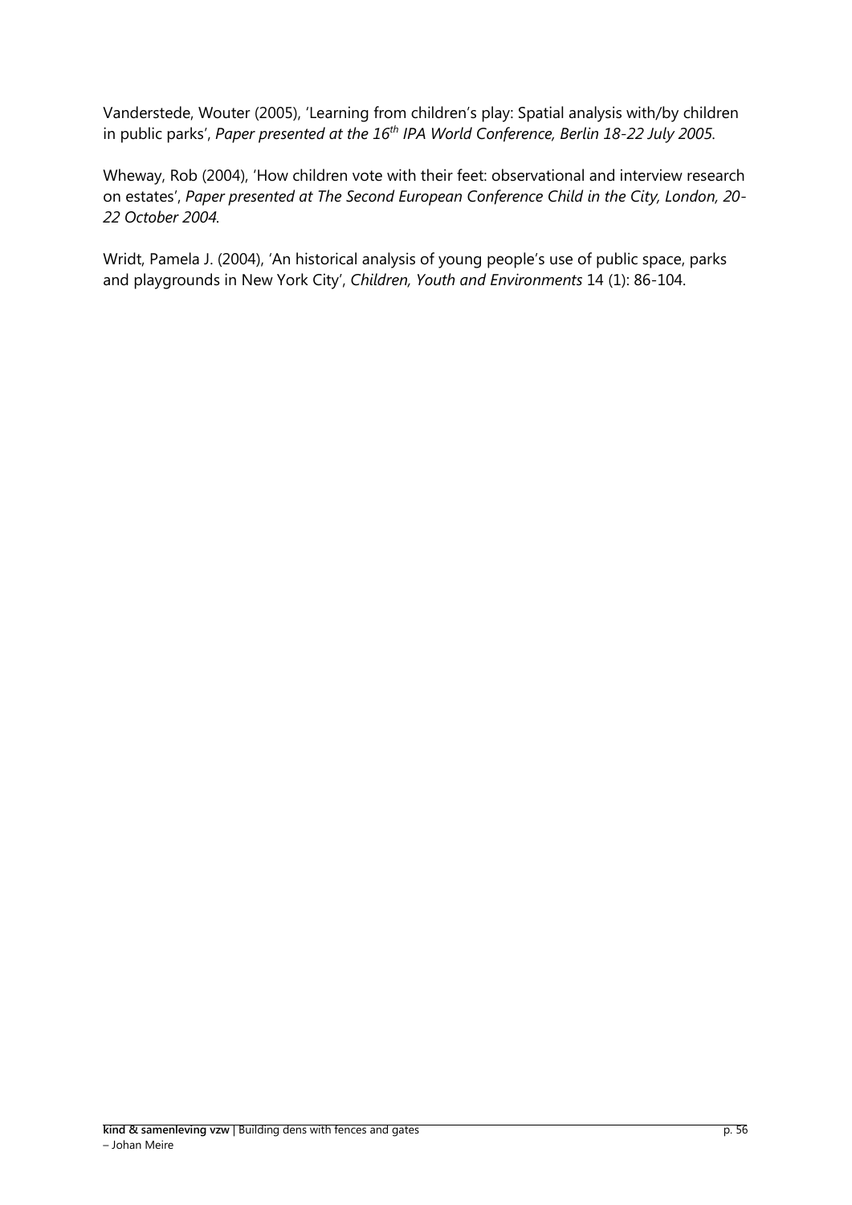Vanderstede, Wouter (2005), 'Learning from children's play: Spatial analysis with/by children in public parks', *Paper presented at the 16th IPA World Conference, Berlin 18-22 July 2005*.

Wheway, Rob (2004), 'How children vote with their feet: observational and interview research on estates', *Paper presented at The Second European Conference Child in the City, London, 20-22 October 2004*.

Wridt, Pamela J. (2004), 'An historical analysis of young people's use of public space, parks and playgrounds in New York City', *Children, Youth and Environments* 14 (1): 86-104.